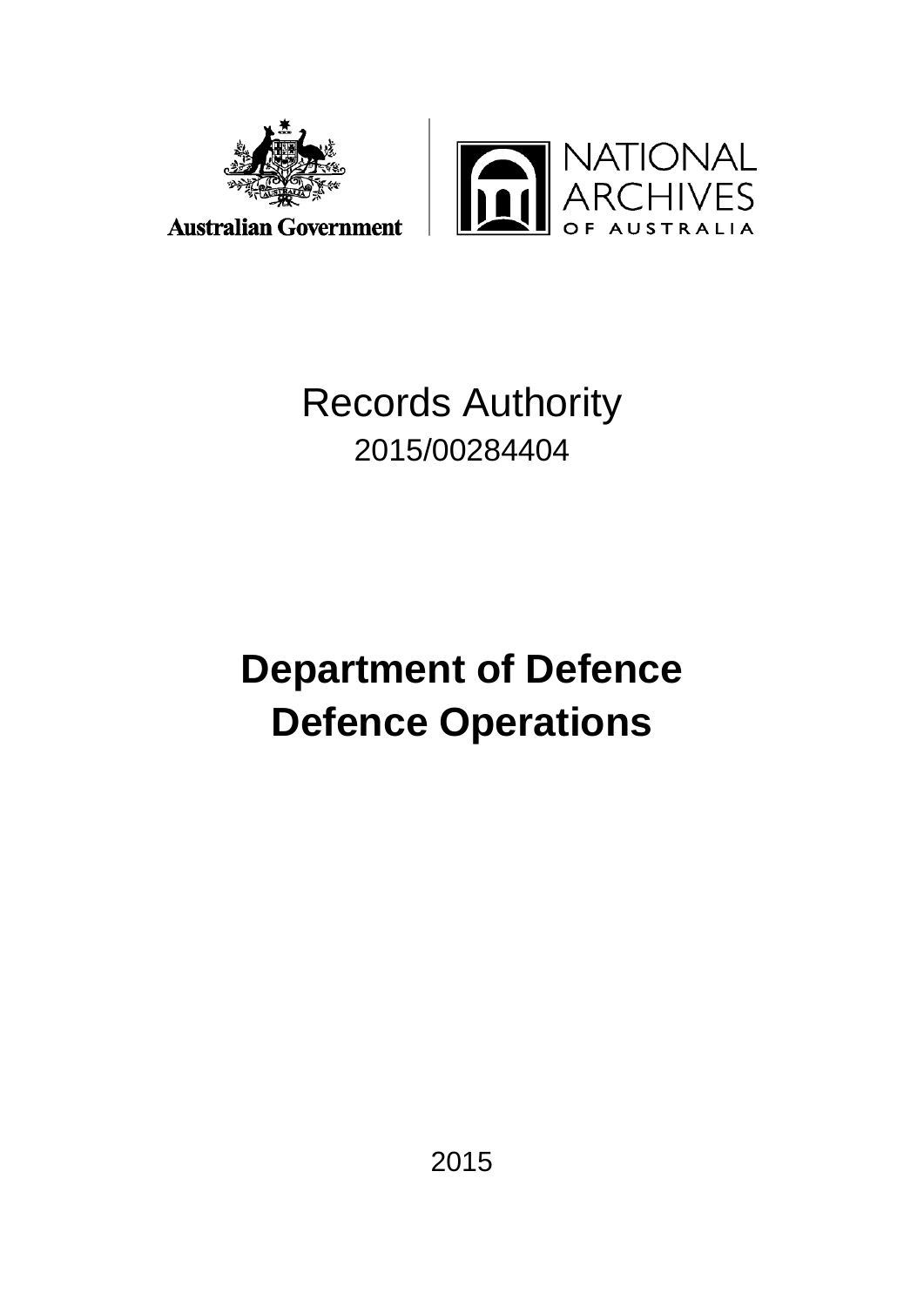Australian Government

NATIONAL ARCHIVES OF AUSTRALIA

Records Authority

2015/00284404

# Department of Defence
# Defence Operations

2015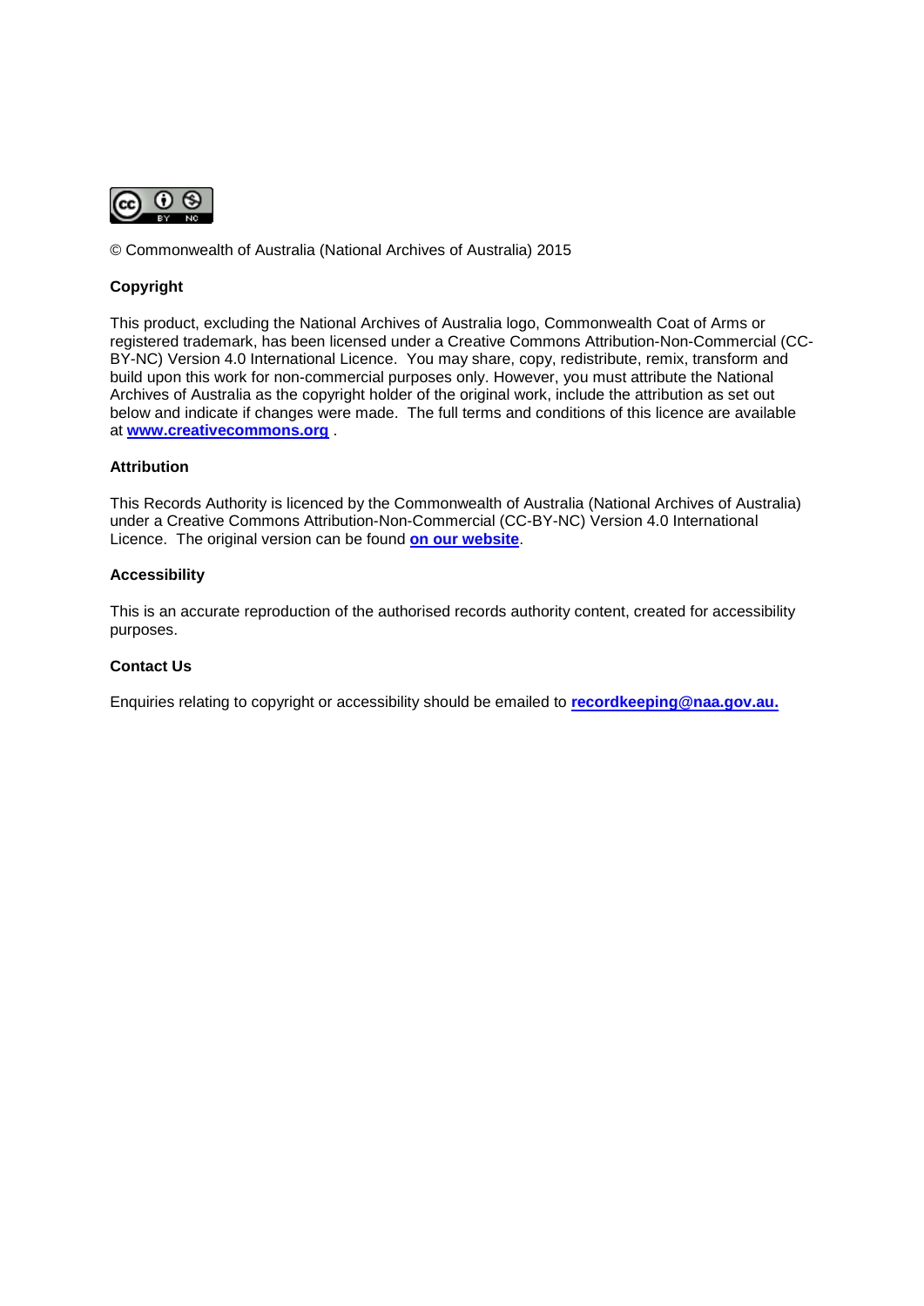© Commonwealth of Australia (National Archives of Australia) 2015

**Copyright**

This product, excluding the National Archives of Australia logo, Commonwealth Coat of Arms or registered trademark, has been licensed under a Creative Commons Attribution-Non-Commercial (CC-BY-NC) Version 4.0 International Licence. You may share, copy, redistribute, remix, transform and build upon this work for non-commercial purposes only. However, you must attribute the National Archives of Australia as the copyright holder of the original work, include the attribution as set out below and indicate if changes were made. The full terms and conditions of this licence are available at **www.creativecommons.org** .

**Attribution**

This Records Authority is licenced by the Commonwealth of Australia (National Archives of Australia) under a Creative Commons Attribution-Non-Commercial (CC-BY-NC) Version 4.0 International Licence. The original version can be found **on our website**.

**Accessibility**

This is an accurate reproduction of the authorised records authority content, created for accessibility purposes.

**Contact Us**

Enquiries relating to copyright or accessibility should be emailed to **recordkeeping@naa.gov.au.**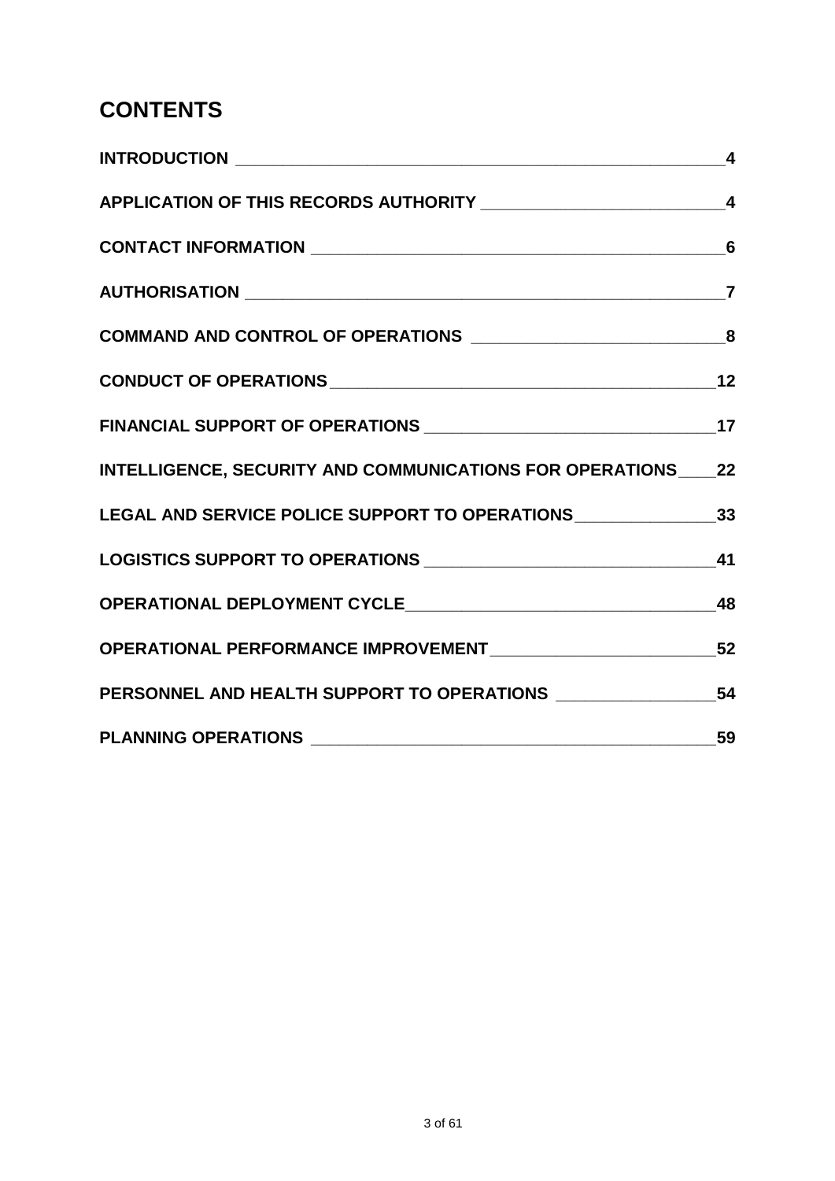# CONTENTS

| | |
|---|---|
| **INTRODUCTION** | **4** |
| **APPLICATION OF THIS RECORDS AUTHORITY** | **4** |
| **CONTACT INFORMATION** | **6** |
| **AUTHORISATION** | **7** |
| **COMMAND AND CONTROL OF OPERATIONS** | **8** |
| **CONDUCT OF OPERATIONS** | **12** |
| **FINANCIAL SUPPORT OF OPERATIONS** | **17** |
| **INTELLIGENCE, SECURITY AND COMMUNICATIONS FOR OPERATIONS** | **22** |
| **LEGAL AND SERVICE POLICE SUPPORT TO OPERATIONS** | **33** |
| **LOGISTICS SUPPORT TO OPERATIONS** | **41** |
| **OPERATIONAL DEPLOYMENT CYCLE** | **48** |
| **OPERATIONAL PERFORMANCE IMPROVEMENT** | **52** |
| **PERSONNEL AND HEALTH SUPPORT TO OPERATIONS** | **54** |
| **PLANNING OPERATIONS** | **59** |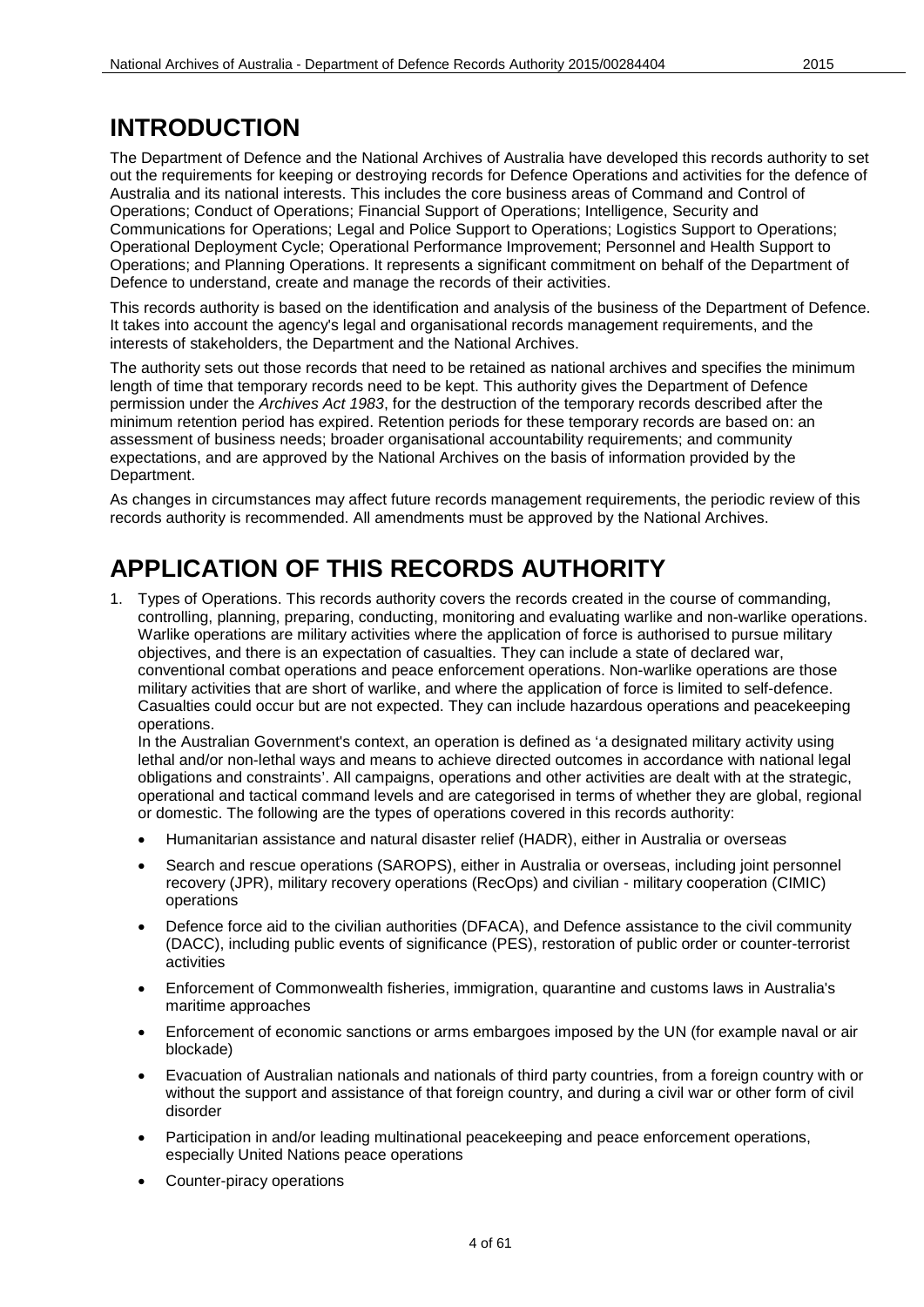# INTRODUCTION

The Department of Defence and the National Archives of Australia have developed this records authority to set out the requirements for keeping or destroying records for Defence Operations and activities for the defence of Australia and its national interests. This includes the core business areas of Command and Control of Operations; Conduct of Operations; Financial Support of Operations; Intelligence, Security and Communications for Operations; Legal and Police Support to Operations; Logistics Support to Operations; Operational Deployment Cycle; Operational Performance Improvement; Personnel and Health Support to Operations; and Planning Operations. It represents a significant commitment on behalf of the Department of Defence to understand, create and manage the records of their activities.

This records authority is based on the identification and analysis of the business of the Department of Defence. It takes into account the agency's legal and organisational records management requirements, and the interests of stakeholders, the Department and the National Archives.

The authority sets out those records that need to be retained as national archives and specifies the minimum length of time that temporary records need to be kept. This authority gives the Department of Defence permission under the *Archives Act 1983*, for the destruction of the temporary records described after the minimum retention period has expired. Retention periods for these temporary records are based on: an assessment of business needs; broader organisational accountability requirements; and community expectations, and are approved by the National Archives on the basis of information provided by the Department.

As changes in circumstances may affect future records management requirements, the periodic review of this records authority is recommended. All amendments must be approved by the National Archives.

# APPLICATION OF THIS RECORDS AUTHORITY

1. Types of Operations. This records authority covers the records created in the course of commanding, controlling, planning, preparing, conducting, monitoring and evaluating warlike and non-warlike operations. Warlike operations are military activities where the application of force is authorised to pursue military objectives, and there is an expectation of casualties. They can include a state of declared war, conventional combat operations and peace enforcement operations. Non-warlike operations are those military activities that are short of warlike, and where the application of force is limited to self-defence. Casualties could occur but are not expected. They can include hazardous operations and peacekeeping operations.
   In the Australian Government's context, an operation is defined as 'a designated military activity using lethal and/or non-lethal ways and means to achieve directed outcomes in accordance with national legal obligations and constraints'. All campaigns, operations and other activities are dealt with at the strategic, operational and tactical command levels and are categorised in terms of whether they are global, regional or domestic. The following are the types of operations covered in this records authority:

   - Humanitarian assistance and natural disaster relief (HADR), either in Australia or overseas
   - Search and rescue operations (SAROPS), either in Australia or overseas, including joint personnel recovery (JPR), military recovery operations (RecOps) and civilian - military cooperation (CIMIC) operations
   - Defence force aid to the civilian authorities (DFACA), and Defence assistance to the civil community (DACC), including public events of significance (PES), restoration of public order or counter-terrorist activities
   - Enforcement of Commonwealth fisheries, immigration, quarantine and customs laws in Australia's maritime approaches
   - Enforcement of economic sanctions or arms embargoes imposed by the UN (for example naval or air blockade)
   - Evacuation of Australian nationals and nationals of third party countries, from a foreign country with or without the support and assistance of that foreign country, and during a civil war or other form of civil disorder
   - Participation in and/or leading multinational peacekeeping and peace enforcement operations, especially United Nations peace operations
   - Counter-piracy operations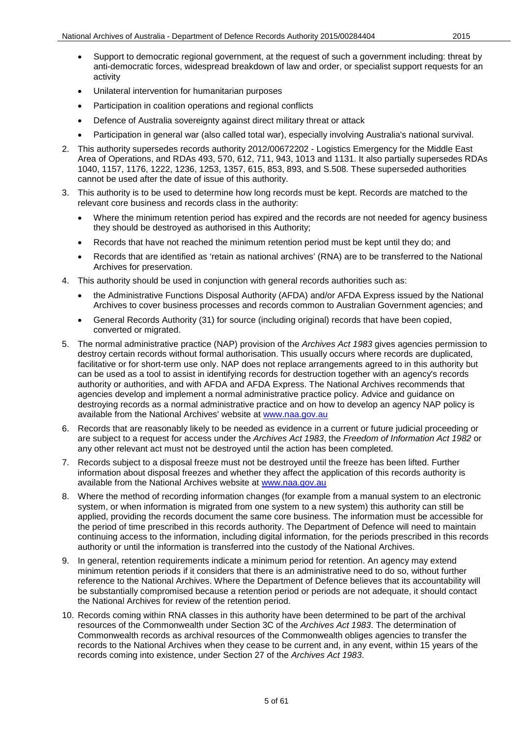- Support to democratic regional government, at the request of such a government including: threat by anti-democratic forces, widespread breakdown of law and order, or specialist support requests for an activity
- Unilateral intervention for humanitarian purposes
- Participation in coalition operations and regional conflicts
- Defence of Australia sovereignty against direct military threat or attack
- Participation in general war (also called total war), especially involving Australia's national survival.

2. This authority supersedes records authority 2012/00672202 - Logistics Emergency for the Middle East Area of Operations, and RDAs 493, 570, 612, 711, 943, 1013 and 1131. It also partially supersedes RDAs 1040, 1157, 1176, 1222, 1236, 1253, 1357, 615, 853, 893, and S.508. These superseded authorities cannot be used after the date of issue of this authority.
3. This authority is to be used to determine how long records must be kept. Records are matched to the relevant core business and records class in the authority:
   - Where the minimum retention period has expired and the records are not needed for agency business they should be destroyed as authorised in this Authority;
   - Records that have not reached the minimum retention period must be kept until they do; and
   - Records that are identified as 'retain as national archives' (RNA) are to be transferred to the National Archives for preservation.
4. This authority should be used in conjunction with general records authorities such as:
   - the Administrative Functions Disposal Authority (AFDA) and/or AFDA Express issued by the National Archives to cover business processes and records common to Australian Government agencies; and
   - General Records Authority (31) for source (including original) records that have been copied, converted or migrated.
5. The normal administrative practice (NAP) provision of the *Archives Act 1983* gives agencies permission to destroy certain records without formal authorisation. This usually occurs where records are duplicated, facilitative or for short-term use only. NAP does not replace arrangements agreed to in this authority but can be used as a tool to assist in identifying records for destruction together with an agency's records authority or authorities, and with AFDA and AFDA Express. The National Archives recommends that agencies develop and implement a normal administrative practice policy. Advice and guidance on destroying records as a normal administrative practice and on how to develop an agency NAP policy is available from the National Archives' website at [www.naa.gov.au](http://www.naa.gov.au)
6. Records that are reasonably likely to be needed as evidence in a current or future judicial proceeding or are subject to a request for access under the *Archives Act 1983*, the *Freedom of Information Act 1982* or any other relevant act must not be destroyed until the action has been completed.
7. Records subject to a disposal freeze must not be destroyed until the freeze has been lifted. Further information about disposal freezes and whether they affect the application of this records authority is available from the National Archives website at [www.naa.gov.au](http://www.naa.gov.au)
8. Where the method of recording information changes (for example from a manual system to an electronic system, or when information is migrated from one system to a new system) this authority can still be applied, providing the records document the same core business. The information must be accessible for the period of time prescribed in this records authority. The Department of Defence will need to maintain continuing access to the information, including digital information, for the periods prescribed in this records authority or until the information is transferred into the custody of the National Archives.
9. In general, retention requirements indicate a minimum period for retention. An agency may extend minimum retention periods if it considers that there is an administrative need to do so, without further reference to the National Archives. Where the Department of Defence believes that its accountability will be substantially compromised because a retention period or periods are not adequate, it should contact the National Archives for review of the retention period.
10. Records coming within RNA classes in this authority have been determined to be part of the archival resources of the Commonwealth under Section 3C of the *Archives Act 1983*. The determination of Commonwealth records as archival resources of the Commonwealth obliges agencies to transfer the records to the National Archives when they cease to be current and, in any event, within 15 years of the records coming into existence, under Section 27 of the *Archives Act 1983*.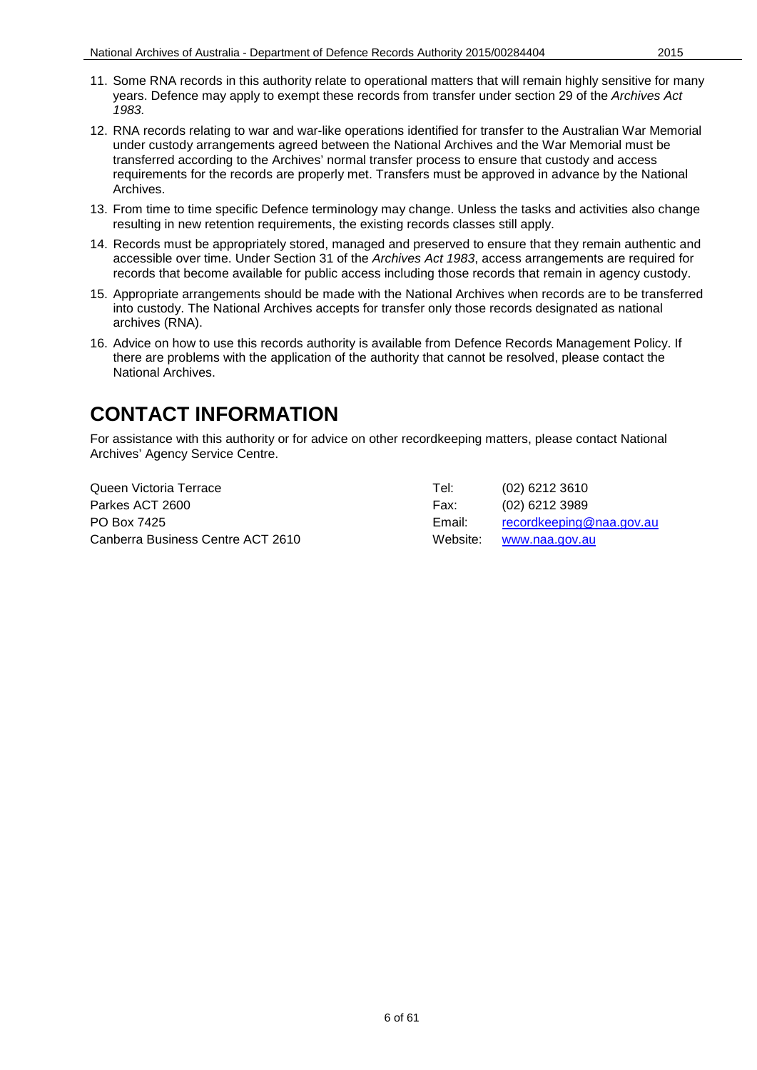11. Some RNA records in this authority relate to operational matters that will remain highly sensitive for many years. Defence may apply to exempt these records from transfer under section 29 of the *Archives Act 1983*.
12. RNA records relating to war and war-like operations identified for transfer to the Australian War Memorial under custody arrangements agreed between the National Archives and the War Memorial must be transferred according to the Archives' normal transfer process to ensure that custody and access requirements for the records are properly met. Transfers must be approved in advance by the National Archives.
13. From time to time specific Defence terminology may change. Unless the tasks and activities also change resulting in new retention requirements, the existing records classes still apply.
14. Records must be appropriately stored, managed and preserved to ensure that they remain authentic and accessible over time. Under Section 31 of the *Archives Act 1983*, access arrangements are required for records that become available for public access including those records that remain in agency custody.
15. Appropriate arrangements should be made with the National Archives when records are to be transferred into custody. The National Archives accepts for transfer only those records designated as national archives (RNA).
16. Advice on how to use this records authority is available from Defence Records Management Policy. If there are problems with the application of the authority that cannot be resolved, please contact the National Archives.

# CONTACT INFORMATION

For assistance with this authority or for advice on other recordkeeping matters, please contact National Archives' Agency Service Centre.

Queen Victoria Terrace
Parkes ACT 2600
PO Box 7425
Canberra Business Centre ACT 2610

Tel: (02) 6212 3610
Fax: (02) 6212 3989
Email: recordkeeping@naa.gov.au
Website: www.naa.gov.au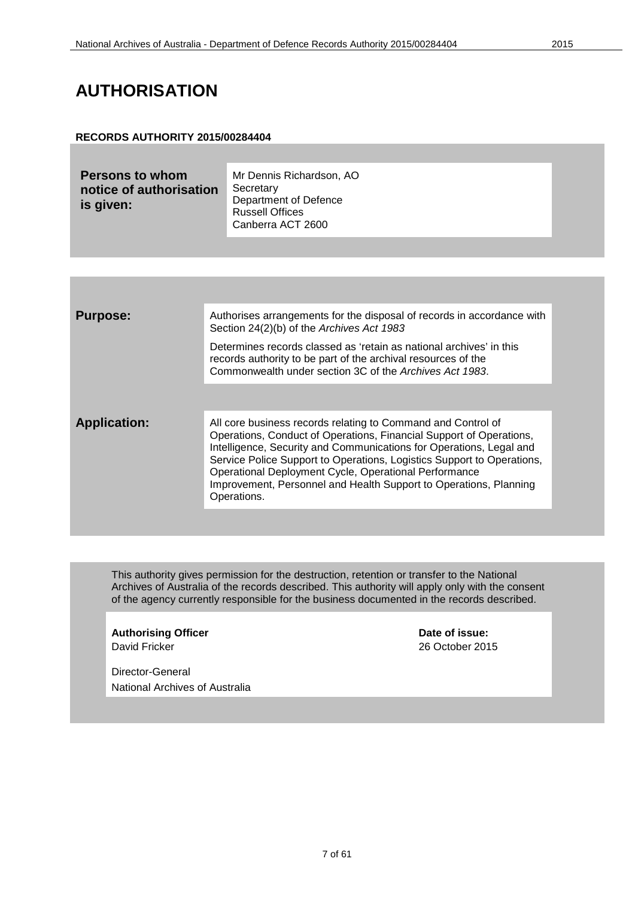# AUTHORISATION

**RECORDS AUTHORITY 2015/00284404**

| | |
|---|---|
| **Persons to whom notice of authorisation is given:** | Mr Dennis Richardson, AO<br>Secretary<br>Department of Defence<br>Russell Offices<br>Canberra ACT 2600 |

| | |
|---|---|
| **Purpose:** | Authorises arrangements for the disposal of records in accordance with Section 24(2)(b) of the *Archives Act 1983*<br><br>Determines records classed as 'retain as national archives' in this records authority to be part of the archival resources of the Commonwealth under section 3C of the *Archives Act 1983*. |
| **Application:** | All core business records relating to Command and Control of Operations, Conduct of Operations, Financial Support of Operations, Intelligence, Security and Communications for Operations, Legal and Service Police Support to Operations, Logistics Support to Operations, Operational Deployment Cycle, Operational Performance Improvement, Personnel and Health Support to Operations, Planning Operations. |

This authority gives permission for the destruction, retention or transfer to the National Archives of Australia of the records described. This authority will apply only with the consent of the agency currently responsible for the business documented in the records described.

| | |
|---|---|
| **Authorising Officer**<br>David Fricker<br><br>Director-General<br>National Archives of Australia | **Date of issue:**<br>26 October 2015 |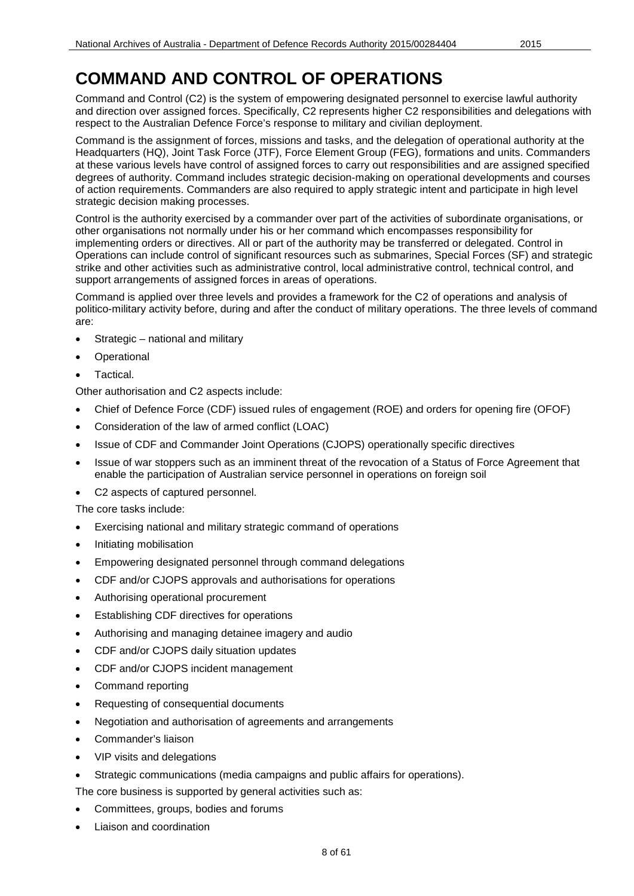# COMMAND AND CONTROL OF OPERATIONS

Command and Control (C2) is the system of empowering designated personnel to exercise lawful authority and direction over assigned forces. Specifically, C2 represents higher C2 responsibilities and delegations with respect to the Australian Defence Force's response to military and civilian deployment.

Command is the assignment of forces, missions and tasks, and the delegation of operational authority at the Headquarters (HQ), Joint Task Force (JTF), Force Element Group (FEG), formations and units. Commanders at these various levels have control of assigned forces to carry out responsibilities and are assigned specified degrees of authority. Command includes strategic decision-making on operational developments and courses of action requirements. Commanders are also required to apply strategic intent and participate in high level strategic decision making processes.

Control is the authority exercised by a commander over part of the activities of subordinate organisations, or other organisations not normally under his or her command which encompasses responsibility for implementing orders or directives. All or part of the authority may be transferred or delegated. Control in Operations can include control of significant resources such as submarines, Special Forces (SF) and strategic strike and other activities such as administrative control, local administrative control, technical control, and support arrangements of assigned forces in areas of operations.

Command is applied over three levels and provides a framework for the C2 of operations and analysis of politico-military activity before, during and after the conduct of military operations. The three levels of command are:

- Strategic – national and military
- Operational
- Tactical.

Other authorisation and C2 aspects include:

- Chief of Defence Force (CDF) issued rules of engagement (ROE) and orders for opening fire (OFOF)
- Consideration of the law of armed conflict (LOAC)
- Issue of CDF and Commander Joint Operations (CJOPS) operationally specific directives
- Issue of war stoppers such as an imminent threat of the revocation of a Status of Force Agreement that enable the participation of Australian service personnel in operations on foreign soil
- C2 aspects of captured personnel.

The core tasks include:

- Exercising national and military strategic command of operations
- Initiating mobilisation
- Empowering designated personnel through command delegations
- CDF and/or CJOPS approvals and authorisations for operations
- Authorising operational procurement
- Establishing CDF directives for operations
- Authorising and managing detainee imagery and audio
- CDF and/or CJOPS daily situation updates
- CDF and/or CJOPS incident management
- Command reporting
- Requesting of consequential documents
- Negotiation and authorisation of agreements and arrangements
- Commander's liaison
- VIP visits and delegations
- Strategic communications (media campaigns and public affairs for operations).

The core business is supported by general activities such as:

- Committees, groups, bodies and forums
- Liaison and coordination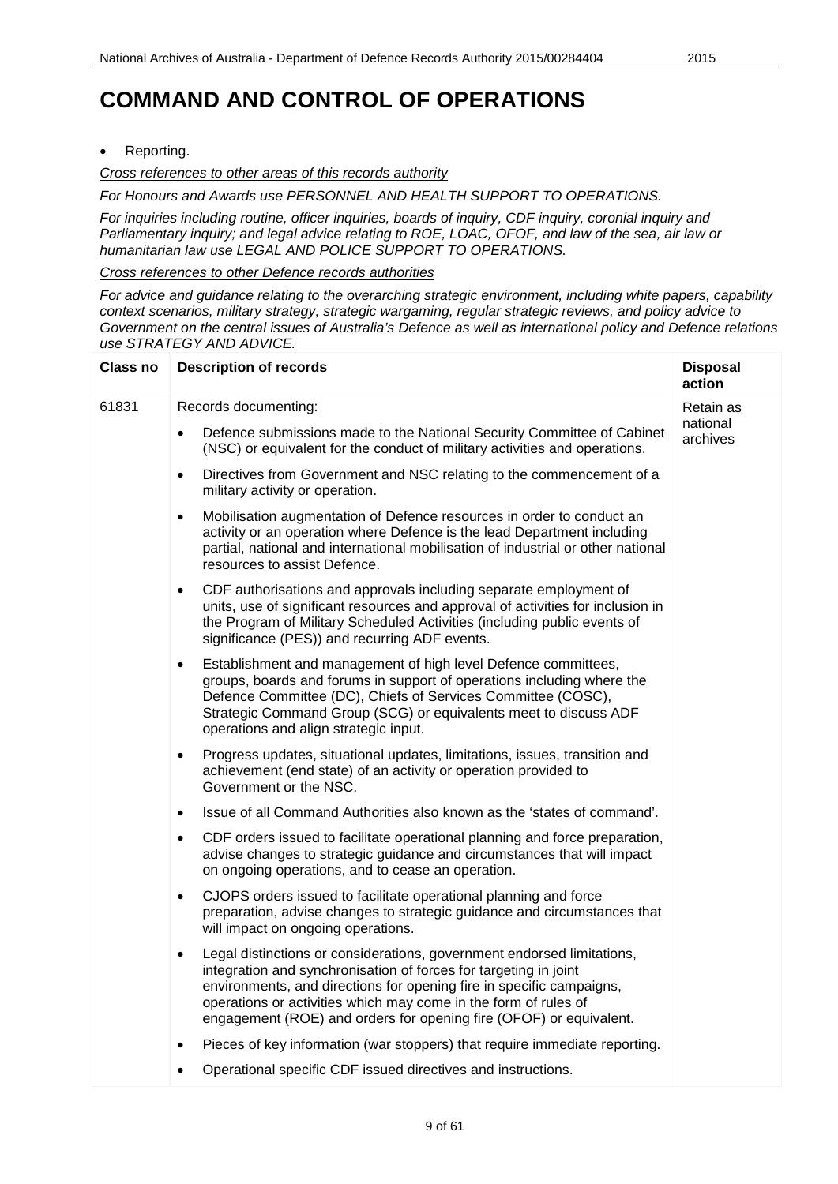# COMMAND AND CONTROL OF OPERATIONS

- Reporting.

<u>*Cross references to other areas of this records authority*</u>

*For Honours and Awards use PERSONNEL AND HEALTH SUPPORT TO OPERATIONS.*

*For inquiries including routine, officer inquiries, boards of inquiry, CDF inquiry, coronial inquiry and Parliamentary inquiry; and legal advice relating to ROE, LOAC, OFOF, and law of the sea, air law or humanitarian law use LEGAL AND POLICE SUPPORT TO OPERATIONS.*

<u>*Cross references to other Defence records authorities*</u>

*For advice and guidance relating to the overarching strategic environment, including white papers, capability context scenarios, military strategy, strategic wargaming, regular strategic reviews, and policy advice to Government on the central issues of Australia's Defence as well as international policy and Defence relations use STRATEGY AND ADVICE.*

| Class no | Description of records | Disposal action |
|---|---|---|
| 61831 | Records documenting:<br>• Defence submissions made to the National Security Committee of Cabinet (NSC) or equivalent for the conduct of military activities and operations.<br>• Directives from Government and NSC relating to the commencement of a military activity or operation.<br>• Mobilisation augmentation of Defence resources in order to conduct an activity or an operation where Defence is the lead Department including partial, national and international mobilisation of industrial or other national resources to assist Defence.<br>• CDF authorisations and approvals including separate employment of units, use of significant resources and approval of activities for inclusion in the Program of Military Scheduled Activities (including public events of significance (PES)) and recurring ADF events.<br>• Establishment and management of high level Defence committees, groups, boards and forums in support of operations including where the Defence Committee (DC), Chiefs of Services Committee (COSC), Strategic Command Group (SCG) or equivalents meet to discuss ADF operations and align strategic input.<br>• Progress updates, situational updates, limitations, issues, transition and achievement (end state) of an activity or operation provided to Government or the NSC.<br>• Issue of all Command Authorities also known as the 'states of command'.<br>• CDF orders issued to facilitate operational planning and force preparation, advise changes to strategic guidance and circumstances that will impact on ongoing operations, and to cease an operation.<br>• CJOPS orders issued to facilitate operational planning and force preparation, advise changes to strategic guidance and circumstances that will impact on ongoing operations.<br>• Legal distinctions or considerations, government endorsed limitations, integration and synchronisation of forces for targeting in joint environments, and directions for opening fire in specific campaigns, operations or activities which may come in the form of rules of engagement (ROE) and orders for opening fire (OFOF) or equivalent.<br>• Pieces of key information (war stoppers) that require immediate reporting.<br>• Operational specific CDF issued directives and instructions. | Retain as national archives |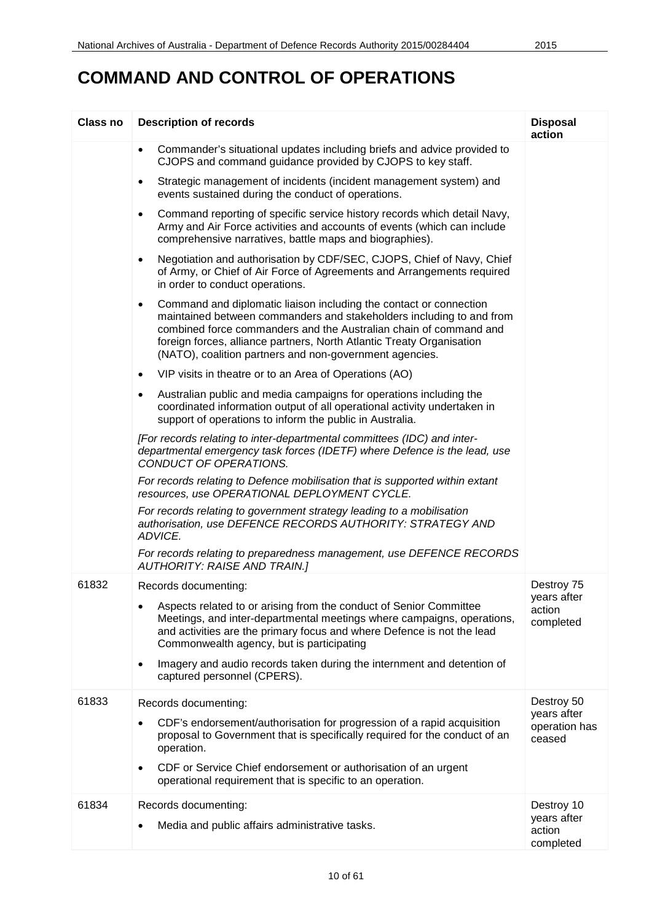# COMMAND AND CONTROL OF OPERATIONS

| Class no | Description of records | Disposal action |
|---|---|---|
| | • Commander's situational updates including briefs and advice provided to CJOPS and command guidance provided by CJOPS to key staff.<br>• Strategic management of incidents (incident management system) and events sustained during the conduct of operations.<br>• Command reporting of specific service history records which detail Navy, Army and Air Force activities and accounts of events (which can include comprehensive narratives, battle maps and biographies).<br>• Negotiation and authorisation by CDF/SEC, CJOPS, Chief of Navy, Chief of Army, or Chief of Air Force of Agreements and Arrangements required in order to conduct operations.<br>• Command and diplomatic liaison including the contact or connection maintained between commanders and stakeholders including to and from combined force commanders and the Australian chain of command and foreign forces, alliance partners, North Atlantic Treaty Organisation (NATO), coalition partners and non-government agencies.<br>• VIP visits in theatre or to an Area of Operations (AO)<br>• Australian public and media campaigns for operations including the coordinated information output of all operational activity undertaken in support of operations to inform the public in Australia.<br>*[For records relating to inter-departmental committees (IDC) and inter-departmental emergency task forces (IDETF) where Defence is the lead, use CONDUCT OF OPERATIONS.*<br>*For records relating to Defence mobilisation that is supported within extant resources, use OPERATIONAL DEPLOYMENT CYCLE.*<br>*For records relating to government strategy leading to a mobilisation authorisation, use DEFENCE RECORDS AUTHORITY: STRATEGY AND ADVICE.*<br>*For records relating to preparedness management, use DEFENCE RECORDS AUTHORITY: RAISE AND TRAIN.]* | |
| 61832 | Records documenting:<br>• Aspects related to or arising from the conduct of Senior Committee Meetings, and inter-departmental meetings where campaigns, operations, and activities are the primary focus and where Defence is not the lead Commonwealth agency, but is participating<br>• Imagery and audio records taken during the internment and detention of captured personnel (CPERS). | Destroy 75 years after action completed |
| 61833 | Records documenting:<br>• CDF's endorsement/authorisation for progression of a rapid acquisition proposal to Government that is specifically required for the conduct of an operation.<br>• CDF or Service Chief endorsement or authorisation of an urgent operational requirement that is specific to an operation. | Destroy 50 years after operation has ceased |
| 61834 | Records documenting:<br>• Media and public affairs administrative tasks. | Destroy 10 years after action completed |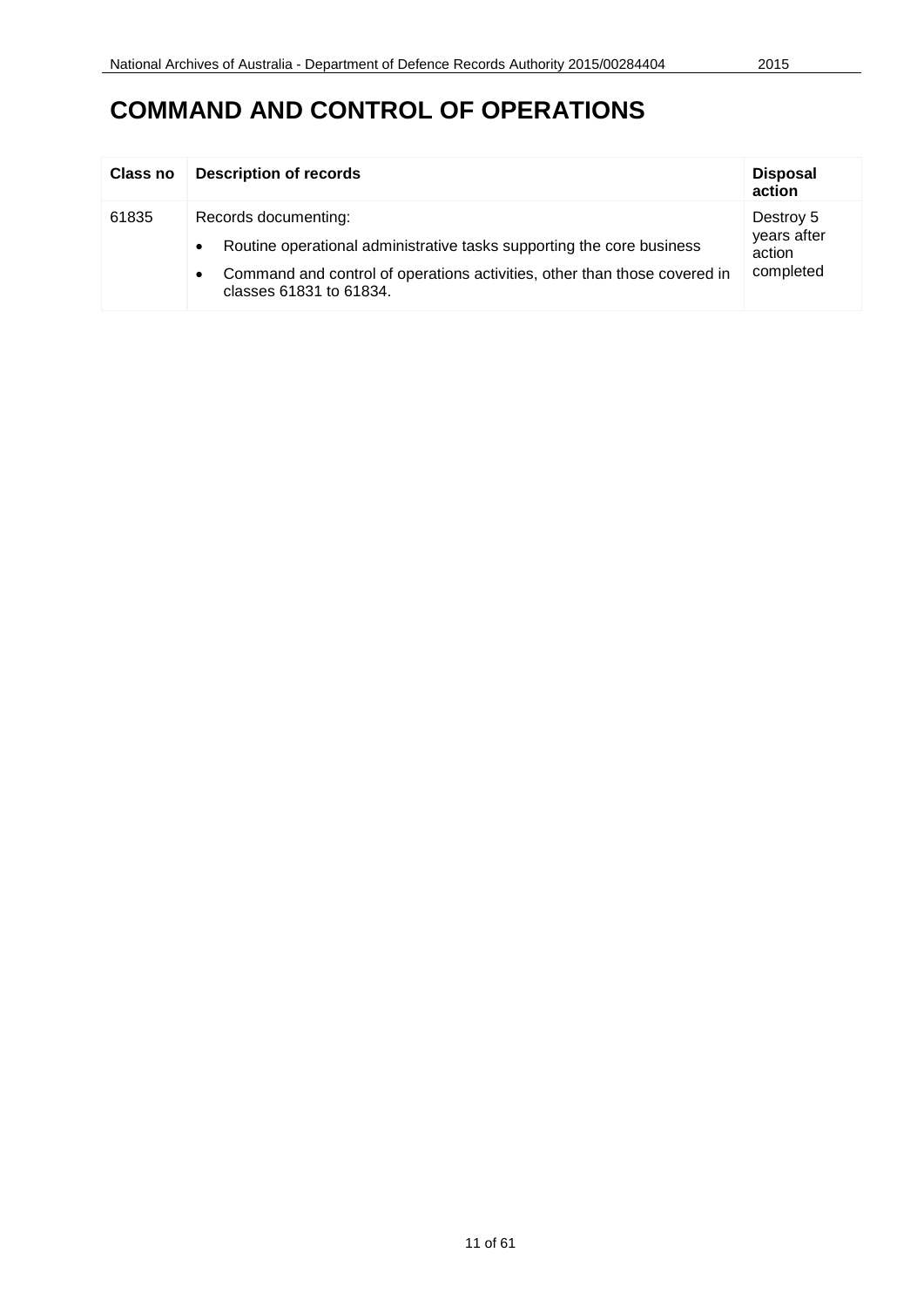# COMMAND AND CONTROL OF OPERATIONS

| Class no | Description of records | Disposal action |
|---|---|---|
| 61835 | Records documenting:<br>• Routine operational administrative tasks supporting the core business<br>• Command and control of operations activities, other than those covered in classes 61831 to 61834. | Destroy 5 years after action completed |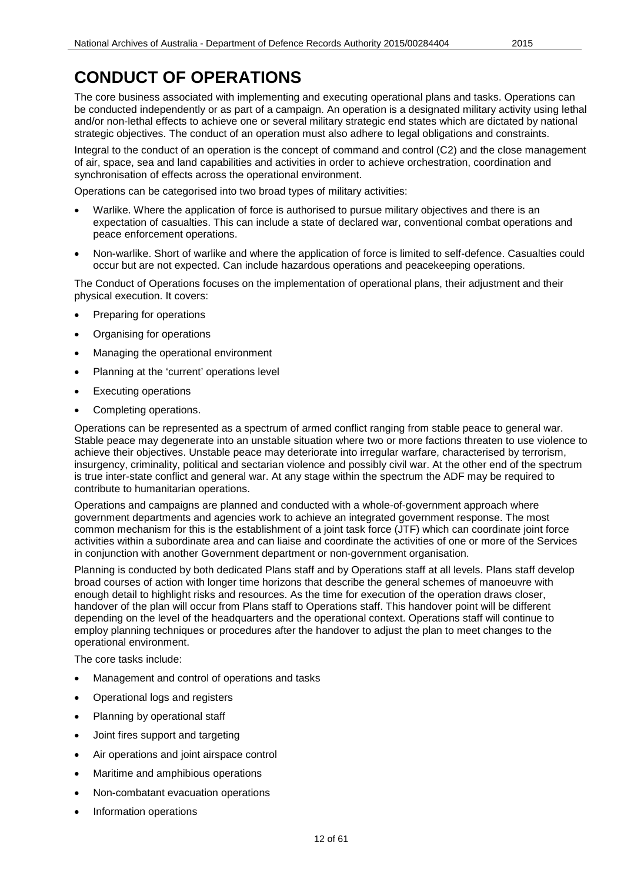# CONDUCT OF OPERATIONS

The core business associated with implementing and executing operational plans and tasks. Operations can be conducted independently or as part of a campaign. An operation is a designated military activity using lethal and/or non-lethal effects to achieve one or several military strategic end states which are dictated by national strategic objectives. The conduct of an operation must also adhere to legal obligations and constraints.

Integral to the conduct of an operation is the concept of command and control (C2) and the close management of air, space, sea and land capabilities and activities in order to achieve orchestration, coordination and synchronisation of effects across the operational environment.

Operations can be categorised into two broad types of military activities:

- Warlike. Where the application of force is authorised to pursue military objectives and there is an expectation of casualties. This can include a state of declared war, conventional combat operations and peace enforcement operations.
- Non-warlike. Short of warlike and where the application of force is limited to self-defence. Casualties could occur but are not expected. Can include hazardous operations and peacekeeping operations.

The Conduct of Operations focuses on the implementation of operational plans, their adjustment and their physical execution. It covers:

- Preparing for operations
- Organising for operations
- Managing the operational environment
- Planning at the 'current' operations level
- Executing operations
- Completing operations.

Operations can be represented as a spectrum of armed conflict ranging from stable peace to general war. Stable peace may degenerate into an unstable situation where two or more factions threaten to use violence to achieve their objectives. Unstable peace may deteriorate into irregular warfare, characterised by terrorism, insurgency, criminality, political and sectarian violence and possibly civil war. At the other end of the spectrum is true inter-state conflict and general war. At any stage within the spectrum the ADF may be required to contribute to humanitarian operations.

Operations and campaigns are planned and conducted with a whole-of-government approach where government departments and agencies work to achieve an integrated government response. The most common mechanism for this is the establishment of a joint task force (JTF) which can coordinate joint force activities within a subordinate area and can liaise and coordinate the activities of one or more of the Services in conjunction with another Government department or non-government organisation.

Planning is conducted by both dedicated Plans staff and by Operations staff at all levels. Plans staff develop broad courses of action with longer time horizons that describe the general schemes of manoeuvre with enough detail to highlight risks and resources. As the time for execution of the operation draws closer, handover of the plan will occur from Plans staff to Operations staff. This handover point will be different depending on the level of the headquarters and the operational context. Operations staff will continue to employ planning techniques or procedures after the handover to adjust the plan to meet changes to the operational environment.

The core tasks include:

- Management and control of operations and tasks
- Operational logs and registers
- Planning by operational staff
- Joint fires support and targeting
- Air operations and joint airspace control
- Maritime and amphibious operations
- Non-combatant evacuation operations
- Information operations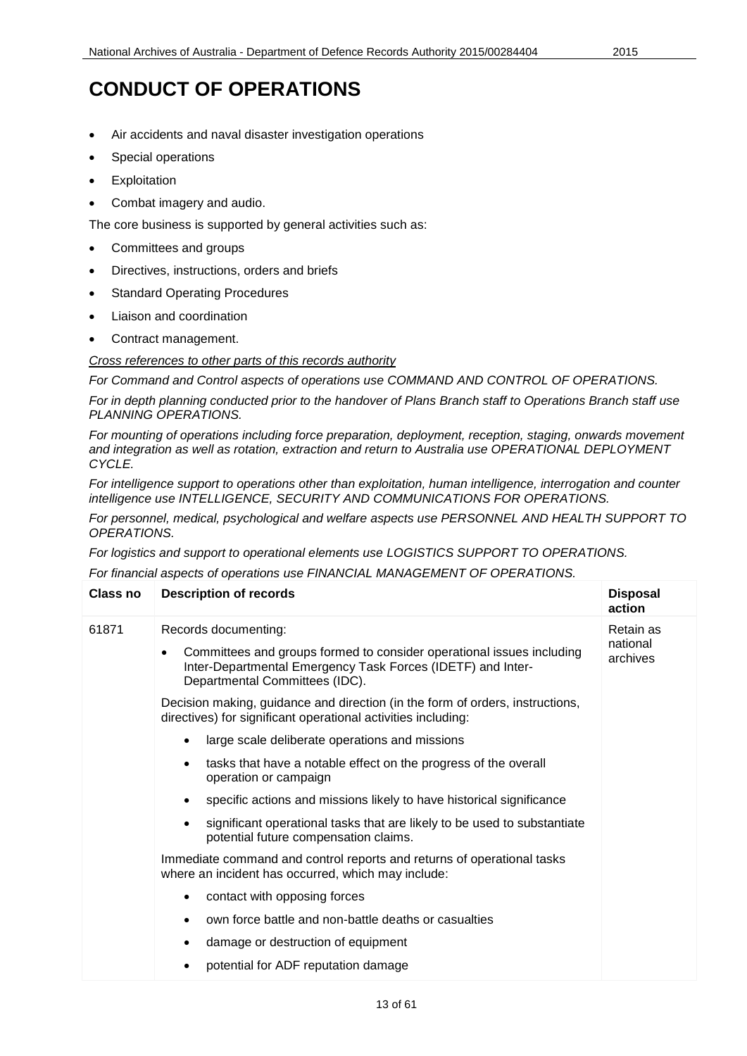# CONDUCT OF OPERATIONS

- Air accidents and naval disaster investigation operations
- Special operations
- Exploitation
- Combat imagery and audio.

The core business is supported by general activities such as:

- Committees and groups
- Directives, instructions, orders and briefs
- Standard Operating Procedures
- Liaison and coordination
- Contract management.

*Cross references to other parts of this records authority*

*For Command and Control aspects of operations use COMMAND AND CONTROL OF OPERATIONS.*

*For in depth planning conducted prior to the handover of Plans Branch staff to Operations Branch staff use PLANNING OPERATIONS.*

*For mounting of operations including force preparation, deployment, reception, staging, onwards movement and integration as well as rotation, extraction and return to Australia use OPERATIONAL DEPLOYMENT CYCLE.*

*For intelligence support to operations other than exploitation, human intelligence, interrogation and counter intelligence use INTELLIGENCE, SECURITY AND COMMUNICATIONS FOR OPERATIONS.*

*For personnel, medical, psychological and welfare aspects use PERSONNEL AND HEALTH SUPPORT TO OPERATIONS.*

*For logistics and support to operational elements use LOGISTICS SUPPORT TO OPERATIONS.*

*For financial aspects of operations use FINANCIAL MANAGEMENT OF OPERATIONS.*

| Class no | Description of records | Disposal action |
|---|---|---|
| 61871 | Records documenting:<br>• Committees and groups formed to consider operational issues including Inter-Departmental Emergency Task Forces (IDETF) and Inter-Departmental Committees (IDC).<br><br>Decision making, guidance and direction (in the form of orders, instructions, directives) for significant operational activities including:<br>• large scale deliberate operations and missions<br>• tasks that have a notable effect on the progress of the overall operation or campaign<br>• specific actions and missions likely to have historical significance<br>• significant operational tasks that are likely to be used to substantiate potential future compensation claims.<br><br>Immediate command and control reports and returns of operational tasks where an incident has occurred, which may include:<br>• contact with opposing forces<br>• own force battle and non-battle deaths or casualties<br>• damage or destruction of equipment<br>• potential for ADF reputation damage | Retain as national archives |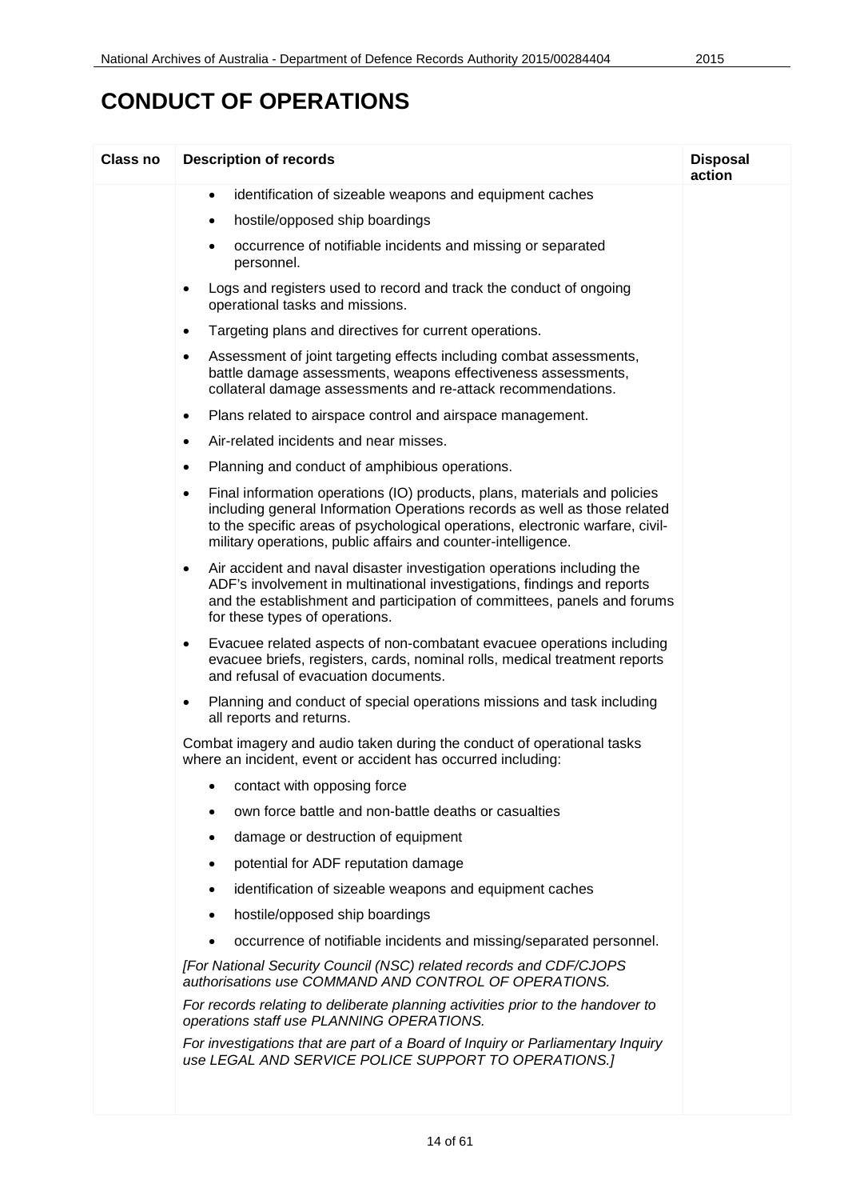# CONDUCT OF OPERATIONS

| Class no | Description of records | Disposal action |
|---|---|---|
| | - identification of sizeable weapons and equipment caches<br>- hostile/opposed ship boardings<br>- occurrence of notifiable incidents and missing or separated personnel.<br><br>- Logs and registers used to record and track the conduct of ongoing operational tasks and missions.<br>- Targeting plans and directives for current operations.<br>- Assessment of joint targeting effects including combat assessments, battle damage assessments, weapons effectiveness assessments, collateral damage assessments and re-attack recommendations.<br>- Plans related to airspace control and airspace management.<br>- Air-related incidents and near misses.<br>- Planning and conduct of amphibious operations.<br>- Final information operations (IO) products, plans, materials and policies including general Information Operations records as well as those related to the specific areas of psychological operations, electronic warfare, civil-military operations, public affairs and counter-intelligence.<br>- Air accident and naval disaster investigation operations including the ADF's involvement in multinational investigations, findings and reports and the establishment and participation of committees, panels and forums for these types of operations.<br>- Evacuee related aspects of non-combatant evacuee operations including evacuee briefs, registers, cards, nominal rolls, medical treatment reports and refusal of evacuation documents.<br>- Planning and conduct of special operations missions and task including all reports and returns.<br><br>Combat imagery and audio taken during the conduct of operational tasks where an incident, event or accident has occurred including:<br><br>- contact with opposing force<br>- own force battle and non-battle deaths or casualties<br>- damage or destruction of equipment<br>- potential for ADF reputation damage<br>- identification of sizeable weapons and equipment caches<br>- hostile/opposed ship boardings<br>- occurrence of notifiable incidents and missing/separated personnel.<br><br>*[For National Security Council (NSC) related records and CDF/CJOPS authorisations use COMMAND AND CONTROL OF OPERATIONS.*<br><br>*For records relating to deliberate planning activities prior to the handover to operations staff use PLANNING OPERATIONS.*<br><br>*For investigations that are part of a Board of Inquiry or Parliamentary Inquiry use LEGAL AND SERVICE POLICE SUPPORT TO OPERATIONS.]* | |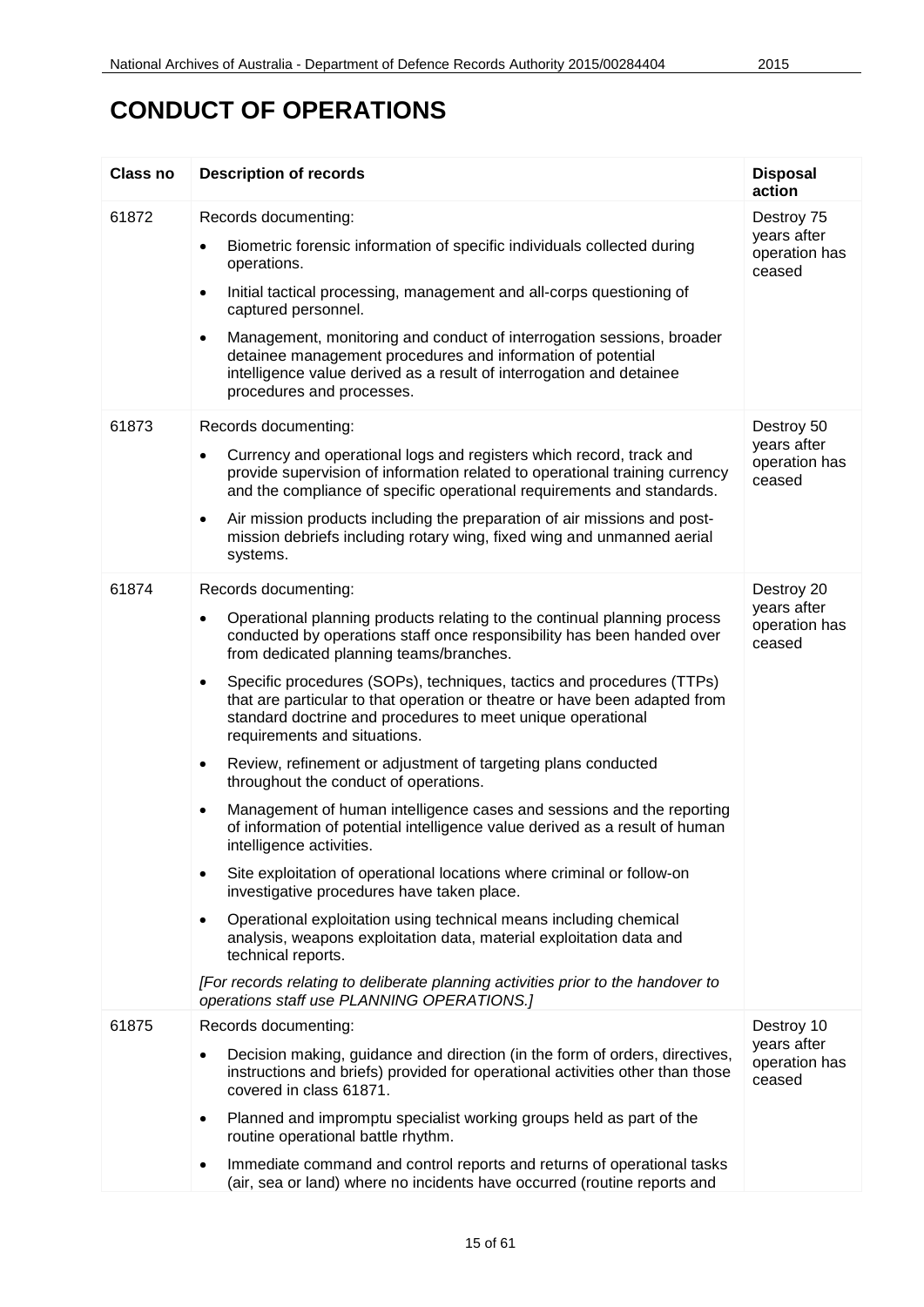# CONDUCT OF OPERATIONS

| Class no | Description of records | Disposal action |
|---|---|---|
| 61872 | Records documenting:<br>• Biometric forensic information of specific individuals collected during operations.<br>• Initial tactical processing, management and all-corps questioning of captured personnel.<br>• Management, monitoring and conduct of interrogation sessions, broader detainee management procedures and information of potential intelligence value derived as a result of interrogation and detainee procedures and processes. | Destroy 75 years after operation has ceased |
| 61873 | Records documenting:<br>• Currency and operational logs and registers which record, track and provide supervision of information related to operational training currency and the compliance of specific operational requirements and standards.<br>• Air mission products including the preparation of air missions and post-mission debriefs including rotary wing, fixed wing and unmanned aerial systems. | Destroy 50 years after operation has ceased |
| 61874 | Records documenting:<br>• Operational planning products relating to the continual planning process conducted by operations staff once responsibility has been handed over from dedicated planning teams/branches.<br>• Specific procedures (SOPs), techniques, tactics and procedures (TTPs) that are particular to that operation or theatre or have been adapted from standard doctrine and procedures to meet unique operational requirements and situations.<br>• Review, refinement or adjustment of targeting plans conducted throughout the conduct of operations.<br>• Management of human intelligence cases and sessions and the reporting of information of potential intelligence value derived as a result of human intelligence activities.<br>• Site exploitation of operational locations where criminal or follow-on investigative procedures have taken place.<br>• Operational exploitation using technical means including chemical analysis, weapons exploitation data, material exploitation data and technical reports.<br>*[For records relating to deliberate planning activities prior to the handover to operations staff use PLANNING OPERATIONS.]* | Destroy 20 years after operation has ceased |
| 61875 | Records documenting:<br>• Decision making, guidance and direction (in the form of orders, directives, instructions and briefs) provided for operational activities other than those covered in class 61871.<br>• Planned and impromptu specialist working groups held as part of the routine operational battle rhythm.<br>• Immediate command and control reports and returns of operational tasks (air, sea or land) where no incidents have occurred (routine reports and | Destroy 10 years after operation has ceased |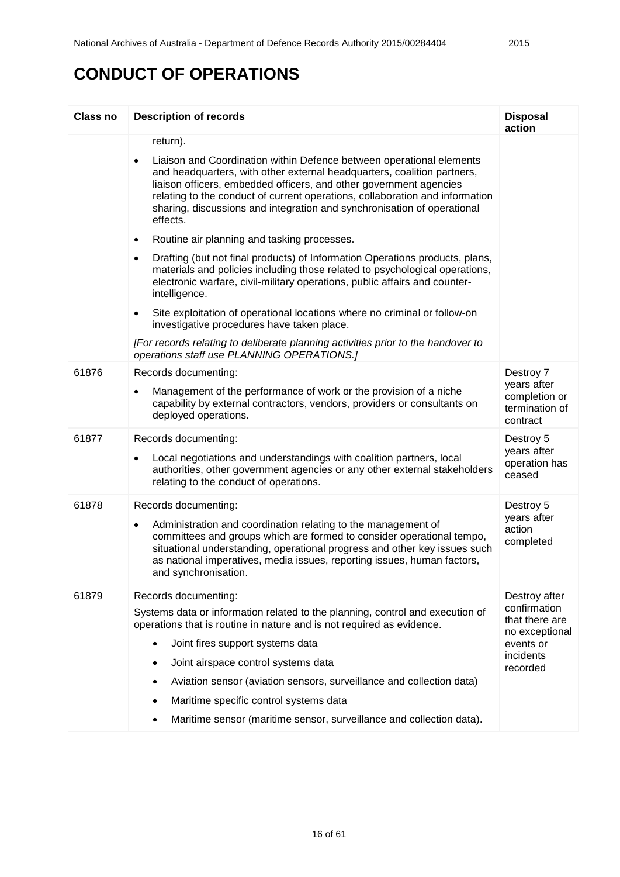# CONDUCT OF OPERATIONS

| Class no | Description of records | Disposal action |
|---|---|---|
| | return).<br>• Liaison and Coordination within Defence between operational elements and headquarters, with other external headquarters, coalition partners, liaison officers, embedded officers, and other government agencies relating to the conduct of current operations, collaboration and information sharing, discussions and integration and synchronisation of operational effects.<br>• Routine air planning and tasking processes.<br>• Drafting (but not final products) of Information Operations products, plans, materials and policies including those related to psychological operations, electronic warfare, civil-military operations, public affairs and counter-intelligence.<br>• Site exploitation of operational locations where no criminal or follow-on investigative procedures have taken place.<br>*[For records relating to deliberate planning activities prior to the handover to operations staff use PLANNING OPERATIONS.]* | |
| 61876 | Records documenting:<br>• Management of the performance of work or the provision of a niche capability by external contractors, vendors, providers or consultants on deployed operations. | Destroy 7 years after completion or termination of contract |
| 61877 | Records documenting:<br>• Local negotiations and understandings with coalition partners, local authorities, other government agencies or any other external stakeholders relating to the conduct of operations. | Destroy 5 years after operation has ceased |
| 61878 | Records documenting:<br>• Administration and coordination relating to the management of committees and groups which are formed to consider operational tempo, situational understanding, operational progress and other key issues such as national imperatives, media issues, reporting issues, human factors, and synchronisation. | Destroy 5 years after action completed |
| 61879 | Records documenting:<br>Systems data or information related to the planning, control and execution of operations that is routine in nature and is not required as evidence.<br>• Joint fires support systems data<br>• Joint airspace control systems data<br>• Aviation sensor (aviation sensors, surveillance and collection data)<br>• Maritime specific control systems data<br>• Maritime sensor (maritime sensor, surveillance and collection data). | Destroy after confirmation that there are no exceptional events or incidents recorded |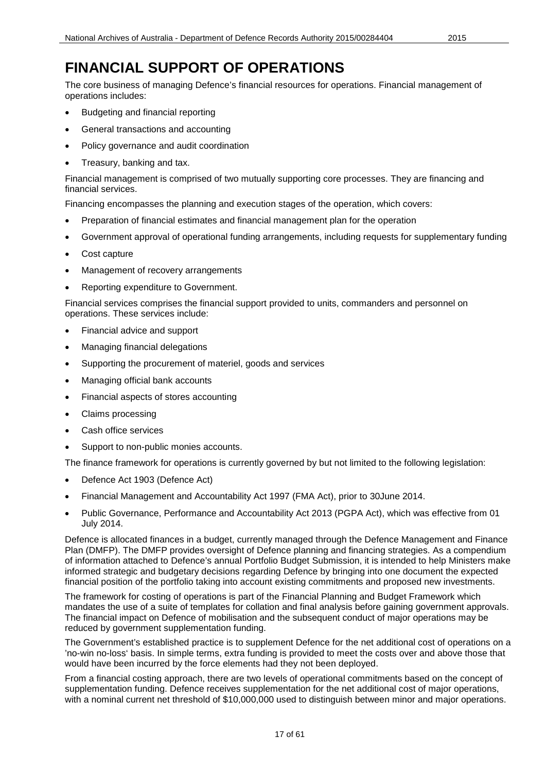# FINANCIAL SUPPORT OF OPERATIONS

The core business of managing Defence's financial resources for operations. Financial management of operations includes:

- Budgeting and financial reporting
- General transactions and accounting
- Policy governance and audit coordination
- Treasury, banking and tax.

Financial management is comprised of two mutually supporting core processes. They are financing and financial services.

Financing encompasses the planning and execution stages of the operation, which covers:

- Preparation of financial estimates and financial management plan for the operation
- Government approval of operational funding arrangements, including requests for supplementary funding
- Cost capture
- Management of recovery arrangements
- Reporting expenditure to Government.

Financial services comprises the financial support provided to units, commanders and personnel on operations. These services include:

- Financial advice and support
- Managing financial delegations
- Supporting the procurement of materiel, goods and services
- Managing official bank accounts
- Financial aspects of stores accounting
- Claims processing
- Cash office services
- Support to non-public monies accounts.

The finance framework for operations is currently governed by but not limited to the following legislation:

- Defence Act 1903 (Defence Act)
- Financial Management and Accountability Act 1997 (FMA Act), prior to 30June 2014.
- Public Governance, Performance and Accountability Act 2013 (PGPA Act), which was effective from 01 July 2014.

Defence is allocated finances in a budget, currently managed through the Defence Management and Finance Plan (DMFP). The DMFP provides oversight of Defence planning and financing strategies. As a compendium of information attached to Defence's annual Portfolio Budget Submission, it is intended to help Ministers make informed strategic and budgetary decisions regarding Defence by bringing into one document the expected financial position of the portfolio taking into account existing commitments and proposed new investments.

The framework for costing of operations is part of the Financial Planning and Budget Framework which mandates the use of a suite of templates for collation and final analysis before gaining government approvals. The financial impact on Defence of mobilisation and the subsequent conduct of major operations may be reduced by government supplementation funding.

The Government's established practice is to supplement Defence for the net additional cost of operations on a 'no-win no-loss' basis. In simple terms, extra funding is provided to meet the costs over and above those that would have been incurred by the force elements had they not been deployed.

From a financial costing approach, there are two levels of operational commitments based on the concept of supplementation funding. Defence receives supplementation for the net additional cost of major operations, with a nominal current net threshold of $10,000,000 used to distinguish between minor and major operations.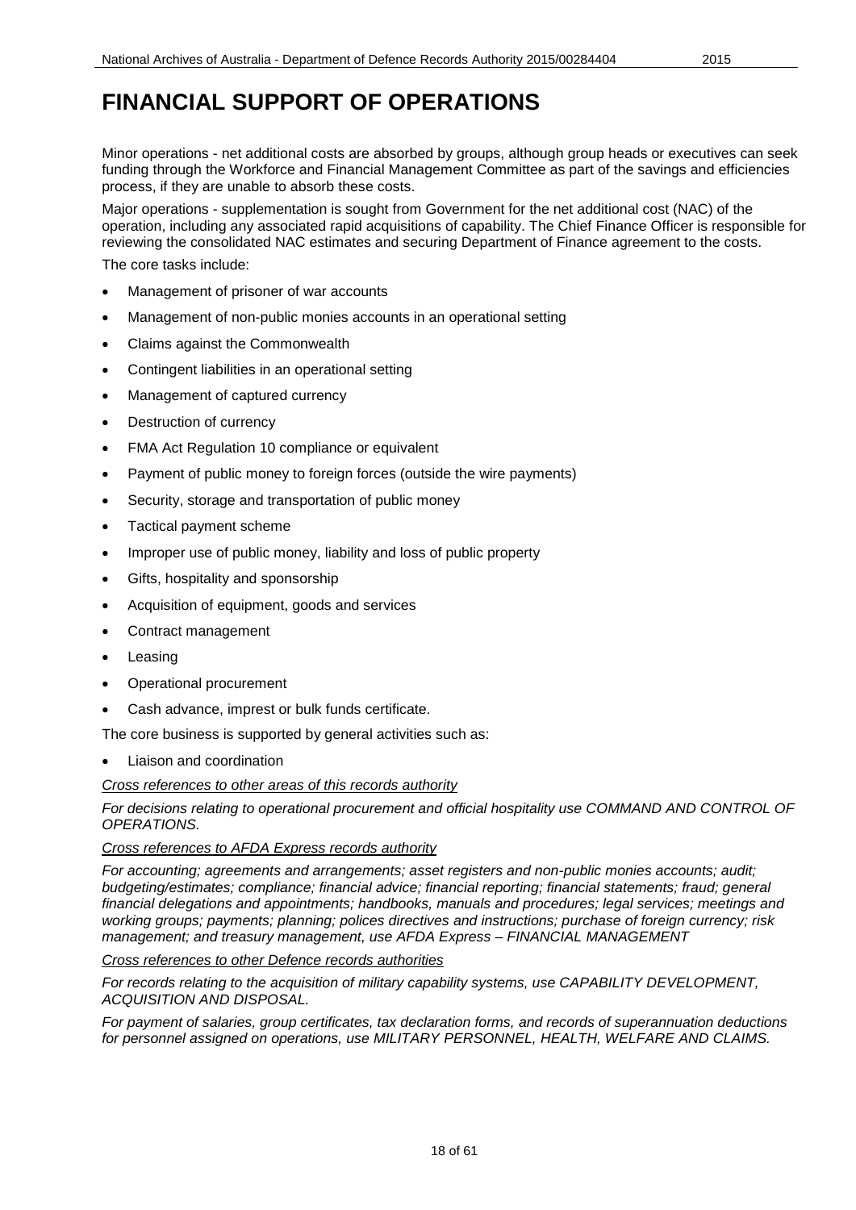# FINANCIAL SUPPORT OF OPERATIONS

Minor operations - net additional costs are absorbed by groups, although group heads or executives can seek funding through the Workforce and Financial Management Committee as part of the savings and efficiencies process, if they are unable to absorb these costs.

Major operations - supplementation is sought from Government for the net additional cost (NAC) of the operation, including any associated rapid acquisitions of capability. The Chief Finance Officer is responsible for reviewing the consolidated NAC estimates and securing Department of Finance agreement to the costs.

The core tasks include:

- Management of prisoner of war accounts
- Management of non-public monies accounts in an operational setting
- Claims against the Commonwealth
- Contingent liabilities in an operational setting
- Management of captured currency
- Destruction of currency
- FMA Act Regulation 10 compliance or equivalent
- Payment of public money to foreign forces (outside the wire payments)
- Security, storage and transportation of public money
- Tactical payment scheme
- Improper use of public money, liability and loss of public property
- Gifts, hospitality and sponsorship
- Acquisition of equipment, goods and services
- Contract management
- Leasing
- Operational procurement
- Cash advance, imprest or bulk funds certificate.

The core business is supported by general activities such as:

- Liaison and coordination

*Cross references to other areas of this records authority*

*For decisions relating to operational procurement and official hospitality use COMMAND AND CONTROL OF OPERATIONS.*

*Cross references to AFDA Express records authority*

*For accounting; agreements and arrangements; asset registers and non-public monies accounts; audit; budgeting/estimates; compliance; financial advice; financial reporting; financial statements; fraud; general financial delegations and appointments; handbooks, manuals and procedures; legal services; meetings and working groups; payments; planning; polices directives and instructions; purchase of foreign currency; risk management; and treasury management, use AFDA Express – FINANCIAL MANAGEMENT*

*Cross references to other Defence records authorities*

*For records relating to the acquisition of military capability systems, use CAPABILITY DEVELOPMENT, ACQUISITION AND DISPOSAL.*

*For payment of salaries, group certificates, tax declaration forms, and records of superannuation deductions for personnel assigned on operations, use MILITARY PERSONNEL, HEALTH, WELFARE AND CLAIMS.*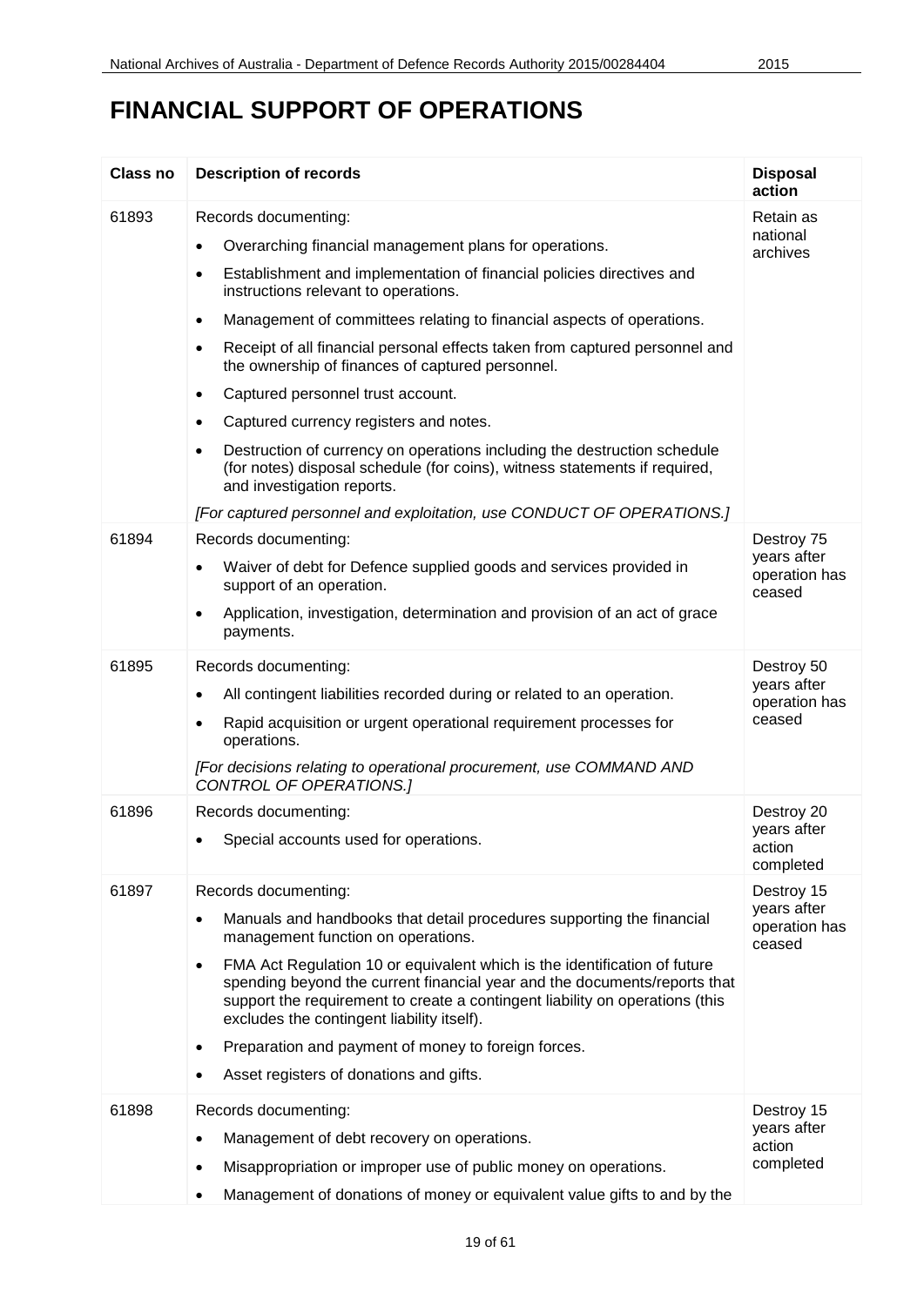# FINANCIAL SUPPORT OF OPERATIONS

| Class no | Description of records | Disposal action |
|---|---|---|
| 61893 | Records documenting:<br>• Overarching financial management plans for operations.<br>• Establishment and implementation of financial policies directives and instructions relevant to operations.<br>• Management of committees relating to financial aspects of operations.<br>• Receipt of all financial personal effects taken from captured personnel and the ownership of finances of captured personnel.<br>• Captured personnel trust account.<br>• Captured currency registers and notes.<br>• Destruction of currency on operations including the destruction schedule (for notes) disposal schedule (for coins), witness statements if required, and investigation reports.<br>*[For captured personnel and exploitation, use CONDUCT OF OPERATIONS.]* | Retain as national archives |
| 61894 | Records documenting:<br>• Waiver of debt for Defence supplied goods and services provided in support of an operation.<br>• Application, investigation, determination and provision of an act of grace payments. | Destroy 75 years after operation has ceased |
| 61895 | Records documenting:<br>• All contingent liabilities recorded during or related to an operation.<br>• Rapid acquisition or urgent operational requirement processes for operations.<br>*[For decisions relating to operational procurement, use COMMAND AND CONTROL OF OPERATIONS.]* | Destroy 50 years after operation has ceased |
| 61896 | Records documenting:<br>• Special accounts used for operations. | Destroy 20 years after action completed |
| 61897 | Records documenting:<br>• Manuals and handbooks that detail procedures supporting the financial management function on operations.<br>• FMA Act Regulation 10 or equivalent which is the identification of future spending beyond the current financial year and the documents/reports that support the requirement to create a contingent liability on operations (this excludes the contingent liability itself).<br>• Preparation and payment of money to foreign forces.<br>• Asset registers of donations and gifts. | Destroy 15 years after operation has ceased |
| 61898 | Records documenting:<br>• Management of debt recovery on operations.<br>• Misappropriation or improper use of public money on operations.<br>• Management of donations of money or equivalent value gifts to and by the | Destroy 15 years after action completed |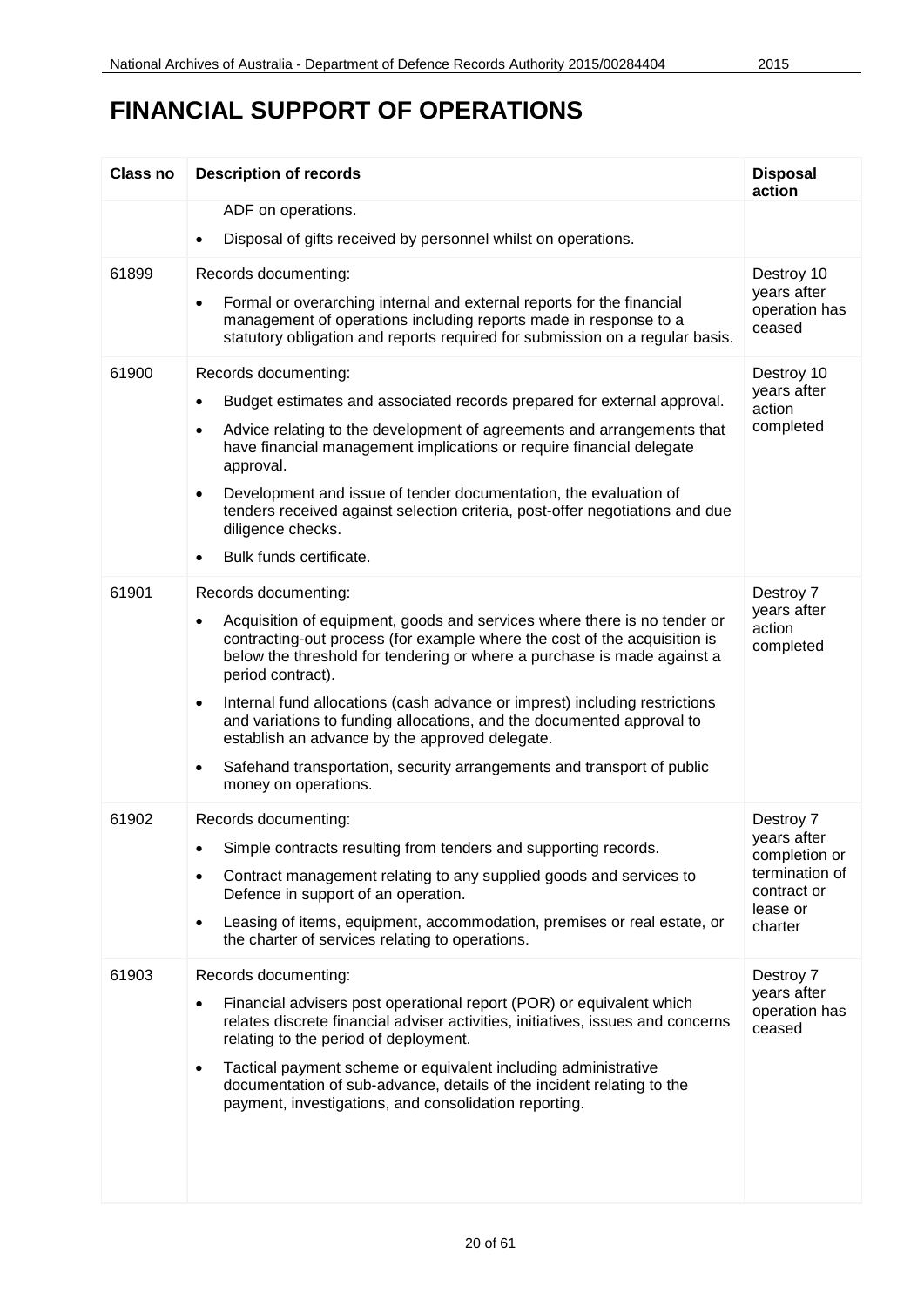# FINANCIAL SUPPORT OF OPERATIONS

| Class no | Description of records | Disposal action |
| --- | --- | --- |
| | ADF on operations.<br>• Disposal of gifts received by personnel whilst on operations. | |
| 61899 | Records documenting:<br>• Formal or overarching internal and external reports for the financial management of operations including reports made in response to a statutory obligation and reports required for submission on a regular basis. | Destroy 10 years after operation has ceased |
| 61900 | Records documenting:<br>• Budget estimates and associated records prepared for external approval.<br>• Advice relating to the development of agreements and arrangements that have financial management implications or require financial delegate approval.<br>• Development and issue of tender documentation, the evaluation of tenders received against selection criteria, post-offer negotiations and due diligence checks.<br>• Bulk funds certificate. | Destroy 10 years after action completed |
| 61901 | Records documenting:<br>• Acquisition of equipment, goods and services where there is no tender or contracting-out process (for example where the cost of the acquisition is below the threshold for tendering or where a purchase is made against a period contract).<br>• Internal fund allocations (cash advance or imprest) including restrictions and variations to funding allocations, and the documented approval to establish an advance by the approved delegate.<br>• Safehand transportation, security arrangements and transport of public money on operations. | Destroy 7 years after action completed |
| 61902 | Records documenting:<br>• Simple contracts resulting from tenders and supporting records.<br>• Contract management relating to any supplied goods and services to Defence in support of an operation.<br>• Leasing of items, equipment, accommodation, premises or real estate, or the charter of services relating to operations. | Destroy 7 years after completion or termination of contract or lease or charter |
| 61903 | Records documenting:<br>• Financial advisers post operational report (POR) or equivalent which relates discrete financial adviser activities, initiatives, issues and concerns relating to the period of deployment.<br>• Tactical payment scheme or equivalent including administrative documentation of sub-advance, details of the incident relating to the payment, investigations, and consolidation reporting. | Destroy 7 years after operation has ceased |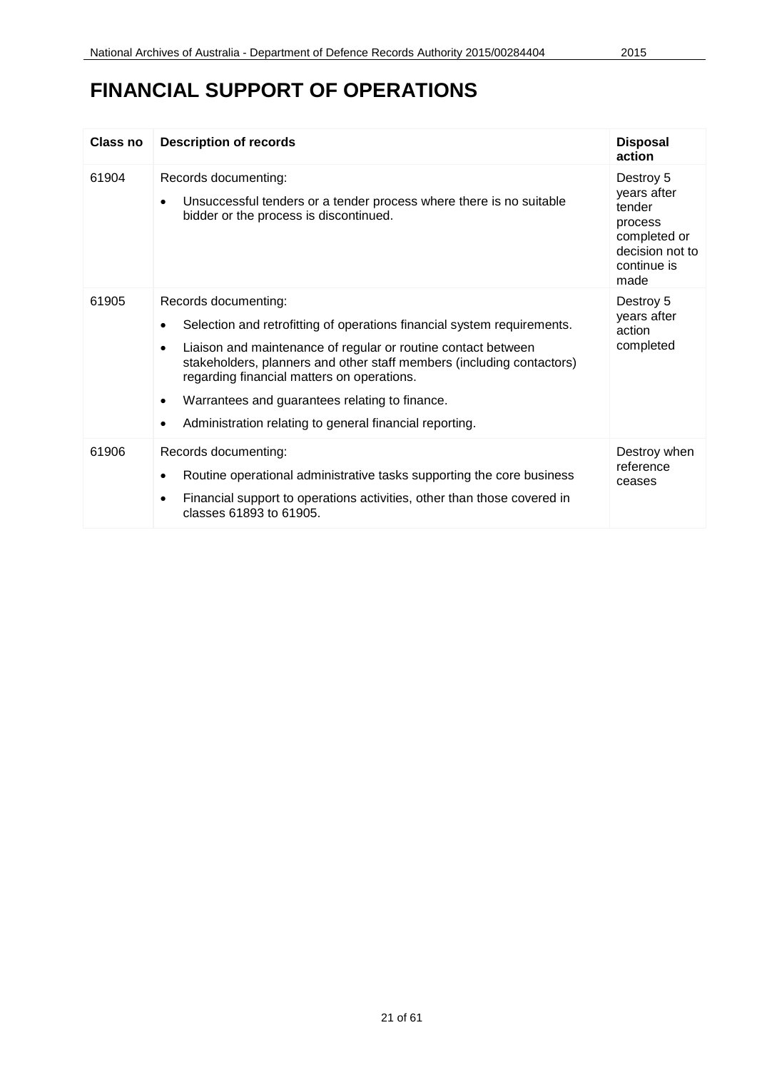# FINANCIAL SUPPORT OF OPERATIONS

| Class no | Description of records | Disposal action |
|---|---|---|
| 61904 | Records documenting:<br>• Unsuccessful tenders or a tender process where there is no suitable bidder or the process is discontinued. | Destroy 5 years after tender process completed or decision not to continue is made |
| 61905 | Records documenting:<br>• Selection and retrofitting of operations financial system requirements.<br>• Liaison and maintenance of regular or routine contact between stakeholders, planners and other staff members (including contactors) regarding financial matters on operations.<br>• Warrantees and guarantees relating to finance.<br>• Administration relating to general financial reporting. | Destroy 5 years after action completed |
| 61906 | Records documenting:<br>• Routine operational administrative tasks supporting the core business<br>• Financial support to operations activities, other than those covered in classes 61893 to 61905. | Destroy when reference ceases |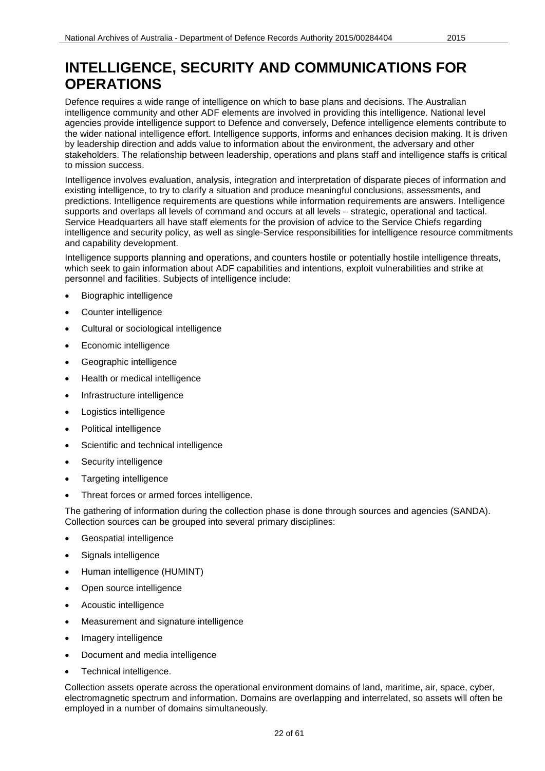# INTELLIGENCE, SECURITY AND COMMUNICATIONS FOR OPERATIONS

Defence requires a wide range of intelligence on which to base plans and decisions. The Australian intelligence community and other ADF elements are involved in providing this intelligence. National level agencies provide intelligence support to Defence and conversely, Defence intelligence elements contribute to the wider national intelligence effort. Intelligence supports, informs and enhances decision making. It is driven by leadership direction and adds value to information about the environment, the adversary and other stakeholders. The relationship between leadership, operations and plans staff and intelligence staffs is critical to mission success.

Intelligence involves evaluation, analysis, integration and interpretation of disparate pieces of information and existing intelligence, to try to clarify a situation and produce meaningful conclusions, assessments, and predictions. Intelligence requirements are questions while information requirements are answers. Intelligence supports and overlaps all levels of command and occurs at all levels – strategic, operational and tactical. Service Headquarters all have staff elements for the provision of advice to the Service Chiefs regarding intelligence and security policy, as well as single-Service responsibilities for intelligence resource commitments and capability development.

Intelligence supports planning and operations, and counters hostile or potentially hostile intelligence threats, which seek to gain information about ADF capabilities and intentions, exploit vulnerabilities and strike at personnel and facilities. Subjects of intelligence include:

- Biographic intelligence
- Counter intelligence
- Cultural or sociological intelligence
- Economic intelligence
- Geographic intelligence
- Health or medical intelligence
- Infrastructure intelligence
- Logistics intelligence
- Political intelligence
- Scientific and technical intelligence
- Security intelligence
- Targeting intelligence
- Threat forces or armed forces intelligence.

The gathering of information during the collection phase is done through sources and agencies (SANDA). Collection sources can be grouped into several primary disciplines:

- Geospatial intelligence
- Signals intelligence
- Human intelligence (HUMINT)
- Open source intelligence
- Acoustic intelligence
- Measurement and signature intelligence
- Imagery intelligence
- Document and media intelligence
- Technical intelligence.

Collection assets operate across the operational environment domains of land, maritime, air, space, cyber, electromagnetic spectrum and information. Domains are overlapping and interrelated, so assets will often be employed in a number of domains simultaneously.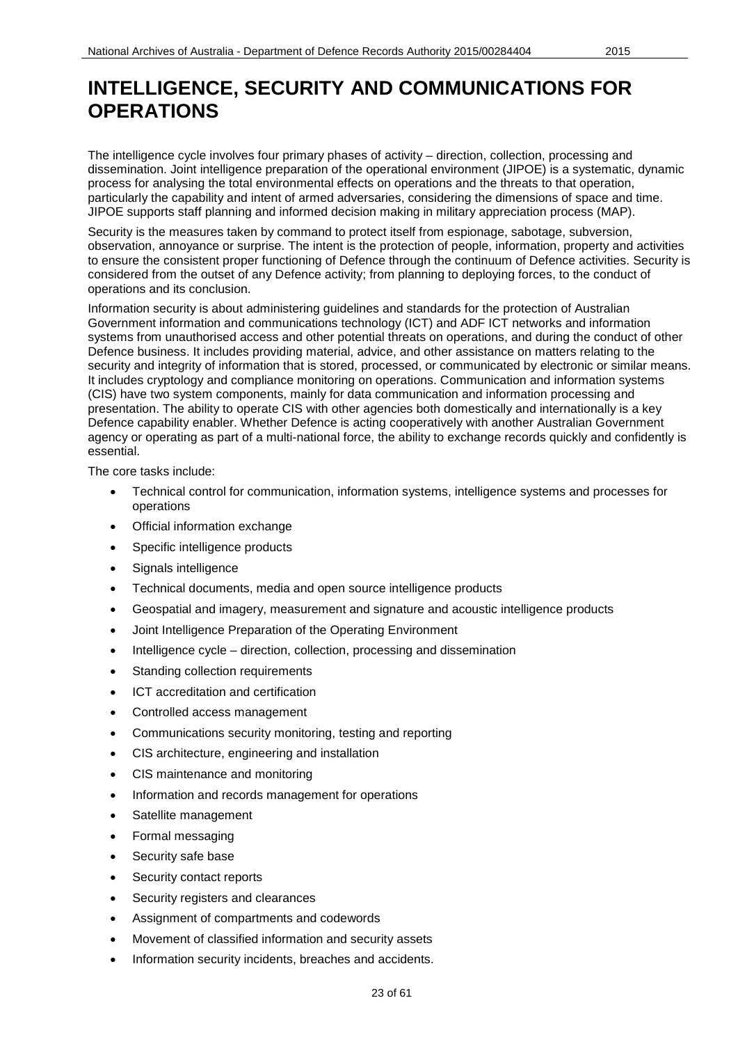# INTELLIGENCE, SECURITY AND COMMUNICATIONS FOR OPERATIONS

The intelligence cycle involves four primary phases of activity – direction, collection, processing and dissemination. Joint intelligence preparation of the operational environment (JIPOE) is a systematic, dynamic process for analysing the total environmental effects on operations and the threats to that operation, particularly the capability and intent of armed adversaries, considering the dimensions of space and time. JIPOE supports staff planning and informed decision making in military appreciation process (MAP).

Security is the measures taken by command to protect itself from espionage, sabotage, subversion, observation, annoyance or surprise. The intent is the protection of people, information, property and activities to ensure the consistent proper functioning of Defence through the continuum of Defence activities. Security is considered from the outset of any Defence activity; from planning to deploying forces, to the conduct of operations and its conclusion.

Information security is about administering guidelines and standards for the protection of Australian Government information and communications technology (ICT) and ADF ICT networks and information systems from unauthorised access and other potential threats on operations, and during the conduct of other Defence business. It includes providing material, advice, and other assistance on matters relating to the security and integrity of information that is stored, processed, or communicated by electronic or similar means. It includes cryptology and compliance monitoring on operations. Communication and information systems (CIS) have two system components, mainly for data communication and information processing and presentation. The ability to operate CIS with other agencies both domestically and internationally is a key Defence capability enabler. Whether Defence is acting cooperatively with another Australian Government agency or operating as part of a multi-national force, the ability to exchange records quickly and confidently is essential.

The core tasks include:

- Technical control for communication, information systems, intelligence systems and processes for operations
- Official information exchange
- Specific intelligence products
- Signals intelligence
- Technical documents, media and open source intelligence products
- Geospatial and imagery, measurement and signature and acoustic intelligence products
- Joint Intelligence Preparation of the Operating Environment
- Intelligence cycle – direction, collection, processing and dissemination
- Standing collection requirements
- ICT accreditation and certification
- Controlled access management
- Communications security monitoring, testing and reporting
- CIS architecture, engineering and installation
- CIS maintenance and monitoring
- Information and records management for operations
- Satellite management
- Formal messaging
- Security safe base
- Security contact reports
- Security registers and clearances
- Assignment of compartments and codewords
- Movement of classified information and security assets
- Information security incidents, breaches and accidents.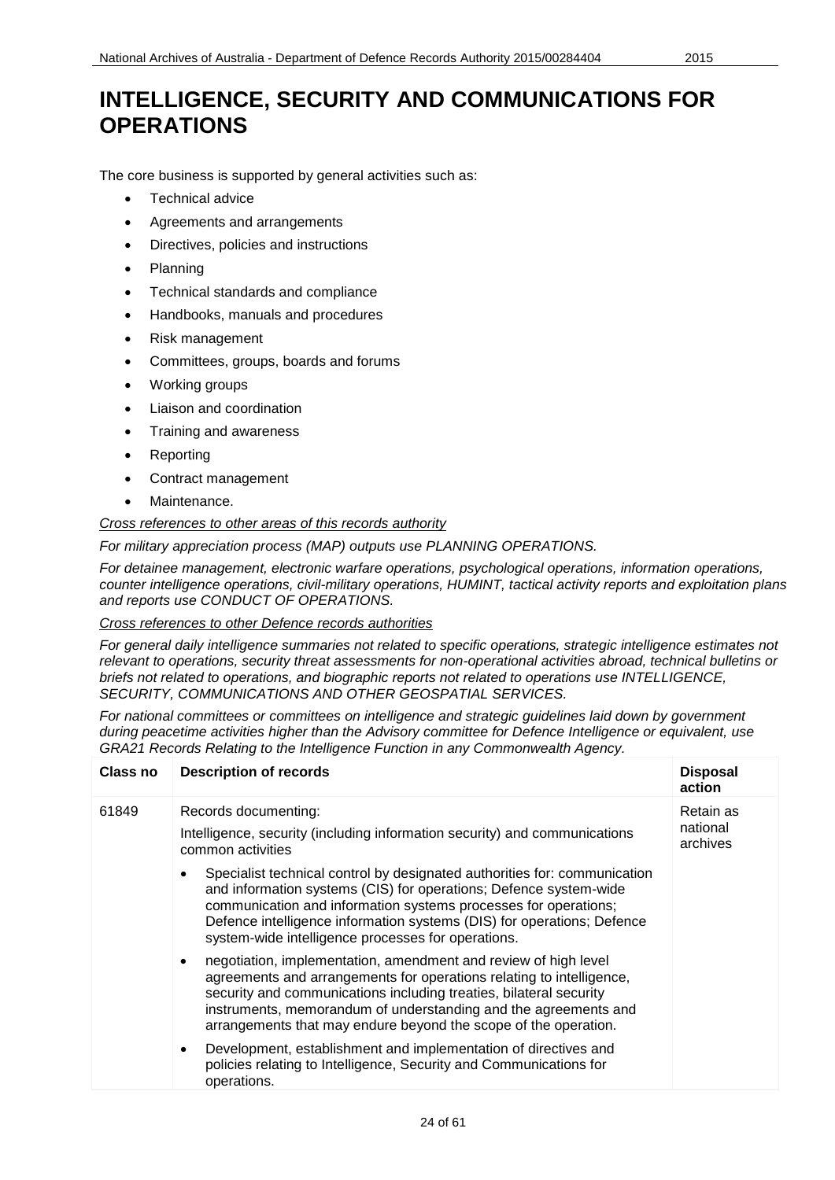# INTELLIGENCE, SECURITY AND COMMUNICATIONS FOR OPERATIONS

The core business is supported by general activities such as:

- Technical advice
- Agreements and arrangements
- Directives, policies and instructions
- Planning
- Technical standards and compliance
- Handbooks, manuals and procedures
- Risk management
- Committees, groups, boards and forums
- Working groups
- Liaison and coordination
- Training and awareness
- Reporting
- Contract management
- Maintenance.

*Cross references to other areas of this records authority*

*For military appreciation process (MAP) outputs use PLANNING OPERATIONS.*

*For detainee management, electronic warfare operations, psychological operations, information operations, counter intelligence operations, civil-military operations, HUMINT, tactical activity reports and exploitation plans and reports use CONDUCT OF OPERATIONS.*

*Cross references to other Defence records authorities*

*For general daily intelligence summaries not related to specific operations, strategic intelligence estimates not relevant to operations, security threat assessments for non-operational activities abroad, technical bulletins or briefs not related to operations, and biographic reports not related to operations use INTELLIGENCE, SECURITY, COMMUNICATIONS AND OTHER GEOSPATIAL SERVICES.*

*For national committees or committees on intelligence and strategic guidelines laid down by government during peacetime activities higher than the Advisory committee for Defence Intelligence or equivalent, use GRA21 Records Relating to the Intelligence Function in any Commonwealth Agency.*

| Class no | Description of records | Disposal action |
|---|---|---|
| 61849 | Records documenting:<br><br>Intelligence, security (including information security) and communications common activities<br><br>• Specialist technical control by designated authorities for: communication and information systems (CIS) for operations; Defence system-wide communication and information systems processes for operations; Defence intelligence information systems (DIS) for operations; Defence system-wide intelligence processes for operations.<br><br>• negotiation, implementation, amendment and review of high level agreements and arrangements for operations relating to intelligence, security and communications including treaties, bilateral security instruments, memorandum of understanding and the agreements and arrangements that may endure beyond the scope of the operation.<br><br>• Development, establishment and implementation of directives and policies relating to Intelligence, Security and Communications for operations. | Retain as national archives |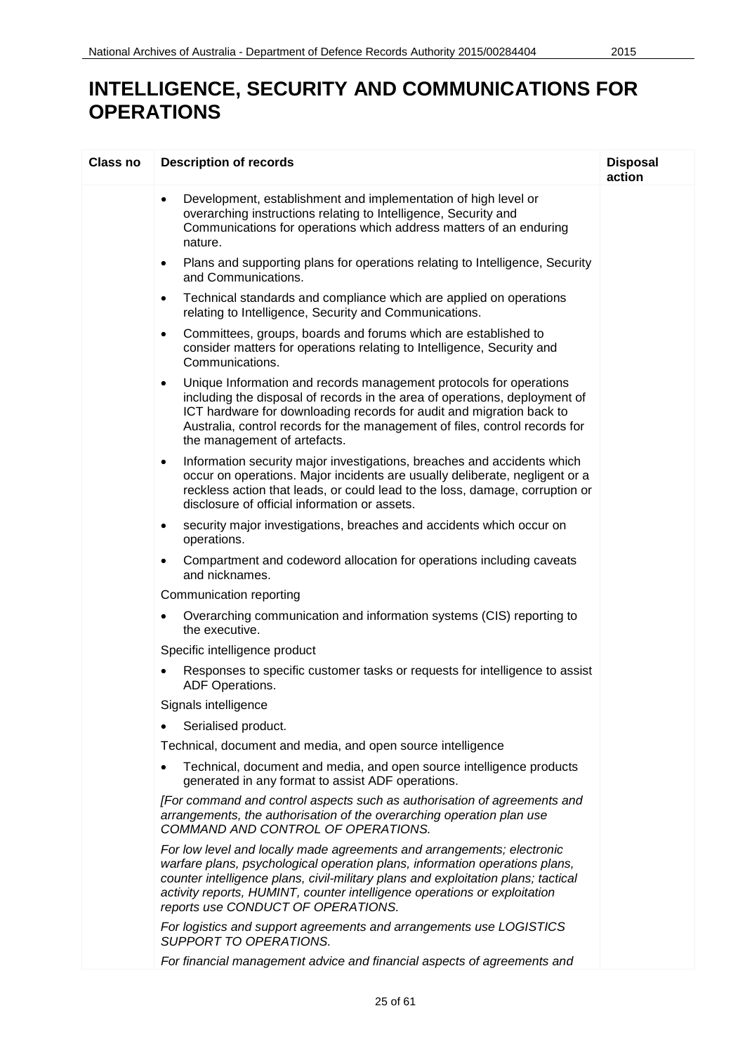# INTELLIGENCE, SECURITY AND COMMUNICATIONS FOR OPERATIONS

| Class no | Description of records | Disposal action |
|---|---|---|
| | • Development, establishment and implementation of high level or overarching instructions relating to Intelligence, Security and Communications for operations which address matters of an enduring nature.<br>• Plans and supporting plans for operations relating to Intelligence, Security and Communications.<br>• Technical standards and compliance which are applied on operations relating to Intelligence, Security and Communications.<br>• Committees, groups, boards and forums which are established to consider matters for operations relating to Intelligence, Security and Communications.<br>• Unique Information and records management protocols for operations including the disposal of records in the area of operations, deployment of ICT hardware for downloading records for audit and migration back to Australia, control records for the management of files, control records for the management of artefacts.<br>• Information security major investigations, breaches and accidents which occur on operations. Major incidents are usually deliberate, negligent or a reckless action that leads, or could lead to the loss, damage, corruption or disclosure of official information or assets.<br>• security major investigations, breaches and accidents which occur on operations.<br>• Compartment and codeword allocation for operations including caveats and nicknames.<br>Communication reporting<br>• Overarching communication and information systems (CIS) reporting to the executive.<br>Specific intelligence product<br>• Responses to specific customer tasks or requests for intelligence to assist ADF Operations.<br>Signals intelligence<br>• Serialised product.<br>Technical, document and media, and open source intelligence<br>• Technical, document and media, and open source intelligence products generated in any format to assist ADF operations.<br>*[For command and control aspects such as authorisation of agreements and arrangements, the authorisation of the overarching operation plan use COMMAND AND CONTROL OF OPERATIONS.*<br>*For low level and locally made agreements and arrangements; electronic warfare plans, psychological operation plans, information operations plans, counter intelligence plans, civil-military plans and exploitation plans; tactical activity reports, HUMINT, counter intelligence operations or exploitation reports use CONDUCT OF OPERATIONS.*<br>*For logistics and support agreements and arrangements use LOGISTICS SUPPORT TO OPERATIONS.*<br>*For financial management advice and financial aspects of agreements and* | |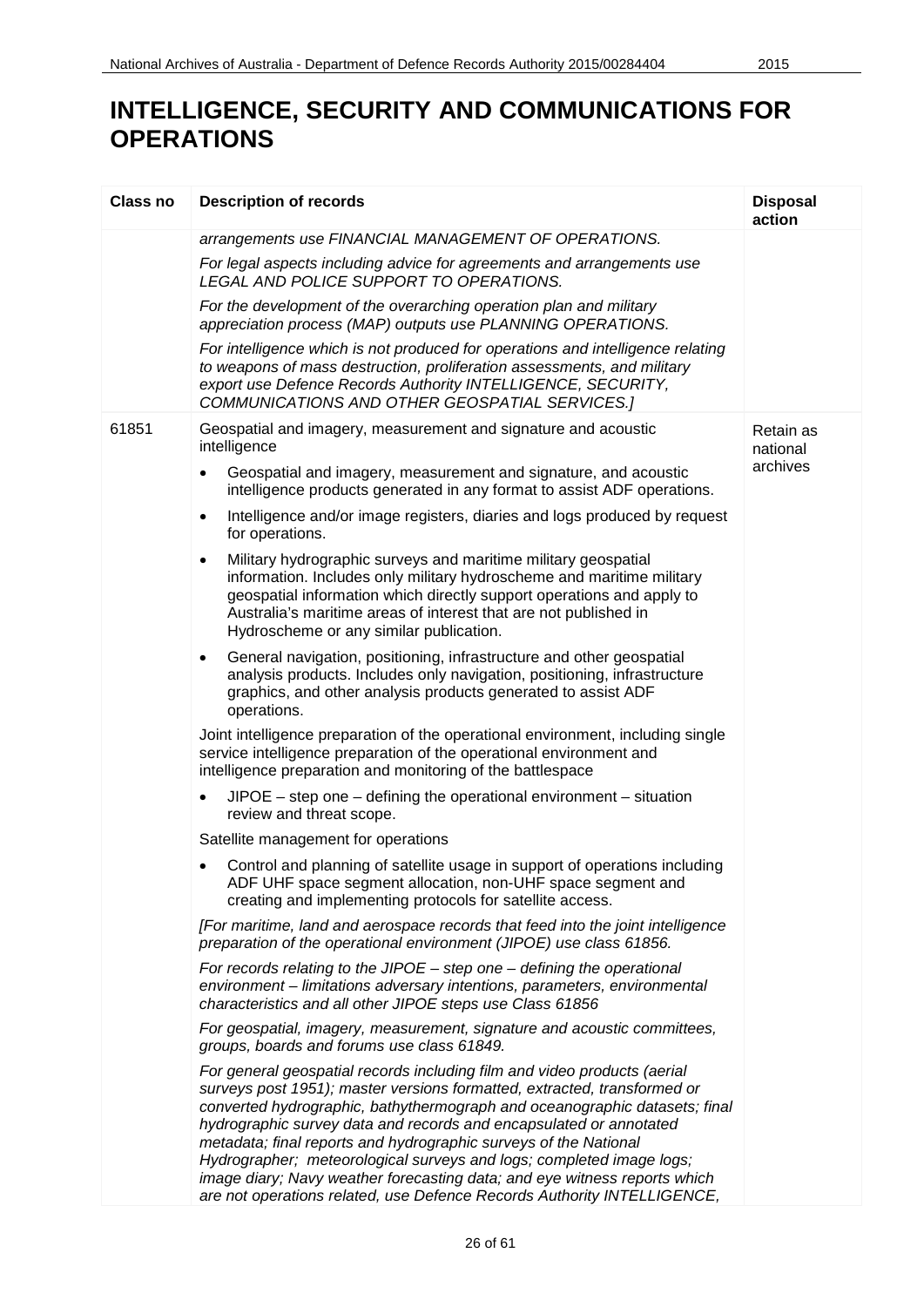# INTELLIGENCE, SECURITY AND COMMUNICATIONS FOR OPERATIONS

| Class no | Description of records | Disposal action |
|---|---|---|
| | *arrangements use FINANCIAL MANAGEMENT OF OPERATIONS.*<br><br>*For legal aspects including advice for agreements and arrangements use LEGAL AND POLICE SUPPORT TO OPERATIONS.*<br><br>*For the development of the overarching operation plan and military appreciation process (MAP) outputs use PLANNING OPERATIONS.*<br><br>*For intelligence which is not produced for operations and intelligence relating to weapons of mass destruction, proliferation assessments, and military export use Defence Records Authority INTELLIGENCE, SECURITY, COMMUNICATIONS AND OTHER GEOSPATIAL SERVICES.]* | |
| 61851 | Geospatial and imagery, measurement and signature and acoustic intelligence<br><br>• Geospatial and imagery, measurement and signature, and acoustic intelligence products generated in any format to assist ADF operations.<br><br>• Intelligence and/or image registers, diaries and logs produced by request for operations.<br><br>• Military hydrographic surveys and maritime military geospatial information. Includes only military hydroscheme and maritime military geospatial information which directly support operations and apply to Australia's maritime areas of interest that are not published in Hydroscheme or any similar publication.<br><br>• General navigation, positioning, infrastructure and other geospatial analysis products. Includes only navigation, positioning, infrastructure graphics, and other analysis products generated to assist ADF operations.<br><br>Joint intelligence preparation of the operational environment, including single service intelligence preparation of the operational environment and intelligence preparation and monitoring of the battlespace<br><br>• JIPOE – step one – defining the operational environment – situation review and threat scope.<br><br>Satellite management for operations<br><br>• Control and planning of satellite usage in support of operations including ADF UHF space segment allocation, non-UHF space segment and creating and implementing protocols for satellite access.<br><br>*[For maritime, land and aerospace records that feed into the joint intelligence preparation of the operational environment (JIPOE) use class 61856.*<br><br>*For records relating to the JIPOE – step one – defining the operational environment – limitations adversary intentions, parameters, environmental characteristics and all other JIPOE steps use Class 61856*<br><br>*For geospatial, imagery, measurement, signature and acoustic committees, groups, boards and forums use class 61849.*<br><br>*For general geospatial records including film and video products (aerial surveys post 1951); master versions formatted, extracted, transformed or converted hydrographic, bathythermograph and oceanographic datasets; final hydrographic survey data and records and encapsulated or annotated metadata; final reports and hydrographic surveys of the National Hydrographer; meteorological surveys and logs; completed image logs; image diary; Navy weather forecasting data; and eye witness reports which are not operations related, use Defence Records Authority INTELLIGENCE,* | Retain as national archives |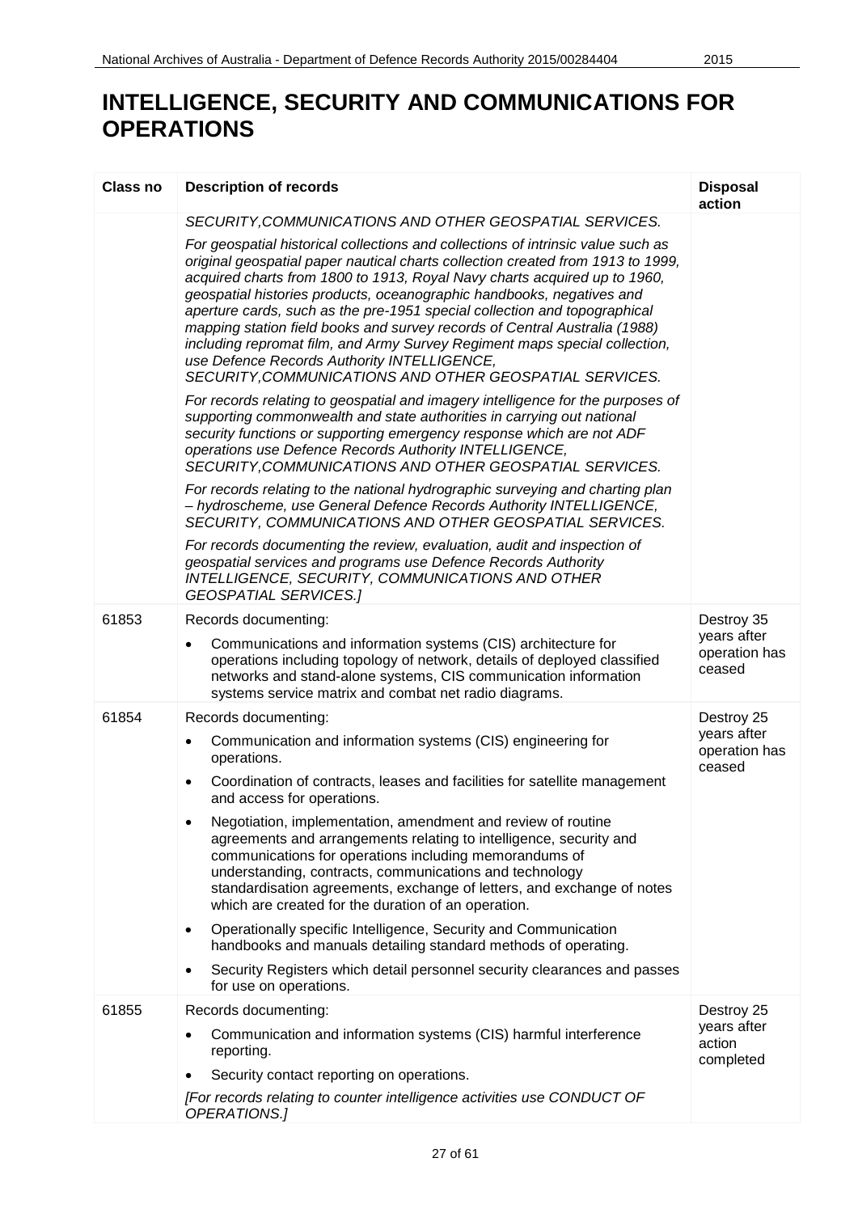# INTELLIGENCE, SECURITY AND COMMUNICATIONS FOR OPERATIONS

| Class no | Description of records | Disposal action |
|---|---|---|
| | *SECURITY,COMMUNICATIONS AND OTHER GEOSPATIAL SERVICES.*<br><br>*For geospatial historical collections and collections of intrinsic value such as original geospatial paper nautical charts collection created from 1913 to 1999, acquired charts from 1800 to 1913, Royal Navy charts acquired up to 1960, geospatial histories products, oceanographic handbooks, negatives and aperture cards, such as the pre-1951 special collection and topographical mapping station field books and survey records of Central Australia (1988) including repromat film, and Army Survey Regiment maps special collection, use Defence Records Authority INTELLIGENCE, SECURITY,COMMUNICATIONS AND OTHER GEOSPATIAL SERVICES.*<br><br>*For records relating to geospatial and imagery intelligence for the purposes of supporting commonwealth and state authorities in carrying out national security functions or supporting emergency response which are not ADF operations use Defence Records Authority INTELLIGENCE, SECURITY,COMMUNICATIONS AND OTHER GEOSPATIAL SERVICES.*<br><br>*For records relating to the national hydrographic surveying and charting plan – hydroscheme, use General Defence Records Authority INTELLIGENCE, SECURITY, COMMUNICATIONS AND OTHER GEOSPATIAL SERVICES.*<br><br>*For records documenting the review, evaluation, audit and inspection of geospatial services and programs use Defence Records Authority INTELLIGENCE, SECURITY, COMMUNICATIONS AND OTHER GEOSPATIAL SERVICES.]* | |
| 61853 | Records documenting:<br><br>• Communications and information systems (CIS) architecture for operations including topology of network, details of deployed classified networks and stand-alone systems, CIS communication information systems service matrix and combat net radio diagrams. | Destroy 35 years after operation has ceased |
| 61854 | Records documenting:<br><br>• Communication and information systems (CIS) engineering for operations.<br><br>• Coordination of contracts, leases and facilities for satellite management and access for operations.<br><br>• Negotiation, implementation, amendment and review of routine agreements and arrangements relating to intelligence, security and communications for operations including memorandums of understanding, contracts, communications and technology standardisation agreements, exchange of letters, and exchange of notes which are created for the duration of an operation.<br><br>• Operationally specific Intelligence, Security and Communication handbooks and manuals detailing standard methods of operating.<br><br>• Security Registers which detail personnel security clearances and passes for use on operations. | Destroy 25 years after operation has ceased |
| 61855 | Records documenting:<br><br>• Communication and information systems (CIS) harmful interference reporting.<br><br>• Security contact reporting on operations.<br><br>*[For records relating to counter intelligence activities use CONDUCT OF OPERATIONS.]* | Destroy 25 years after action completed |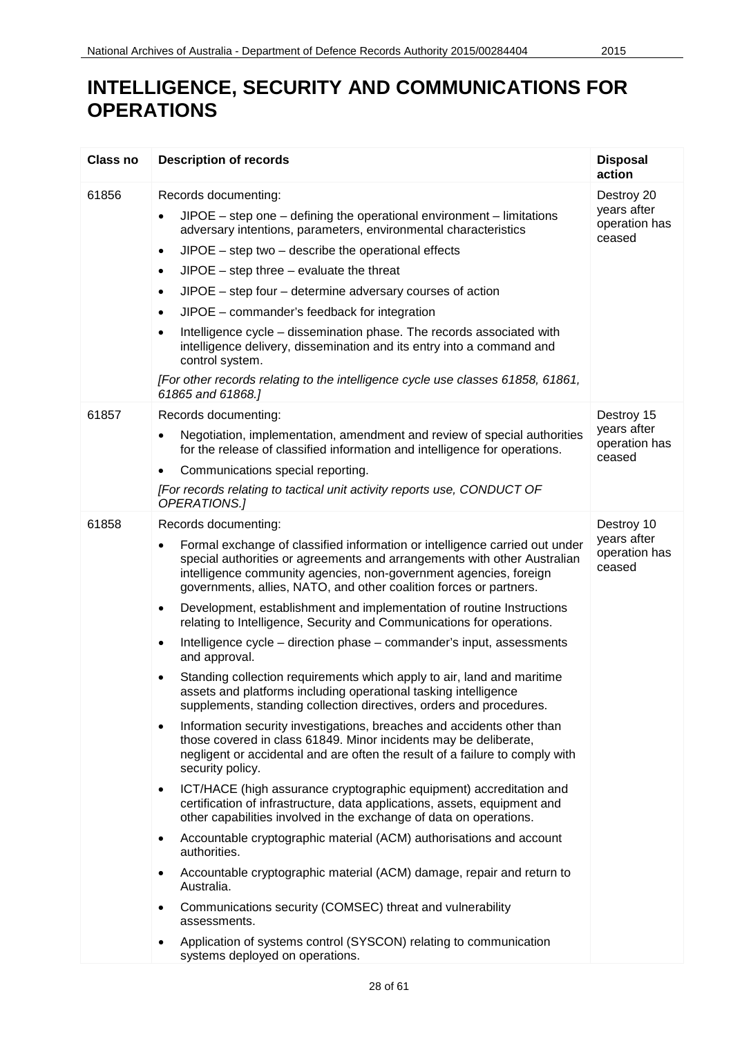# INTELLIGENCE, SECURITY AND COMMUNICATIONS FOR OPERATIONS

| Class no | Description of records | Disposal action |
|---|---|---|
| 61856 | Records documenting:<br>• JIPOE – step one – defining the operational environment – limitations adversary intentions, parameters, environmental characteristics<br>• JIPOE – step two – describe the operational effects<br>• JIPOE – step three – evaluate the threat<br>• JIPOE – step four – determine adversary courses of action<br>• JIPOE – commander's feedback for integration<br>• Intelligence cycle – dissemination phase. The records associated with intelligence delivery, dissemination and its entry into a command and control system.<br>*[For other records relating to the intelligence cycle use classes 61858, 61861, 61865 and 61868.]* | Destroy 20 years after operation has ceased |
| 61857 | Records documenting:<br>• Negotiation, implementation, amendment and review of special authorities for the release of classified information and intelligence for operations.<br>• Communications special reporting.<br>*[For records relating to tactical unit activity reports use, CONDUCT OF OPERATIONS.]* | Destroy 15 years after operation has ceased |
| 61858 | Records documenting:<br>• Formal exchange of classified information or intelligence carried out under special authorities or agreements and arrangements with other Australian intelligence community agencies, non-government agencies, foreign governments, allies, NATO, and other coalition forces or partners.<br>• Development, establishment and implementation of routine Instructions relating to Intelligence, Security and Communications for operations.<br>• Intelligence cycle – direction phase – commander's input, assessments and approval.<br>• Standing collection requirements which apply to air, land and maritime assets and platforms including operational tasking intelligence supplements, standing collection directives, orders and procedures.<br>• Information security investigations, breaches and accidents other than those covered in class 61849. Minor incidents may be deliberate, negligent or accidental and are often the result of a failure to comply with security policy.<br>• ICT/HACE (high assurance cryptographic equipment) accreditation and certification of infrastructure, data applications, assets, equipment and other capabilities involved in the exchange of data on operations.<br>• Accountable cryptographic material (ACM) authorisations and account authorities.<br>• Accountable cryptographic material (ACM) damage, repair and return to Australia.<br>• Communications security (COMSEC) threat and vulnerability assessments.<br>• Application of systems control (SYSCON) relating to communication systems deployed on operations. | Destroy 10 years after operation has ceased |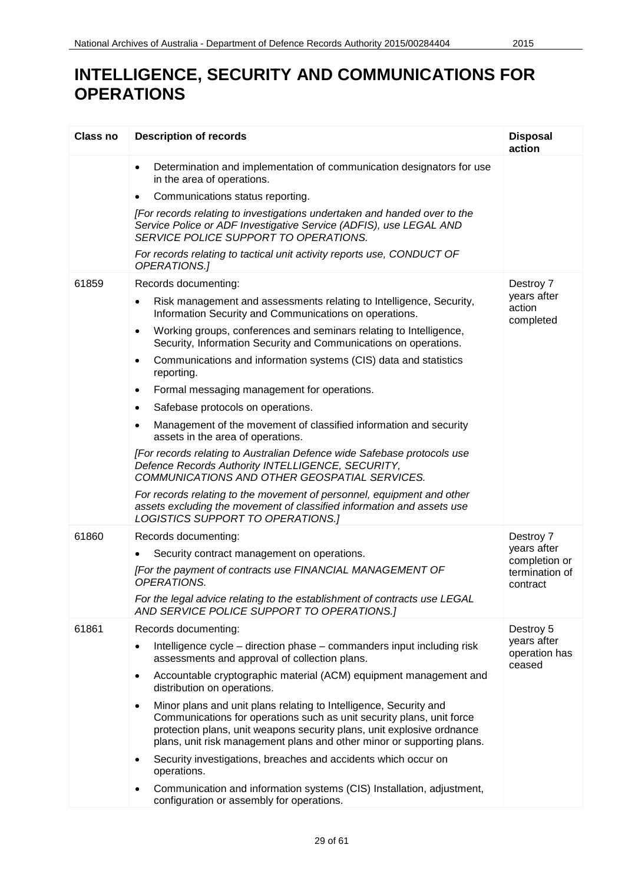# INTELLIGENCE, SECURITY AND COMMUNICATIONS FOR OPERATIONS

| Class no | Description of records | Disposal action |
|---|---|---|
| | • Determination and implementation of communication designators for use in the area of operations.<br>• Communications status reporting.<br>*[For records relating to investigations undertaken and handed over to the Service Police or ADF Investigative Service (ADFIS), use LEGAL AND SERVICE POLICE SUPPORT TO OPERATIONS.*<br>*For records relating to tactical unit activity reports use, CONDUCT OF OPERATIONS.]* | |
| 61859 | Records documenting:<br>• Risk management and assessments relating to Intelligence, Security, Information Security and Communications on operations.<br>• Working groups, conferences and seminars relating to Intelligence, Security, Information Security and Communications on operations.<br>• Communications and information systems (CIS) data and statistics reporting.<br>• Formal messaging management for operations.<br>• Safebase protocols on operations.<br>• Management of the movement of classified information and security assets in the area of operations.<br>*[For records relating to Australian Defence wide Safebase protocols use Defence Records Authority INTELLIGENCE, SECURITY, COMMUNICATIONS AND OTHER GEOSPATIAL SERVICES.*<br>*For records relating to the movement of personnel, equipment and other assets excluding the movement of classified information and assets use LOGISTICS SUPPORT TO OPERATIONS.]* | Destroy 7 years after action completed |
| 61860 | Records documenting:<br>• Security contract management on operations.<br>*[For the payment of contracts use FINANCIAL MANAGEMENT OF OPERATIONS.*<br>*For the legal advice relating to the establishment of contracts use LEGAL AND SERVICE POLICE SUPPORT TO OPERATIONS.]* | Destroy 7 years after completion or termination of contract |
| 61861 | Records documenting:<br>• Intelligence cycle – direction phase – commanders input including risk assessments and approval of collection plans.<br>• Accountable cryptographic material (ACM) equipment management and distribution on operations.<br>• Minor plans and unit plans relating to Intelligence, Security and Communications for operations such as unit security plans, unit force protection plans, unit weapons security plans, unit explosive ordnance plans, unit risk management plans and other minor or supporting plans.<br>• Security investigations, breaches and accidents which occur on operations.<br>• Communication and information systems (CIS) Installation, adjustment, configuration or assembly for operations. | Destroy 5 years after operation has ceased |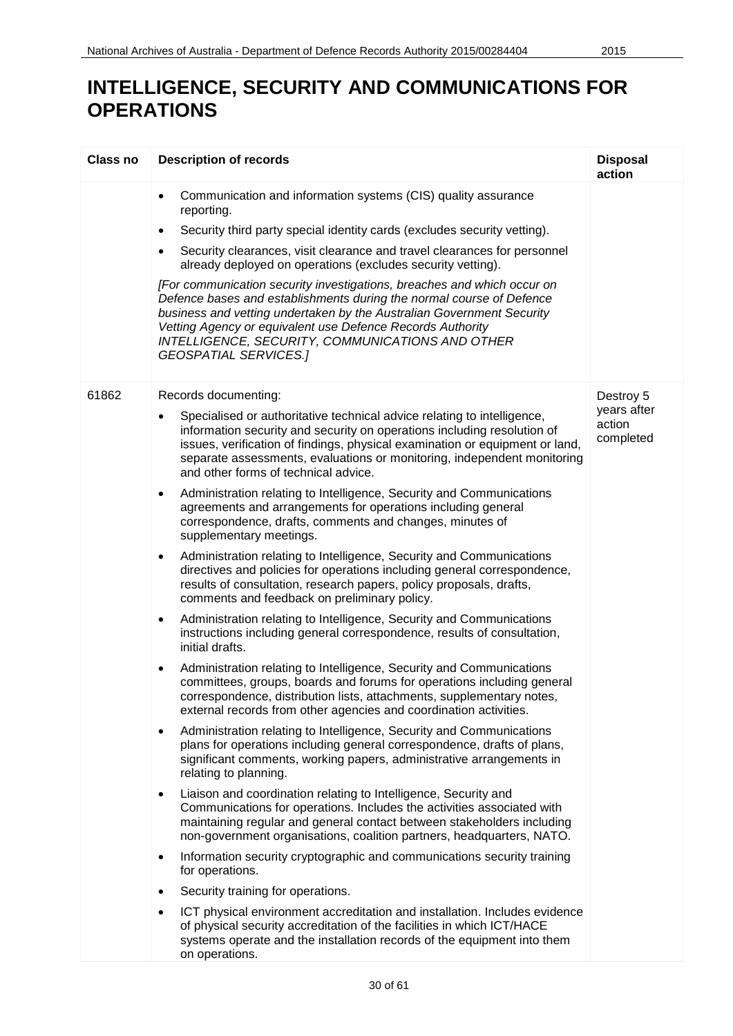# INTELLIGENCE, SECURITY AND COMMUNICATIONS FOR OPERATIONS

| Class no | Description of records | Disposal action |
|---|---|---|
| | • Communication and information systems (CIS) quality assurance reporting.<br>• Security third party special identity cards (excludes security vetting).<br>• Security clearances, visit clearance and travel clearances for personnel already deployed on operations (excludes security vetting).<br><br>*[For communication security investigations, breaches and which occur on Defence bases and establishments during the normal course of Defence business and vetting undertaken by the Australian Government Security Vetting Agency or equivalent use Defence Records Authority INTELLIGENCE, SECURITY, COMMUNICATIONS AND OTHER GEOSPATIAL SERVICES.]* | |
| 61862 | Records documenting:<br>• Specialised or authoritative technical advice relating to intelligence, information security and security on operations including resolution of issues, verification of findings, physical examination or equipment or land, separate assessments, evaluations or monitoring, independent monitoring and other forms of technical advice.<br>• Administration relating to Intelligence, Security and Communications agreements and arrangements for operations including general correspondence, drafts, comments and changes, minutes of supplementary meetings.<br>• Administration relating to Intelligence, Security and Communications directives and policies for operations including general correspondence, results of consultation, research papers, policy proposals, drafts, comments and feedback on preliminary policy.<br>• Administration relating to Intelligence, Security and Communications instructions including general correspondence, results of consultation, initial drafts.<br>• Administration relating to Intelligence, Security and Communications committees, groups, boards and forums for operations including general correspondence, distribution lists, attachments, supplementary notes, external records from other agencies and coordination activities.<br>• Administration relating to Intelligence, Security and Communications plans for operations including general correspondence, drafts of plans, significant comments, working papers, administrative arrangements in relating to planning.<br>• Liaison and coordination relating to Intelligence, Security and Communications for operations. Includes the activities associated with maintaining regular and general contact between stakeholders including non-government organisations, coalition partners, headquarters, NATO.<br>• Information security cryptographic and communications security training for operations.<br>• Security training for operations.<br>• ICT physical environment accreditation and installation. Includes evidence of physical security accreditation of the facilities in which ICT/HACE systems operate and the installation records of the equipment into them on operations. | Destroy 5 years after action completed |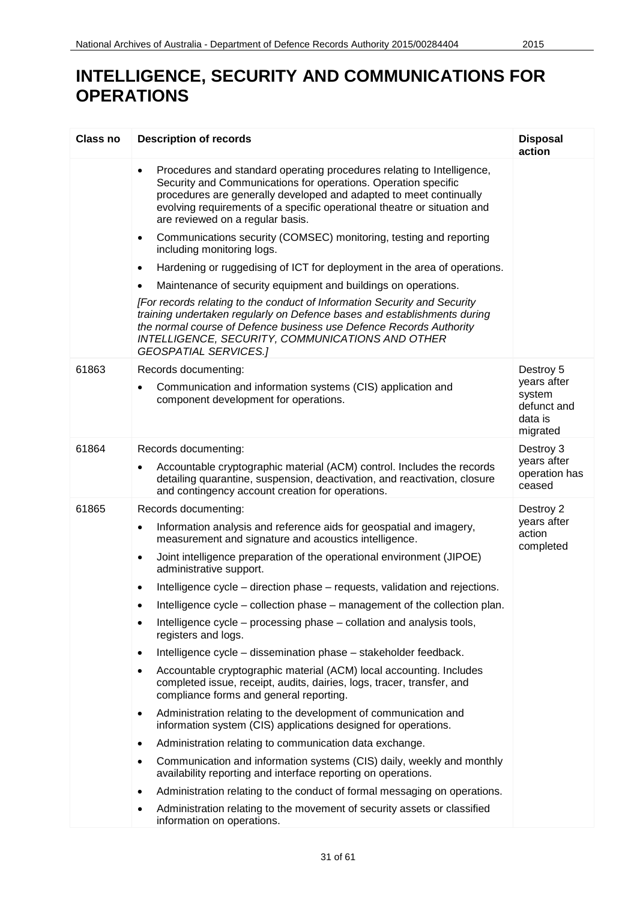# INTELLIGENCE, SECURITY AND COMMUNICATIONS FOR OPERATIONS

| Class no | Description of records | Disposal action |
|---|---|---|
| | • Procedures and standard operating procedures relating to Intelligence, Security and Communications for operations. Operation specific procedures are generally developed and adapted to meet continually evolving requirements of a specific operational theatre or situation and are reviewed on a regular basis.<br>• Communications security (COMSEC) monitoring, testing and reporting including monitoring logs.<br>• Hardening or ruggedising of ICT for deployment in the area of operations.<br>• Maintenance of security equipment and buildings on operations.<br>*[For records relating to the conduct of Information Security and Security training undertaken regularly on Defence bases and establishments during the normal course of Defence business use Defence Records Authority INTELLIGENCE, SECURITY, COMMUNICATIONS AND OTHER GEOSPATIAL SERVICES.]* | |
| 61863 | Records documenting:<br>• Communication and information systems (CIS) application and component development for operations. | Destroy 5 years after system defunct and data is migrated |
| 61864 | Records documenting:<br>• Accountable cryptographic material (ACM) control. Includes the records detailing quarantine, suspension, deactivation, and reactivation, closure and contingency account creation for operations. | Destroy 3 years after operation has ceased |
| 61865 | Records documenting:<br>• Information analysis and reference aids for geospatial and imagery, measurement and signature and acoustics intelligence.<br>• Joint intelligence preparation of the operational environment (JIPOE) administrative support.<br>• Intelligence cycle – direction phase – requests, validation and rejections.<br>• Intelligence cycle – collection phase – management of the collection plan.<br>• Intelligence cycle – processing phase – collation and analysis tools, registers and logs.<br>• Intelligence cycle – dissemination phase – stakeholder feedback.<br>• Accountable cryptographic material (ACM) local accounting. Includes completed issue, receipt, audits, dairies, logs, tracer, transfer, and compliance forms and general reporting.<br>• Administration relating to the development of communication and information system (CIS) applications designed for operations.<br>• Administration relating to communication data exchange.<br>• Communication and information systems (CIS) daily, weekly and monthly availability reporting and interface reporting on operations.<br>• Administration relating to the conduct of formal messaging on operations.<br>• Administration relating to the movement of security assets or classified information on operations. | Destroy 2 years after action completed |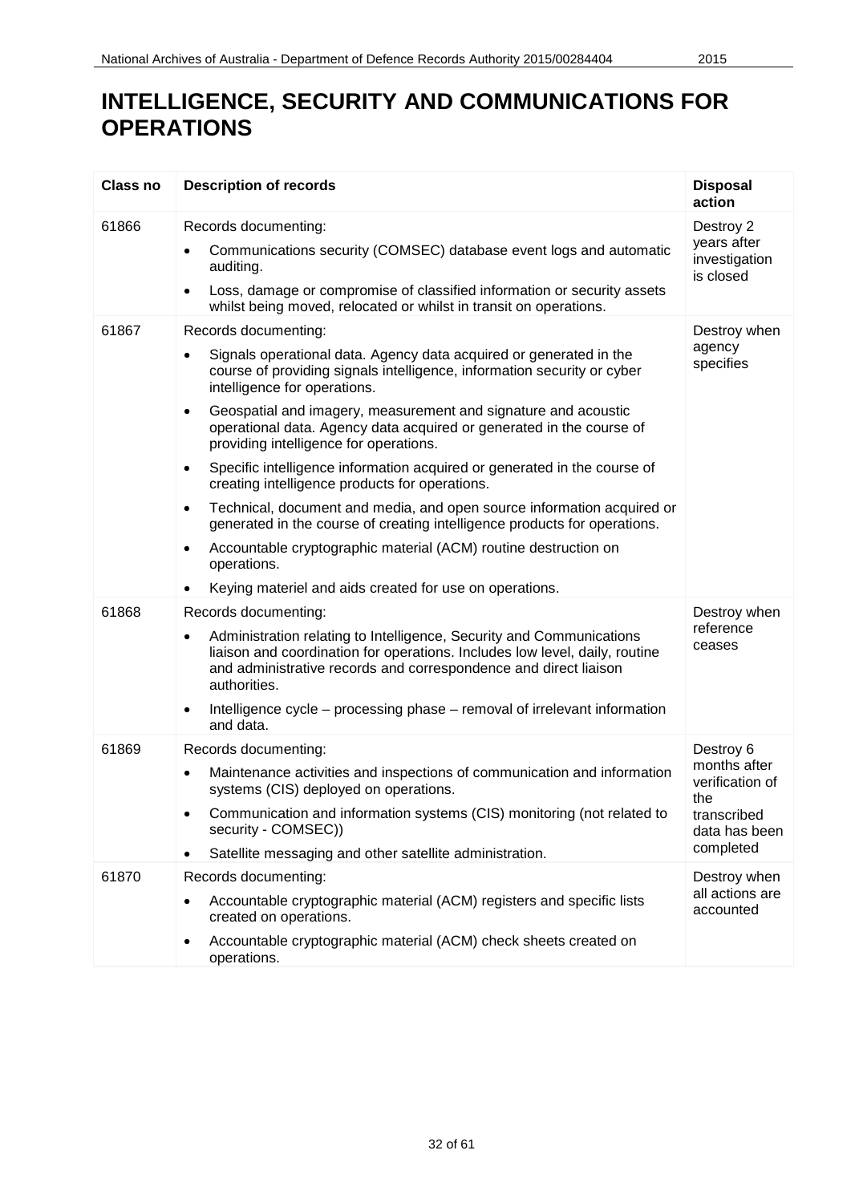# INTELLIGENCE, SECURITY AND COMMUNICATIONS FOR OPERATIONS

| Class no | Description of records | Disposal action |
|---|---|---|
| 61866 | Records documenting:<br>• Communications security (COMSEC) database event logs and automatic auditing.<br>• Loss, damage or compromise of classified information or security assets whilst being moved, relocated or whilst in transit on operations. | Destroy 2 years after investigation is closed |
| 61867 | Records documenting:<br>• Signals operational data. Agency data acquired or generated in the course of providing signals intelligence, information security or cyber intelligence for operations.<br>• Geospatial and imagery, measurement and signature and acoustic operational data. Agency data acquired or generated in the course of providing intelligence for operations.<br>• Specific intelligence information acquired or generated in the course of creating intelligence products for operations.<br>• Technical, document and media, and open source information acquired or generated in the course of creating intelligence products for operations.<br>• Accountable cryptographic material (ACM) routine destruction on operations.<br>• Keying materiel and aids created for use on operations. | Destroy when agency specifies |
| 61868 | Records documenting:<br>• Administration relating to Intelligence, Security and Communications liaison and coordination for operations. Includes low level, daily, routine and administrative records and correspondence and direct liaison authorities.<br>• Intelligence cycle – processing phase – removal of irrelevant information and data. | Destroy when reference ceases |
| 61869 | Records documenting:<br>• Maintenance activities and inspections of communication and information systems (CIS) deployed on operations.<br>• Communication and information systems (CIS) monitoring (not related to security - COMSEC))<br>• Satellite messaging and other satellite administration. | Destroy 6 months after verification of the transcribed data has been completed |
| 61870 | Records documenting:<br>• Accountable cryptographic material (ACM) registers and specific lists created on operations.<br>• Accountable cryptographic material (ACM) check sheets created on operations. | Destroy when all actions are accounted |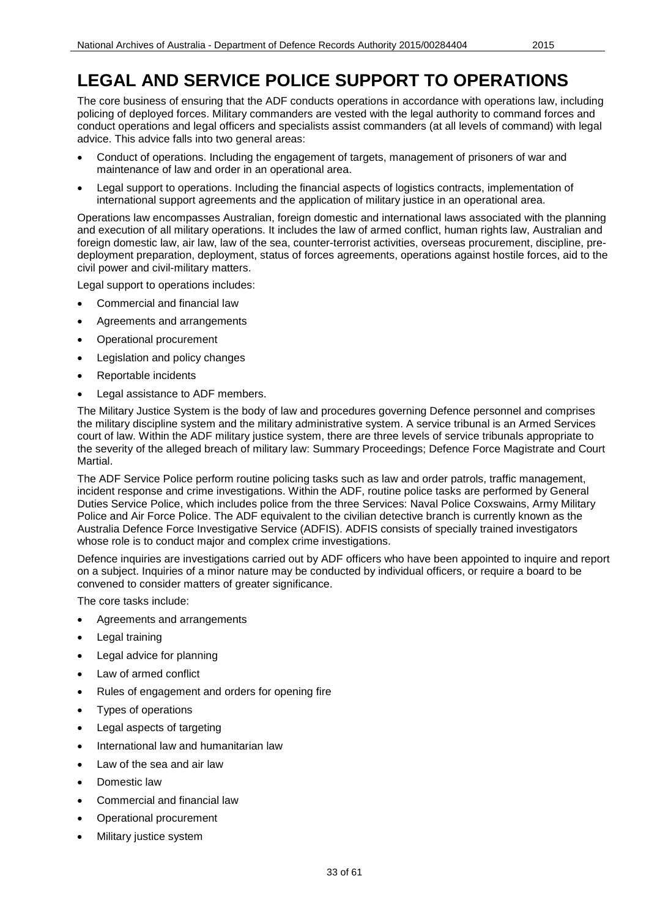# LEGAL AND SERVICE POLICE SUPPORT TO OPERATIONS

The core business of ensuring that the ADF conducts operations in accordance with operations law, including policing of deployed forces. Military commanders are vested with the legal authority to command forces and conduct operations and legal officers and specialists assist commanders (at all levels of command) with legal advice. This advice falls into two general areas:

- Conduct of operations. Including the engagement of targets, management of prisoners of war and maintenance of law and order in an operational area.
- Legal support to operations. Including the financial aspects of logistics contracts, implementation of international support agreements and the application of military justice in an operational area.

Operations law encompasses Australian, foreign domestic and international laws associated with the planning and execution of all military operations. It includes the law of armed conflict, human rights law, Australian and foreign domestic law, air law, law of the sea, counter-terrorist activities, overseas procurement, discipline, pre-deployment preparation, deployment, status of forces agreements, operations against hostile forces, aid to the civil power and civil-military matters.

Legal support to operations includes:

- Commercial and financial law
- Agreements and arrangements
- Operational procurement
- Legislation and policy changes
- Reportable incidents
- Legal assistance to ADF members.

The Military Justice System is the body of law and procedures governing Defence personnel and comprises the military discipline system and the military administrative system. A service tribunal is an Armed Services court of law. Within the ADF military justice system, there are three levels of service tribunals appropriate to the severity of the alleged breach of military law: Summary Proceedings; Defence Force Magistrate and Court Martial.

The ADF Service Police perform routine policing tasks such as law and order patrols, traffic management, incident response and crime investigations. Within the ADF, routine police tasks are performed by General Duties Service Police, which includes police from the three Services: Naval Police Coxswains, Army Military Police and Air Force Police. The ADF equivalent to the civilian detective branch is currently known as the Australia Defence Force Investigative Service (ADFIS). ADFIS consists of specially trained investigators whose role is to conduct major and complex crime investigations.

Defence inquiries are investigations carried out by ADF officers who have been appointed to inquire and report on a subject. Inquiries of a minor nature may be conducted by individual officers, or require a board to be convened to consider matters of greater significance.

The core tasks include:

- Agreements and arrangements
- Legal training
- Legal advice for planning
- Law of armed conflict
- Rules of engagement and orders for opening fire
- Types of operations
- Legal aspects of targeting
- International law and humanitarian law
- Law of the sea and air law
- Domestic law
- Commercial and financial law
- Operational procurement
- Military justice system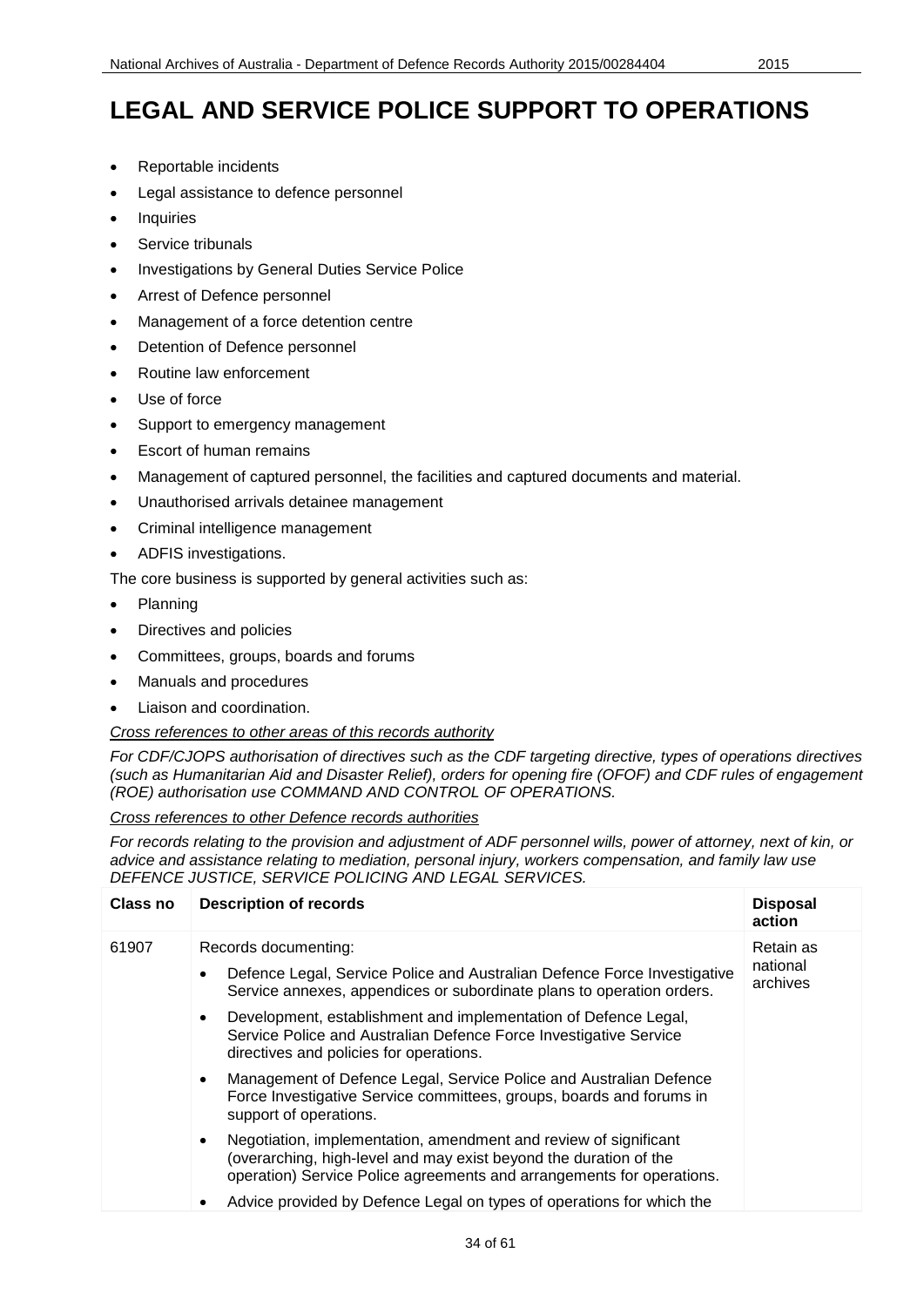# LEGAL AND SERVICE POLICE SUPPORT TO OPERATIONS

- Reportable incidents
- Legal assistance to defence personnel
- Inquiries
- Service tribunals
- Investigations by General Duties Service Police
- Arrest of Defence personnel
- Management of a force detention centre
- Detention of Defence personnel
- Routine law enforcement
- Use of force
- Support to emergency management
- Escort of human remains
- Management of captured personnel, the facilities and captured documents and material.
- Unauthorised arrivals detainee management
- Criminal intelligence management
- ADFIS investigations.

The core business is supported by general activities such as:

- Planning
- Directives and policies
- Committees, groups, boards and forums
- Manuals and procedures
- Liaison and coordination.

*Cross references to other areas of this records authority*

*For CDF/CJOPS authorisation of directives such as the CDF targeting directive, types of operations directives (such as Humanitarian Aid and Disaster Relief), orders for opening fire (OFOF) and CDF rules of engagement (ROE) authorisation use COMMAND AND CONTROL OF OPERATIONS.*

*Cross references to other Defence records authorities*

*For records relating to the provision and adjustment of ADF personnel wills, power of attorney, next of kin, or advice and assistance relating to mediation, personal injury, workers compensation, and family law use DEFENCE JUSTICE, SERVICE POLICING AND LEGAL SERVICES.*

| Class no | Description of records | Disposal action |
|---|---|---|
| 61907 | Records documenting:<br>• Defence Legal, Service Police and Australian Defence Force Investigative Service annexes, appendices or subordinate plans to operation orders.<br>• Development, establishment and implementation of Defence Legal, Service Police and Australian Defence Force Investigative Service directives and policies for operations.<br>• Management of Defence Legal, Service Police and Australian Defence Force Investigative Service committees, groups, boards and forums in support of operations.<br>• Negotiation, implementation, amendment and review of significant (overarching, high-level and may exist beyond the duration of the operation) Service Police agreements and arrangements for operations.<br>• Advice provided by Defence Legal on types of operations for which the | Retain as national archives |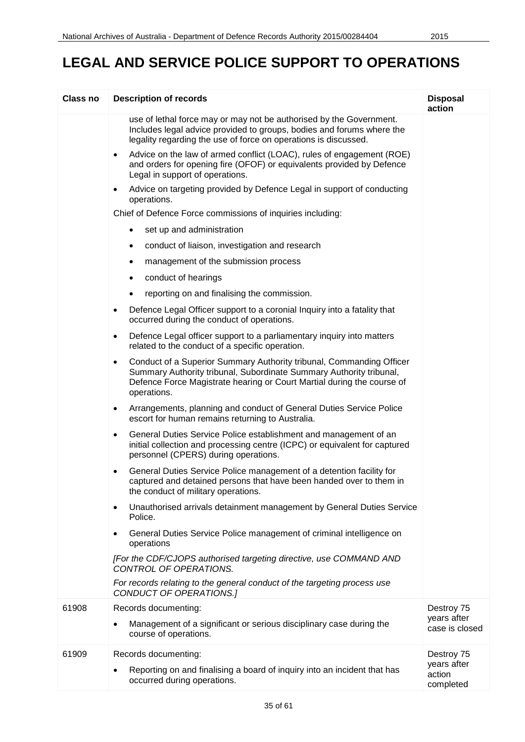# LEGAL AND SERVICE POLICE SUPPORT TO OPERATIONS

| Class no | Description of records | Disposal action |
|---|---|---|
| | use of lethal force may or may not be authorised by the Government. Includes legal advice provided to groups, bodies and forums where the legality regarding the use of force on operations is discussed.<br>• Advice on the law of armed conflict (LOAC), rules of engagement (ROE) and orders for opening fire (OFOF) or equivalents provided by Defence Legal in support of operations.<br>• Advice on targeting provided by Defence Legal in support of conducting operations.<br>Chief of Defence Force commissions of inquiries including:<br>• set up and administration<br>• conduct of liaison, investigation and research<br>• management of the submission process<br>• conduct of hearings<br>• reporting on and finalising the commission.<br>• Defence Legal Officer support to a coronial Inquiry into a fatality that occurred during the conduct of operations.<br>• Defence Legal officer support to a parliamentary inquiry into matters related to the conduct of a specific operation.<br>• Conduct of a Superior Summary Authority tribunal, Commanding Officer Summary Authority tribunal, Subordinate Summary Authority tribunal, Defence Force Magistrate hearing or Court Martial during the course of operations.<br>• Arrangements, planning and conduct of General Duties Service Police escort for human remains returning to Australia.<br>• General Duties Service Police establishment and management of an initial collection and processing centre (ICPC) or equivalent for captured personnel (CPERS) during operations.<br>• General Duties Service Police management of a detention facility for captured and detained persons that have been handed over to them in the conduct of military operations.<br>• Unauthorised arrivals detainment management by General Duties Service Police.<br>• General Duties Service Police management of criminal intelligence on operations<br>*[For the CDF/CJOPS authorised targeting directive, use COMMAND AND CONTROL OF OPERATIONS.*<br>*For records relating to the general conduct of the targeting process use CONDUCT OF OPERATIONS.]* | |
| 61908 | Records documenting:<br>• Management of a significant or serious disciplinary case during the course of operations. | Destroy 75 years after case is closed |
| 61909 | Records documenting:<br>• Reporting on and finalising a board of inquiry into an incident that has occurred during operations. | Destroy 75 years after action completed |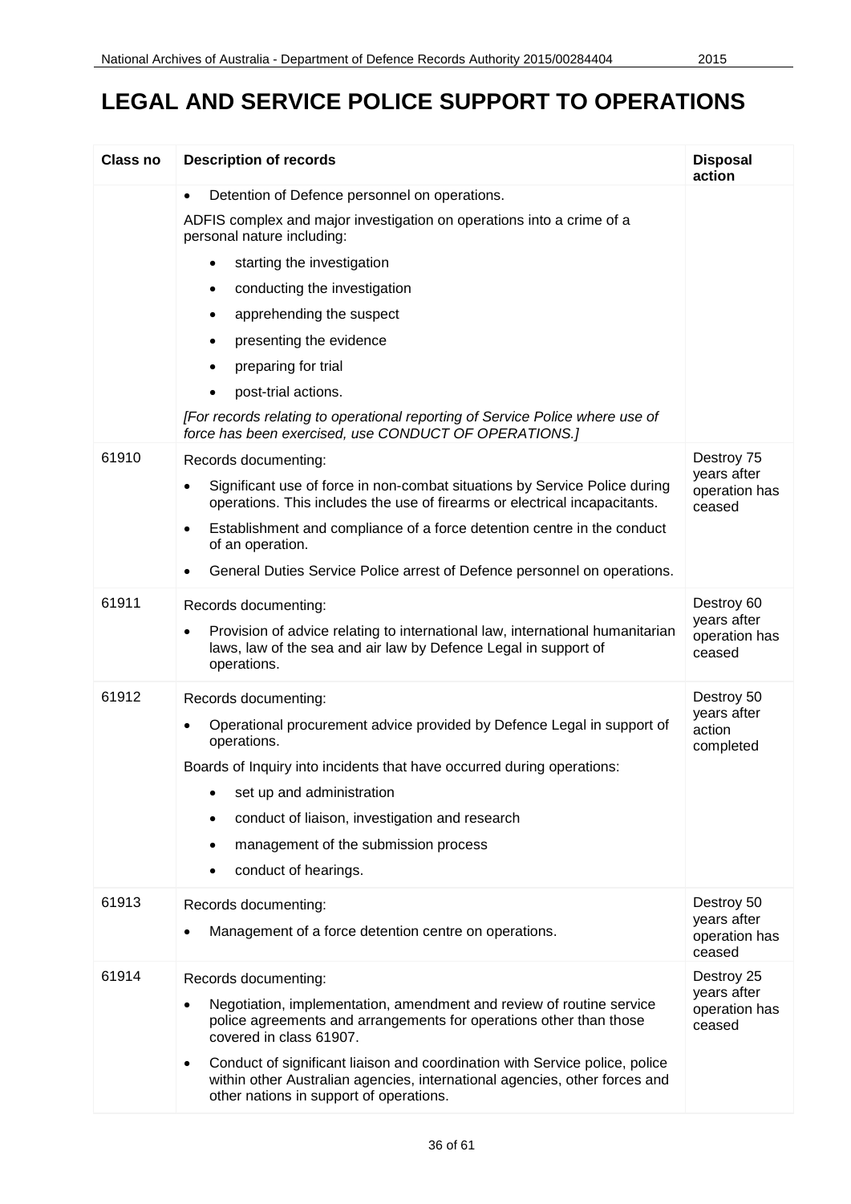# LEGAL AND SERVICE POLICE SUPPORT TO OPERATIONS

| Class no | Description of records | Disposal action |
|---|---|---|
| | • Detention of Defence personnel on operations.<br><br>ADFIS complex and major investigation on operations into a crime of a personal nature including:<br>• starting the investigation<br>• conducting the investigation<br>• apprehending the suspect<br>• presenting the evidence<br>• preparing for trial<br>• post-trial actions.<br><br>*[For records relating to operational reporting of Service Police where use of force has been exercised, use CONDUCT OF OPERATIONS.]* | |
| 61910 | Records documenting:<br>• Significant use of force in non-combat situations by Service Police during operations. This includes the use of firearms or electrical incapacitants.<br>• Establishment and compliance of a force detention centre in the conduct of an operation.<br>• General Duties Service Police arrest of Defence personnel on operations. | Destroy 75 years after operation has ceased |
| 61911 | Records documenting:<br>• Provision of advice relating to international law, international humanitarian laws, law of the sea and air law by Defence Legal in support of operations. | Destroy 60 years after operation has ceased |
| 61912 | Records documenting:<br>• Operational procurement advice provided by Defence Legal in support of operations.<br><br>Boards of Inquiry into incidents that have occurred during operations:<br>• set up and administration<br>• conduct of liaison, investigation and research<br>• management of the submission process<br>• conduct of hearings. | Destroy 50 years after action completed |
| 61913 | Records documenting:<br>• Management of a force detention centre on operations. | Destroy 50 years after operation has ceased |
| 61914 | Records documenting:<br>• Negotiation, implementation, amendment and review of routine service police agreements and arrangements for operations other than those covered in class 61907.<br>• Conduct of significant liaison and coordination with Service police, police within other Australian agencies, international agencies, other forces and other nations in support of operations. | Destroy 25 years after operation has ceased |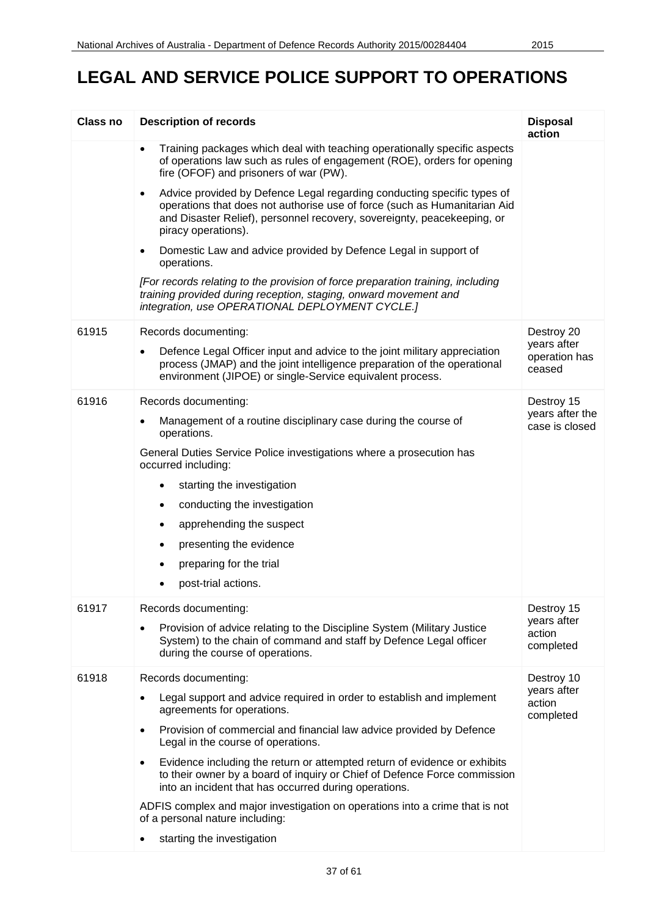# LEGAL AND SERVICE POLICE SUPPORT TO OPERATIONS

| Class no | Description of records | Disposal action |
|---|---|---|
| | • Training packages which deal with teaching operationally specific aspects of operations law such as rules of engagement (ROE), orders for opening fire (OFOF) and prisoners of war (PW).<br><br>• Advice provided by Defence Legal regarding conducting specific types of operations that does not authorise use of force (such as Humanitarian Aid and Disaster Relief), personnel recovery, sovereignty, peacekeeping, or piracy operations).<br><br>• Domestic Law and advice provided by Defence Legal in support of operations.<br><br>*[For records relating to the provision of force preparation training, including training provided during reception, staging, onward movement and integration, use OPERATIONAL DEPLOYMENT CYCLE.]* | |
| 61915 | Records documenting:<br><br>• Defence Legal Officer input and advice to the joint military appreciation process (JMAP) and the joint intelligence preparation of the operational environment (JIPOE) or single-Service equivalent process. | Destroy 20 years after operation has ceased |
| 61916 | Records documenting:<br><br>• Management of a routine disciplinary case during the course of operations.<br><br>General Duties Service Police investigations where a prosecution has occurred including:<br><br>• starting the investigation<br>• conducting the investigation<br>• apprehending the suspect<br>• presenting the evidence<br>• preparing for the trial<br>• post-trial actions. | Destroy 15 years after the case is closed |
| 61917 | Records documenting:<br><br>• Provision of advice relating to the Discipline System (Military Justice System) to the chain of command and staff by Defence Legal officer during the course of operations. | Destroy 15 years after action completed |
| 61918 | Records documenting:<br><br>• Legal support and advice required in order to establish and implement agreements for operations.<br><br>• Provision of commercial and financial law advice provided by Defence Legal in the course of operations.<br><br>• Evidence including the return or attempted return of evidence or exhibits to their owner by a board of inquiry or Chief of Defence Force commission into an incident that has occurred during operations.<br><br>ADFIS complex and major investigation on operations into a crime that is not of a personal nature including:<br><br>• starting the investigation | Destroy 10 years after action completed |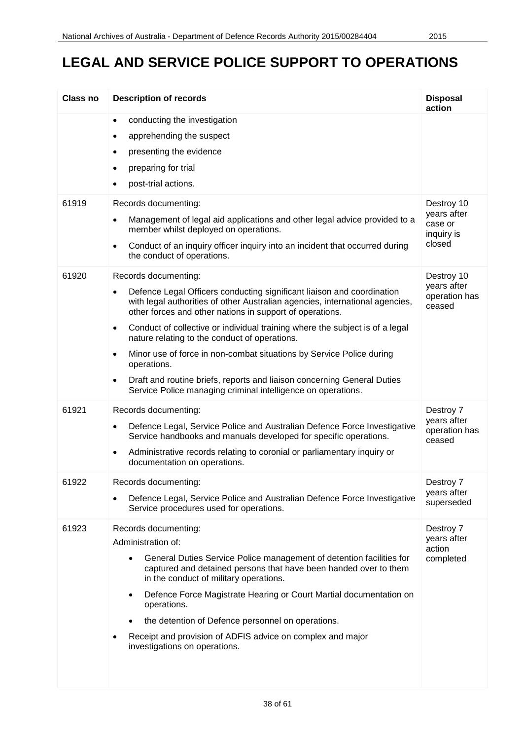# LEGAL AND SERVICE POLICE SUPPORT TO OPERATIONS

| Class no | Description of records | Disposal action |
|---|---|---|
| | • conducting the investigation<br>• apprehending the suspect<br>• presenting the evidence<br>• preparing for trial<br>• post-trial actions. | |
| 61919 | Records documenting:<br>• Management of legal aid applications and other legal advice provided to a member whilst deployed on operations.<br>• Conduct of an inquiry officer inquiry into an incident that occurred during the conduct of operations. | Destroy 10 years after case or inquiry is closed |
| 61920 | Records documenting:<br>• Defence Legal Officers conducting significant liaison and coordination with legal authorities of other Australian agencies, international agencies, other forces and other nations in support of operations.<br>• Conduct of collective or individual training where the subject is of a legal nature relating to the conduct of operations.<br>• Minor use of force in non-combat situations by Service Police during operations.<br>• Draft and routine briefs, reports and liaison concerning General Duties Service Police managing criminal intelligence on operations. | Destroy 10 years after operation has ceased |
| 61921 | Records documenting:<br>• Defence Legal, Service Police and Australian Defence Force Investigative Service handbooks and manuals developed for specific operations.<br>• Administrative records relating to coronial or parliamentary inquiry or documentation on operations. | Destroy 7 years after operation has ceased |
| 61922 | Records documenting:<br>• Defence Legal, Service Police and Australian Defence Force Investigative Service procedures used for operations. | Destroy 7 years after superseded |
| 61923 | Records documenting:<br>Administration of:<br>  • General Duties Service Police management of detention facilities for captured and detained persons that have been handed over to them in the conduct of military operations.<br>  • Defence Force Magistrate Hearing or Court Martial documentation on operations.<br>  • the detention of Defence personnel on operations.<br>• Receipt and provision of ADFIS advice on complex and major investigations on operations. | Destroy 7 years after action completed |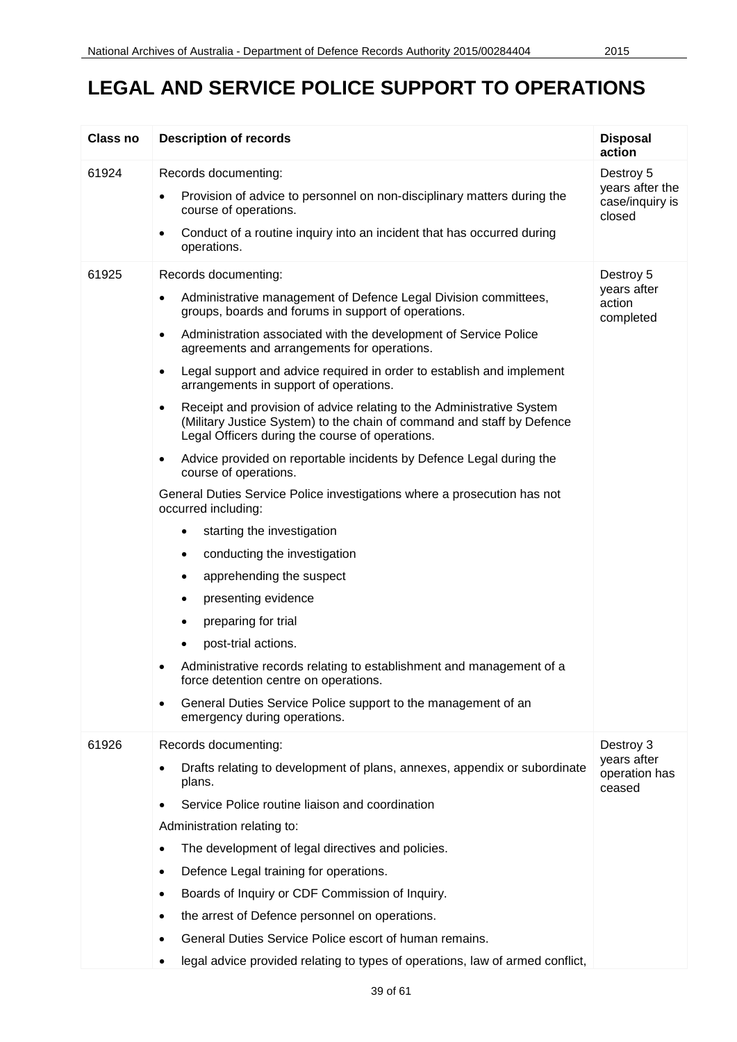# LEGAL AND SERVICE POLICE SUPPORT TO OPERATIONS

| Class no | Description of records | Disposal action |
|---|---|---|
| 61924 | Records documenting:<br>• Provision of advice to personnel on non-disciplinary matters during the course of operations.<br>• Conduct of a routine inquiry into an incident that has occurred during operations. | Destroy 5 years after the case/inquiry is closed |
| 61925 | Records documenting:<br>• Administrative management of Defence Legal Division committees, groups, boards and forums in support of operations.<br>• Administration associated with the development of Service Police agreements and arrangements for operations.<br>• Legal support and advice required in order to establish and implement arrangements in support of operations.<br>• Receipt and provision of advice relating to the Administrative System (Military Justice System) to the chain of command and staff by Defence Legal Officers during the course of operations.<br>• Advice provided on reportable incidents by Defence Legal during the course of operations.<br>General Duties Service Police investigations where a prosecution has not occurred including:<br>• starting the investigation<br>• conducting the investigation<br>• apprehending the suspect<br>• presenting evidence<br>• preparing for trial<br>• post-trial actions.<br>• Administrative records relating to establishment and management of a force detention centre on operations.<br>• General Duties Service Police support to the management of an emergency during operations. | Destroy 5 years after action completed |
| 61926 | Records documenting:<br>• Drafts relating to development of plans, annexes, appendix or subordinate plans.<br>• Service Police routine liaison and coordination<br>Administration relating to:<br>• The development of legal directives and policies.<br>• Defence Legal training for operations.<br>• Boards of Inquiry or CDF Commission of Inquiry.<br>• the arrest of Defence personnel on operations.<br>• General Duties Service Police escort of human remains.<br>• legal advice provided relating to types of operations, law of armed conflict, | Destroy 3 years after operation has ceased |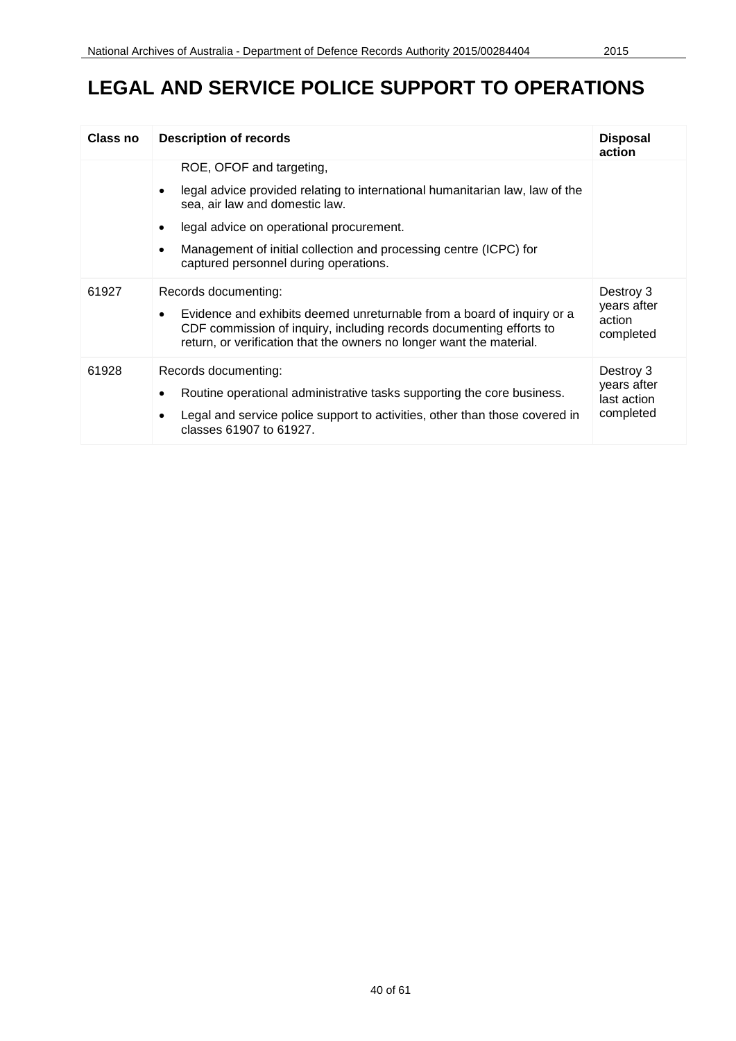# LEGAL AND SERVICE POLICE SUPPORT TO OPERATIONS

| Class no | Description of records | Disposal action |
|---|---|---|
| | ROE, OFOF and targeting,<br>• legal advice provided relating to international humanitarian law, law of the sea, air law and domestic law.<br>• legal advice on operational procurement.<br>• Management of initial collection and processing centre (ICPC) for captured personnel during operations. | |
| 61927 | Records documenting:<br>• Evidence and exhibits deemed unreturnable from a board of inquiry or a CDF commission of inquiry, including records documenting efforts to return, or verification that the owners no longer want the material. | Destroy 3 years after action completed |
| 61928 | Records documenting:<br>• Routine operational administrative tasks supporting the core business.<br>• Legal and service police support to activities, other than those covered in classes 61907 to 61927. | Destroy 3 years after last action completed |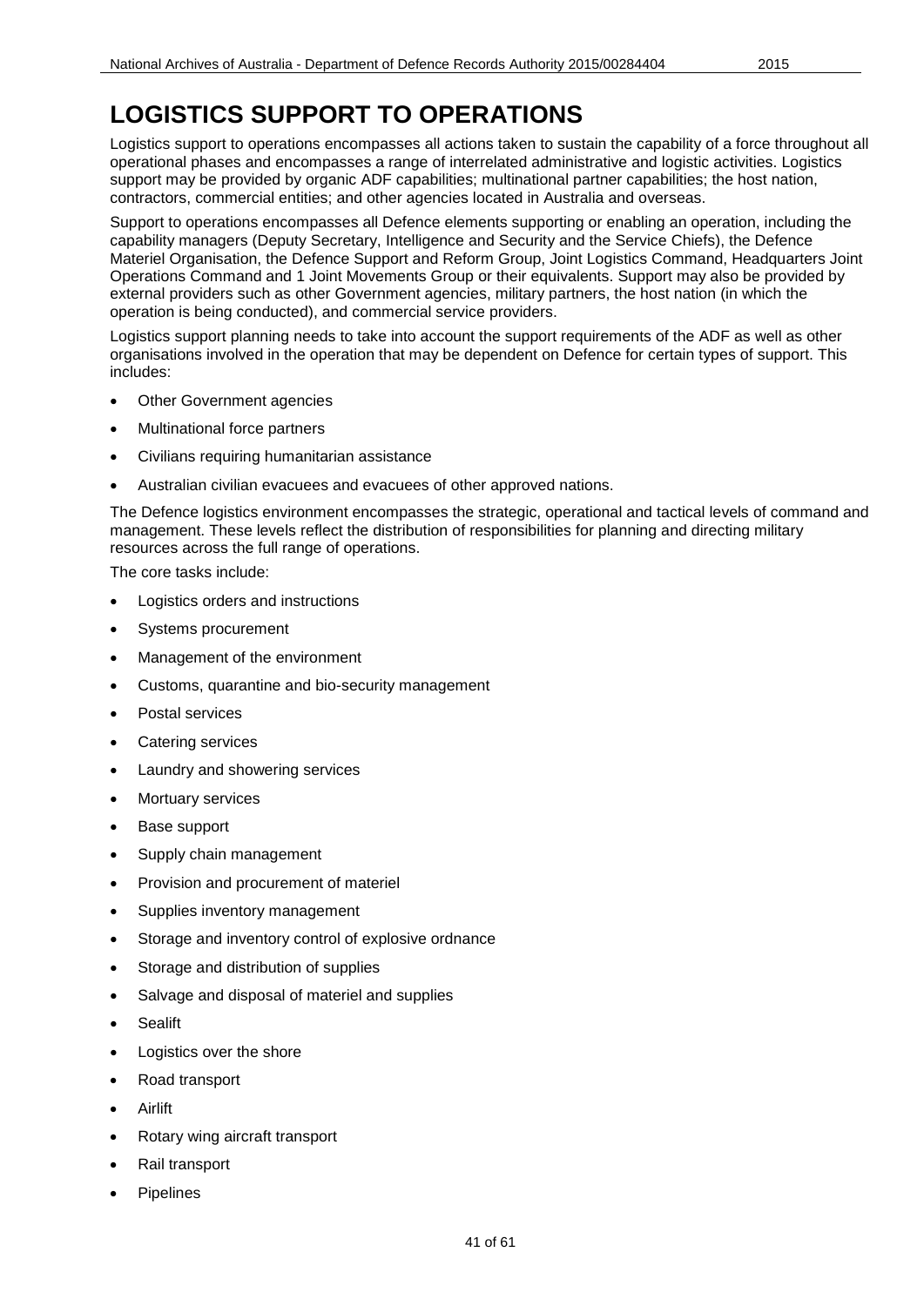# LOGISTICS SUPPORT TO OPERATIONS

Logistics support to operations encompasses all actions taken to sustain the capability of a force throughout all operational phases and encompasses a range of interrelated administrative and logistic activities. Logistics support may be provided by organic ADF capabilities; multinational partner capabilities; the host nation, contractors, commercial entities; and other agencies located in Australia and overseas.

Support to operations encompasses all Defence elements supporting or enabling an operation, including the capability managers (Deputy Secretary, Intelligence and Security and the Service Chiefs), the Defence Materiel Organisation, the Defence Support and Reform Group, Joint Logistics Command, Headquarters Joint Operations Command and 1 Joint Movements Group or their equivalents. Support may also be provided by external providers such as other Government agencies, military partners, the host nation (in which the operation is being conducted), and commercial service providers.

Logistics support planning needs to take into account the support requirements of the ADF as well as other organisations involved in the operation that may be dependent on Defence for certain types of support. This includes:

- Other Government agencies
- Multinational force partners
- Civilians requiring humanitarian assistance
- Australian civilian evacuees and evacuees of other approved nations.

The Defence logistics environment encompasses the strategic, operational and tactical levels of command and management. These levels reflect the distribution of responsibilities for planning and directing military resources across the full range of operations.

The core tasks include:

- Logistics orders and instructions
- Systems procurement
- Management of the environment
- Customs, quarantine and bio-security management
- Postal services
- Catering services
- Laundry and showering services
- Mortuary services
- Base support
- Supply chain management
- Provision and procurement of materiel
- Supplies inventory management
- Storage and inventory control of explosive ordnance
- Storage and distribution of supplies
- Salvage and disposal of materiel and supplies
- Sealift
- Logistics over the shore
- Road transport
- Airlift
- Rotary wing aircraft transport
- Rail transport
- Pipelines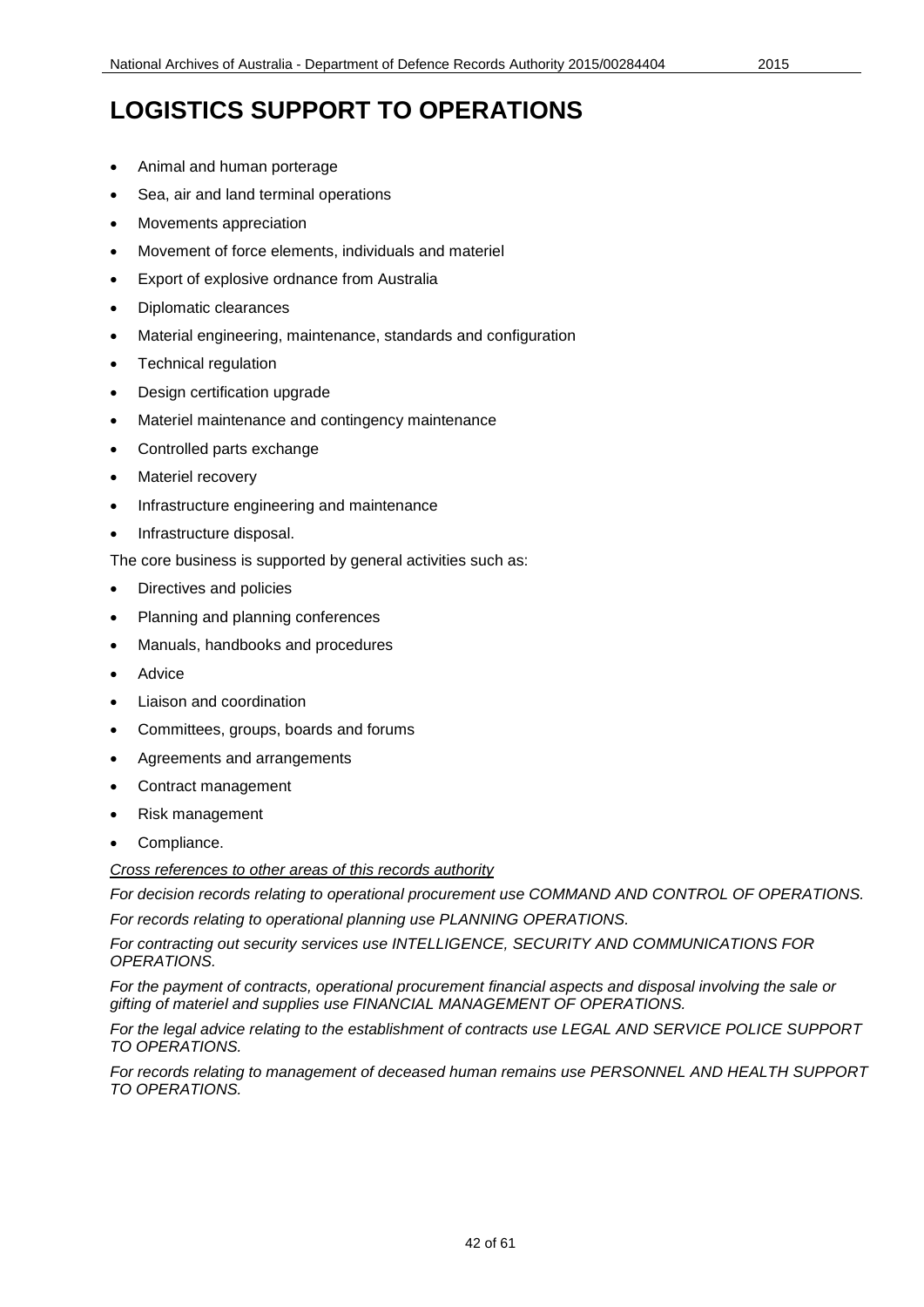# LOGISTICS SUPPORT TO OPERATIONS

- Animal and human porterage
- Sea, air and land terminal operations
- Movements appreciation
- Movement of force elements, individuals and materiel
- Export of explosive ordnance from Australia
- Diplomatic clearances
- Material engineering, maintenance, standards and configuration
- Technical regulation
- Design certification upgrade
- Materiel maintenance and contingency maintenance
- Controlled parts exchange
- Materiel recovery
- Infrastructure engineering and maintenance
- Infrastructure disposal.

The core business is supported by general activities such as:

- Directives and policies
- Planning and planning conferences
- Manuals, handbooks and procedures
- Advice
- Liaison and coordination
- Committees, groups, boards and forums
- Agreements and arrangements
- Contract management
- Risk management
- Compliance.

*<u>Cross references to other areas of this records authority</u>*

*For decision records relating to operational procurement use COMMAND AND CONTROL OF OPERATIONS.*

*For records relating to operational planning use PLANNING OPERATIONS.*

*For contracting out security services use INTELLIGENCE, SECURITY AND COMMUNICATIONS FOR OPERATIONS.*

*For the payment of contracts, operational procurement financial aspects and disposal involving the sale or gifting of materiel and supplies use FINANCIAL MANAGEMENT OF OPERATIONS.*

*For the legal advice relating to the establishment of contracts use LEGAL AND SERVICE POLICE SUPPORT TO OPERATIONS.*

*For records relating to management of deceased human remains use PERSONNEL AND HEALTH SUPPORT TO OPERATIONS.*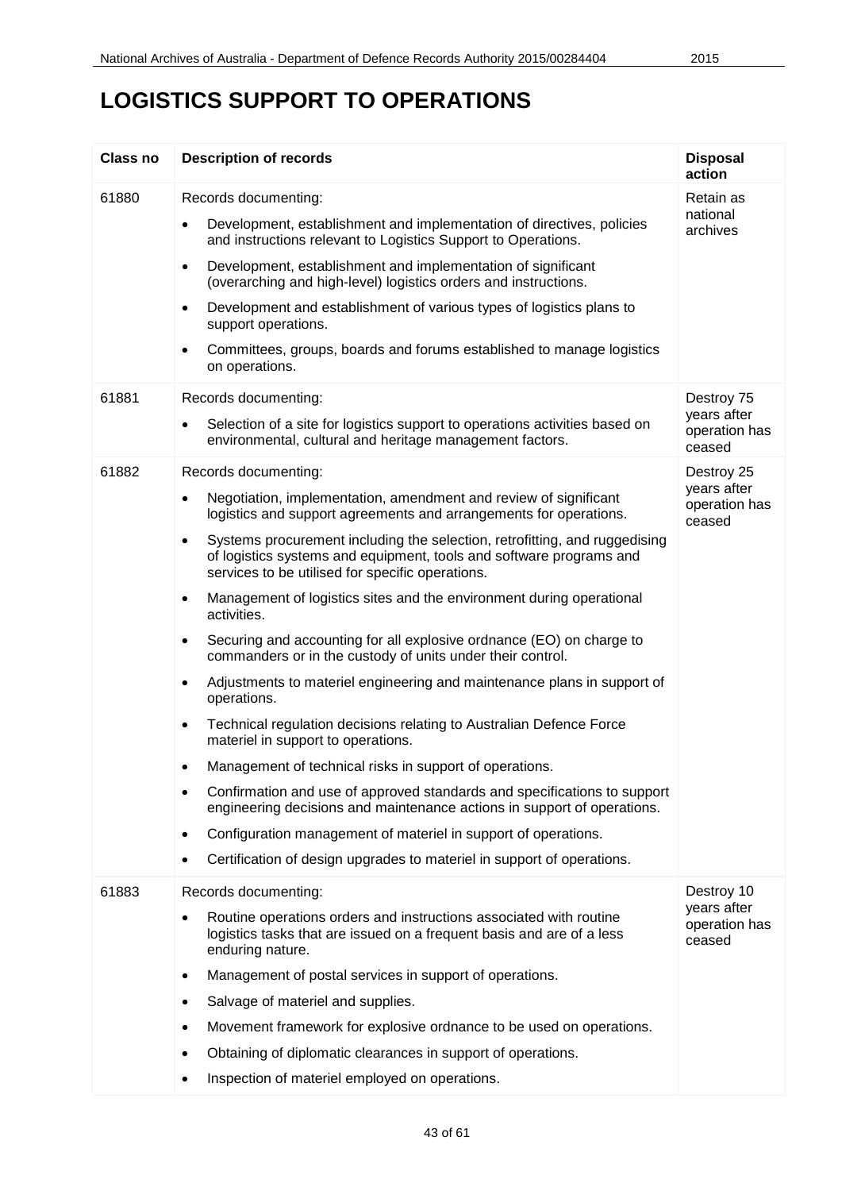# LOGISTICS SUPPORT TO OPERATIONS

| Class no | Description of records | Disposal action |
|---|---|---|
| 61880 | Records documenting:<br>• Development, establishment and implementation of directives, policies and instructions relevant to Logistics Support to Operations.<br>• Development, establishment and implementation of significant (overarching and high-level) logistics orders and instructions.<br>• Development and establishment of various types of logistics plans to support operations.<br>• Committees, groups, boards and forums established to manage logistics on operations. | Retain as national archives |
| 61881 | Records documenting:<br>• Selection of a site for logistics support to operations activities based on environmental, cultural and heritage management factors. | Destroy 75 years after operation has ceased |
| 61882 | Records documenting:<br>• Negotiation, implementation, amendment and review of significant logistics and support agreements and arrangements for operations.<br>• Systems procurement including the selection, retrofitting, and ruggedising of logistics systems and equipment, tools and software programs and services to be utilised for specific operations.<br>• Management of logistics sites and the environment during operational activities.<br>• Securing and accounting for all explosive ordnance (EO) on charge to commanders or in the custody of units under their control.<br>• Adjustments to materiel engineering and maintenance plans in support of operations.<br>• Technical regulation decisions relating to Australian Defence Force materiel in support to operations.<br>• Management of technical risks in support of operations.<br>• Confirmation and use of approved standards and specifications to support engineering decisions and maintenance actions in support of operations.<br>• Configuration management of materiel in support of operations.<br>• Certification of design upgrades to materiel in support of operations. | Destroy 25 years after operation has ceased |
| 61883 | Records documenting:<br>• Routine operations orders and instructions associated with routine logistics tasks that are issued on a frequent basis and are of a less enduring nature.<br>• Management of postal services in support of operations.<br>• Salvage of materiel and supplies.<br>• Movement framework for explosive ordnance to be used on operations.<br>• Obtaining of diplomatic clearances in support of operations.<br>• Inspection of materiel employed on operations. | Destroy 10 years after operation has ceased |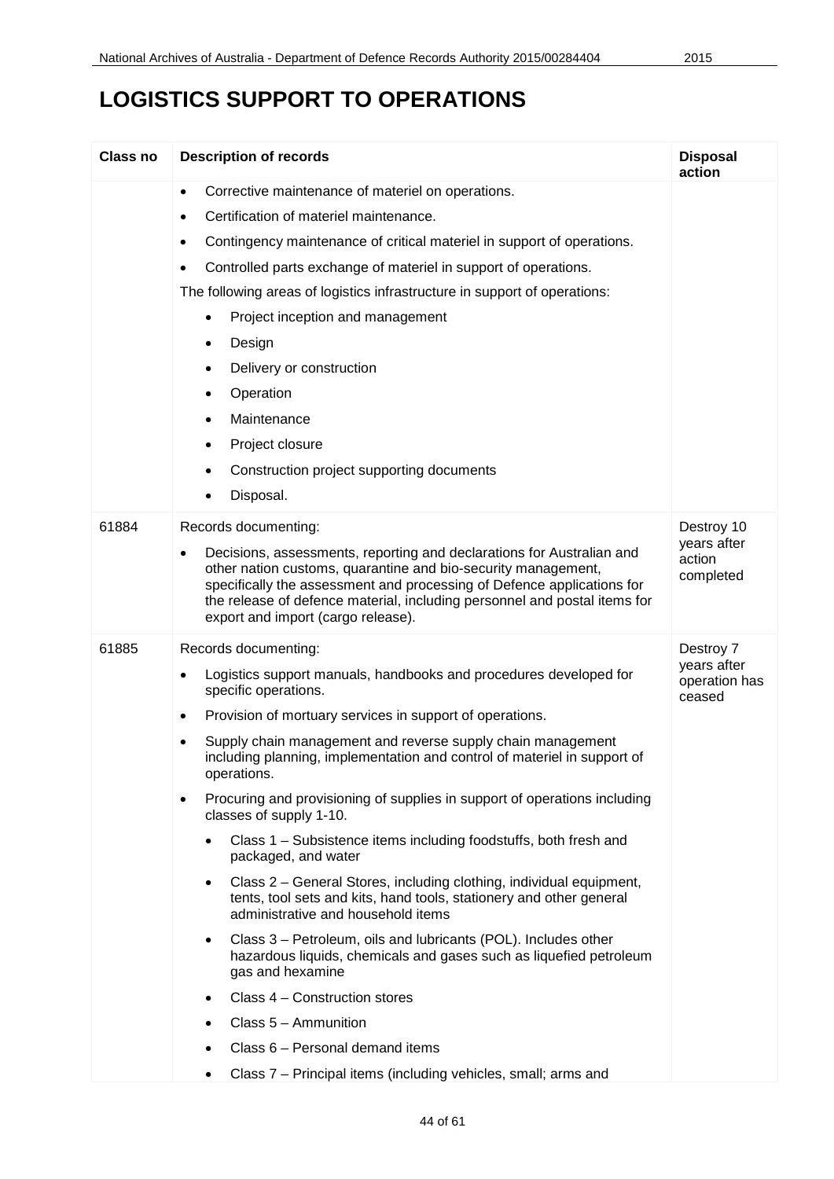# LOGISTICS SUPPORT TO OPERATIONS

| Class no | Description of records | Disposal action |
|---|---|---|
| | • Corrective maintenance of materiel on operations.<br>• Certification of materiel maintenance.<br>• Contingency maintenance of critical materiel in support of operations.<br>• Controlled parts exchange of materiel in support of operations.<br>The following areas of logistics infrastructure in support of operations:<br>  • Project inception and management<br>  • Design<br>  • Delivery or construction<br>  • Operation<br>  • Maintenance<br>  • Project closure<br>  • Construction project supporting documents<br>  • Disposal. | |
| 61884 | Records documenting:<br>• Decisions, assessments, reporting and declarations for Australian and other nation customs, quarantine and bio-security management, specifically the assessment and processing of Defence applications for the release of defence material, including personnel and postal items for export and import (cargo release). | Destroy 10 years after action completed |
| 61885 | Records documenting:<br>• Logistics support manuals, handbooks and procedures developed for specific operations.<br>• Provision of mortuary services in support of operations.<br>• Supply chain management and reverse supply chain management including planning, implementation and control of materiel in support of operations.<br>• Procuring and provisioning of supplies in support of operations including classes of supply 1-10.<br>  • Class 1 – Subsistence items including foodstuffs, both fresh and packaged, and water<br>  • Class 2 – General Stores, including clothing, individual equipment, tents, tool sets and kits, hand tools, stationery and other general administrative and household items<br>  • Class 3 – Petroleum, oils and lubricants (POL). Includes other hazardous liquids, chemicals and gases such as liquefied petroleum gas and hexamine<br>  • Class 4 – Construction stores<br>  • Class 5 – Ammunition<br>  • Class 6 – Personal demand items<br>  • Class 7 – Principal items (including vehicles, small; arms and | Destroy 7 years after operation has ceased |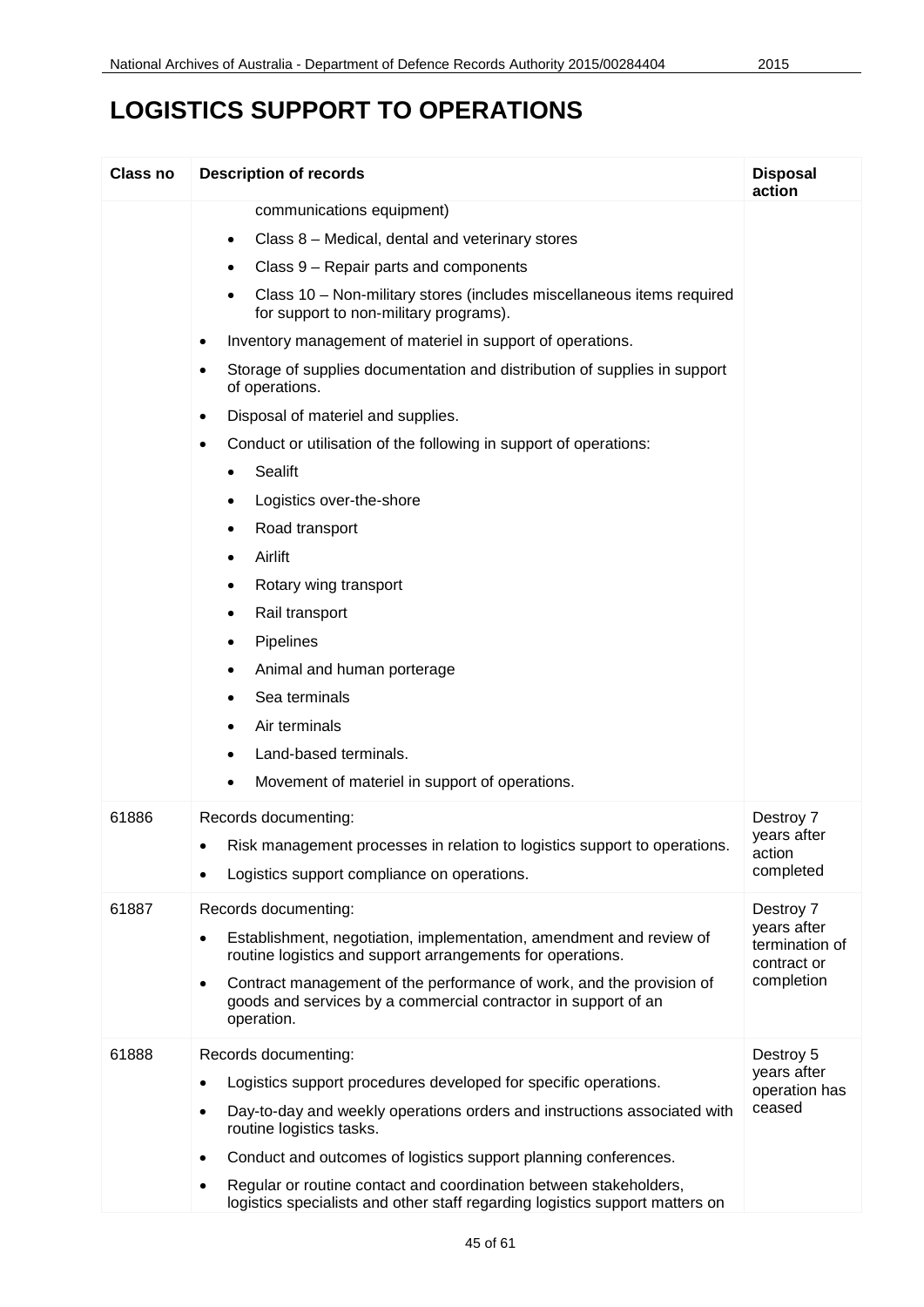# LOGISTICS SUPPORT TO OPERATIONS

| Class no | Description of records | Disposal action |
|---|---|---|
| | communications equipment)<br>• Class 8 – Medical, dental and veterinary stores<br>• Class 9 – Repair parts and components<br>• Class 10 – Non-military stores (includes miscellaneous items required for support to non-military programs).<br>• Inventory management of materiel in support of operations.<br>• Storage of supplies documentation and distribution of supplies in support of operations.<br>• Disposal of materiel and supplies.<br>• Conduct or utilisation of the following in support of operations:<br>• Sealift<br>• Logistics over-the-shore<br>• Road transport<br>• Airlift<br>• Rotary wing transport<br>• Rail transport<br>• Pipelines<br>• Animal and human porterage<br>• Sea terminals<br>• Air terminals<br>• Land-based terminals.<br>• Movement of materiel in support of operations. | |
| 61886 | Records documenting:<br>• Risk management processes in relation to logistics support to operations.<br>• Logistics support compliance on operations. | Destroy 7 years after action completed |
| 61887 | Records documenting:<br>• Establishment, negotiation, implementation, amendment and review of routine logistics and support arrangements for operations.<br>• Contract management of the performance of work, and the provision of goods and services by a commercial contractor in support of an operation. | Destroy 7 years after termination of contract or completion |
| 61888 | Records documenting:<br>• Logistics support procedures developed for specific operations.<br>• Day-to-day and weekly operations orders and instructions associated with routine logistics tasks.<br>• Conduct and outcomes of logistics support planning conferences.<br>• Regular or routine contact and coordination between stakeholders, logistics specialists and other staff regarding logistics support matters on | Destroy 5 years after operation has ceased |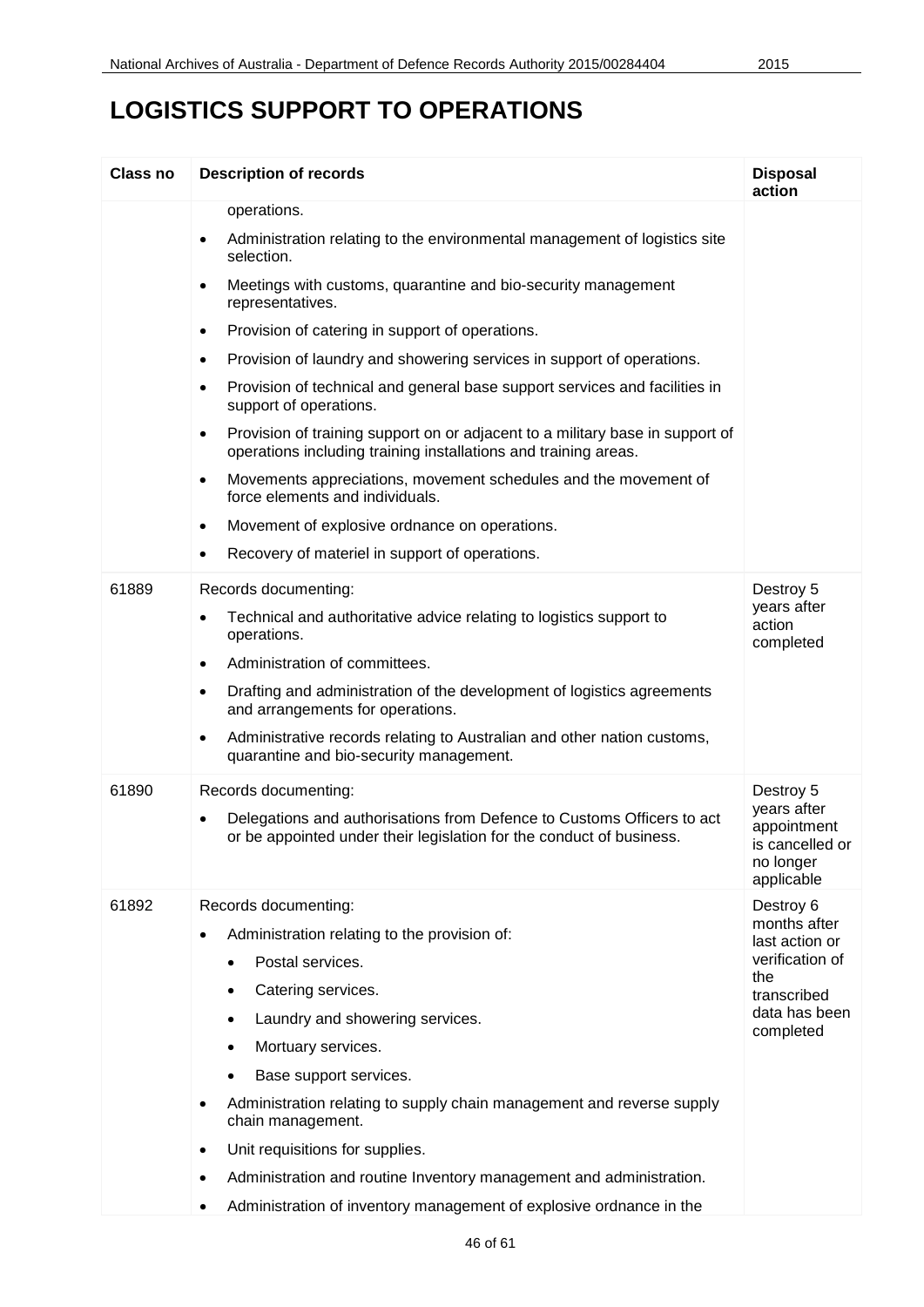# LOGISTICS SUPPORT TO OPERATIONS

| Class no | Description of records | Disposal action |
|---|---|---|
| | operations.<br>• Administration relating to the environmental management of logistics site selection.<br>• Meetings with customs, quarantine and bio-security management representatives.<br>• Provision of catering in support of operations.<br>• Provision of laundry and showering services in support of operations.<br>• Provision of technical and general base support services and facilities in support of operations.<br>• Provision of training support on or adjacent to a military base in support of operations including training installations and training areas.<br>• Movements appreciations, movement schedules and the movement of force elements and individuals.<br>• Movement of explosive ordnance on operations.<br>• Recovery of materiel in support of operations. | |
| 61889 | Records documenting:<br>• Technical and authoritative advice relating to logistics support to operations.<br>• Administration of committees.<br>• Drafting and administration of the development of logistics agreements and arrangements for operations.<br>• Administrative records relating to Australian and other nation customs, quarantine and bio-security management. | Destroy 5 years after action completed |
| 61890 | Records documenting:<br>• Delegations and authorisations from Defence to Customs Officers to act or be appointed under their legislation for the conduct of business. | Destroy 5 years after appointment is cancelled or no longer applicable |
| 61892 | Records documenting:<br>• Administration relating to the provision of:<br>&nbsp;&nbsp;• Postal services.<br>&nbsp;&nbsp;• Catering services.<br>&nbsp;&nbsp;• Laundry and showering services.<br>&nbsp;&nbsp;• Mortuary services.<br>&nbsp;&nbsp;• Base support services.<br>• Administration relating to supply chain management and reverse supply chain management.<br>• Unit requisitions for supplies.<br>• Administration and routine Inventory management and administration.<br>• Administration of inventory management of explosive ordnance in the | Destroy 6 months after last action or verification of the transcribed data has been completed |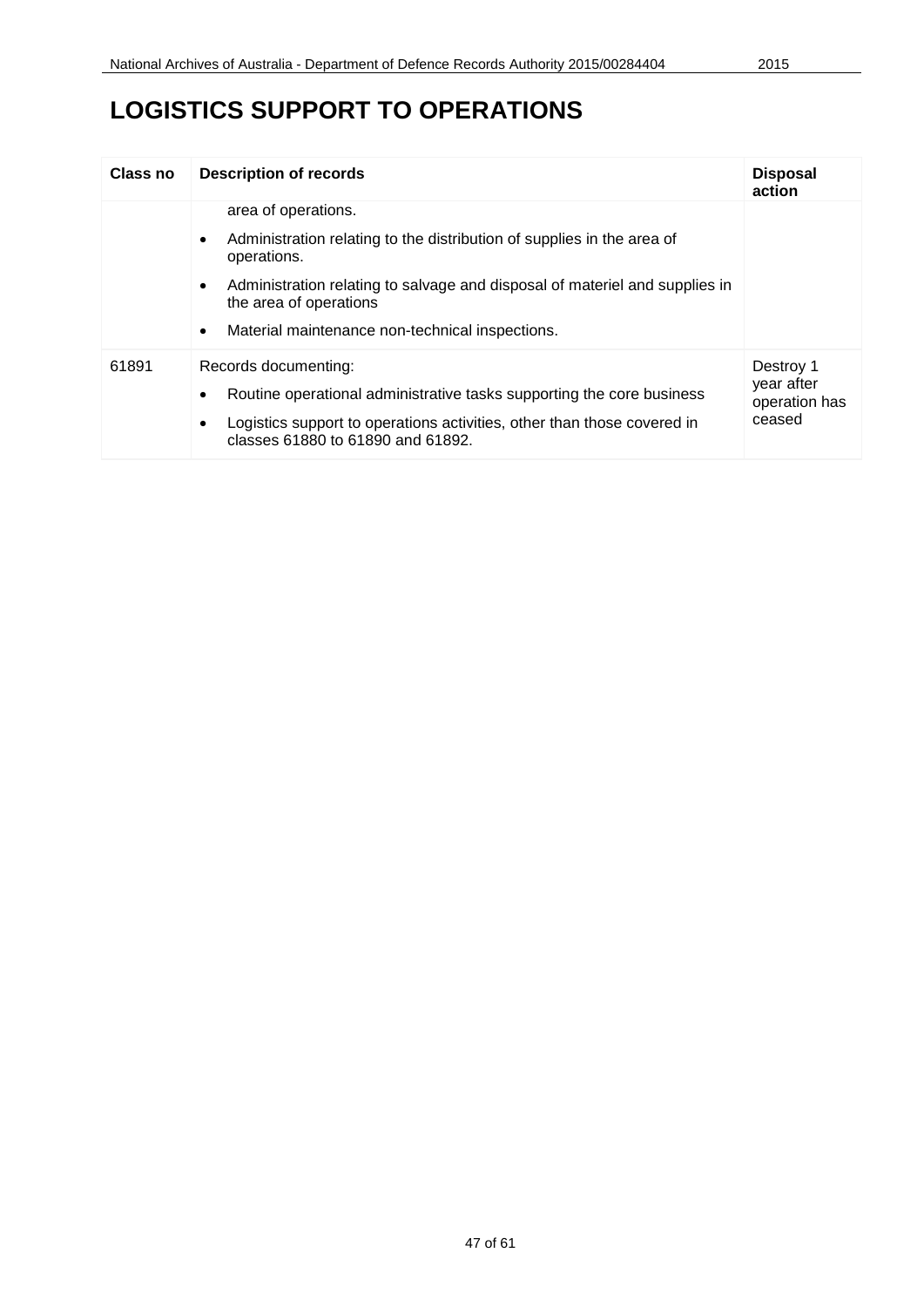# LOGISTICS SUPPORT TO OPERATIONS

| Class no | Description of records | Disposal action |
|---|---|---|
| | area of operations.<br>• Administration relating to the distribution of supplies in the area of operations.<br>• Administration relating to salvage and disposal of materiel and supplies in the area of operations<br>• Material maintenance non-technical inspections. | |
| 61891 | Records documenting:<br>• Routine operational administrative tasks supporting the core business<br>• Logistics support to operations activities, other than those covered in classes 61880 to 61890 and 61892. | Destroy 1 year after operation has ceased |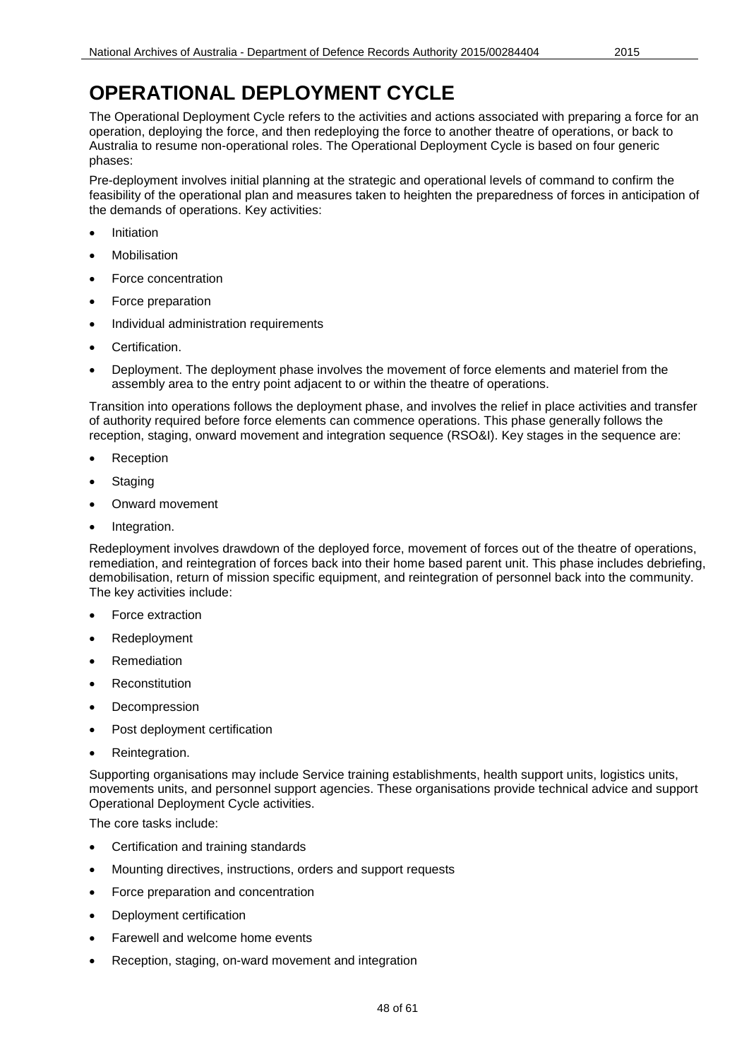# OPERATIONAL DEPLOYMENT CYCLE

The Operational Deployment Cycle refers to the activities and actions associated with preparing a force for an operation, deploying the force, and then redeploying the force to another theatre of operations, or back to Australia to resume non-operational roles. The Operational Deployment Cycle is based on four generic phases:

Pre-deployment involves initial planning at the strategic and operational levels of command to confirm the feasibility of the operational plan and measures taken to heighten the preparedness of forces in anticipation of the demands of operations. Key activities:

- Initiation
- Mobilisation
- Force concentration
- Force preparation
- Individual administration requirements
- Certification.
- Deployment. The deployment phase involves the movement of force elements and materiel from the assembly area to the entry point adjacent to or within the theatre of operations.

Transition into operations follows the deployment phase, and involves the relief in place activities and transfer of authority required before force elements can commence operations. This phase generally follows the reception, staging, onward movement and integration sequence (RSO&I). Key stages in the sequence are:

- Reception
- Staging
- Onward movement
- Integration.

Redeployment involves drawdown of the deployed force, movement of forces out of the theatre of operations, remediation, and reintegration of forces back into their home based parent unit. This phase includes debriefing, demobilisation, return of mission specific equipment, and reintegration of personnel back into the community. The key activities include:

- Force extraction
- Redeployment
- Remediation
- Reconstitution
- Decompression
- Post deployment certification
- Reintegration.

Supporting organisations may include Service training establishments, health support units, logistics units, movements units, and personnel support agencies. These organisations provide technical advice and support Operational Deployment Cycle activities.

The core tasks include:

- Certification and training standards
- Mounting directives, instructions, orders and support requests
- Force preparation and concentration
- Deployment certification
- Farewell and welcome home events
- Reception, staging, on-ward movement and integration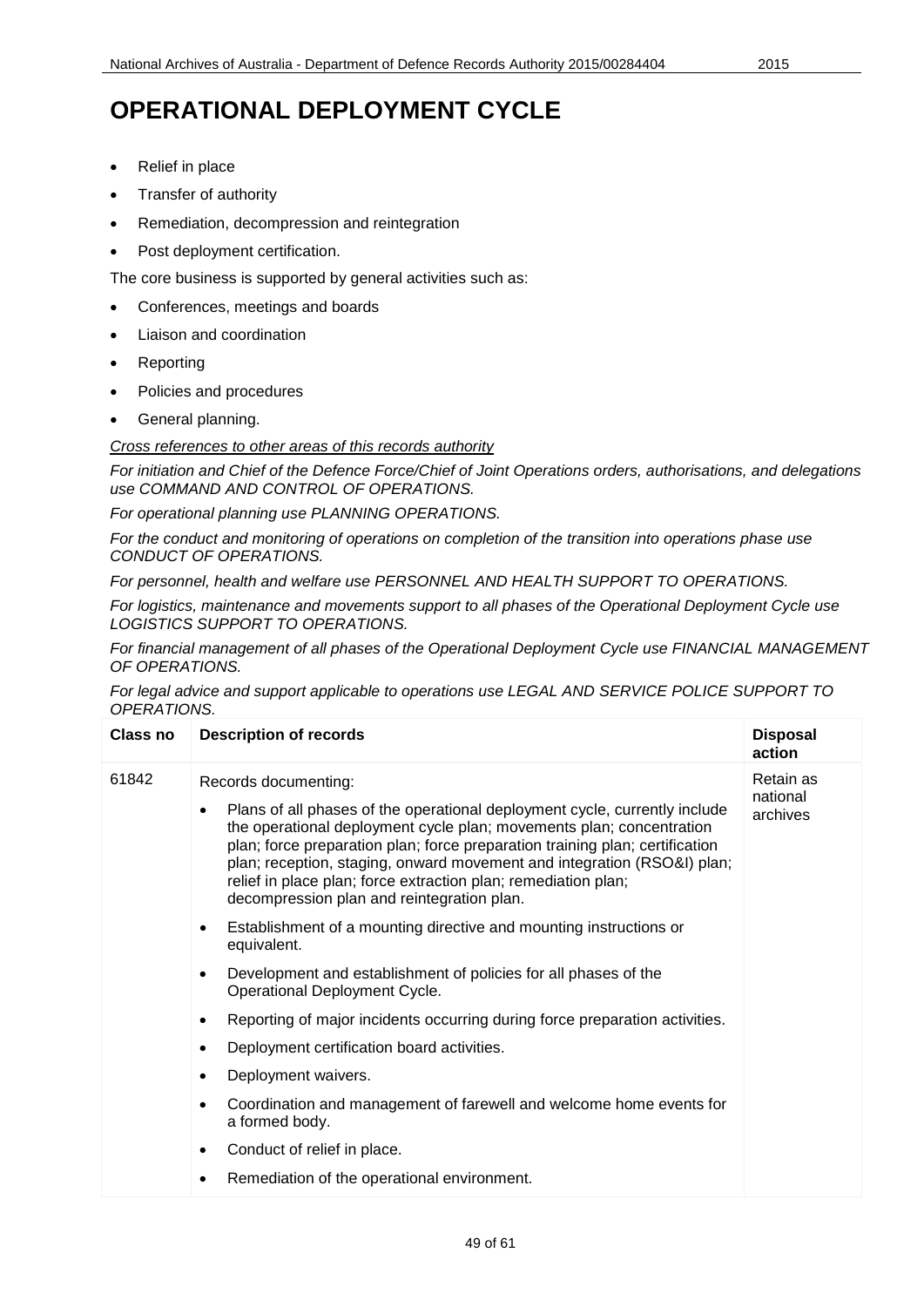# OPERATIONAL DEPLOYMENT CYCLE

- Relief in place
- Transfer of authority
- Remediation, decompression and reintegration
- Post deployment certification.

The core business is supported by general activities such as:

- Conferences, meetings and boards
- Liaison and coordination
- Reporting
- Policies and procedures
- General planning.

*Cross references to other areas of this records authority*

*For initiation and Chief of the Defence Force/Chief of Joint Operations orders, authorisations, and delegations use COMMAND AND CONTROL OF OPERATIONS.*

*For operational planning use PLANNING OPERATIONS.*

*For the conduct and monitoring of operations on completion of the transition into operations phase use CONDUCT OF OPERATIONS.*

*For personnel, health and welfare use PERSONNEL AND HEALTH SUPPORT TO OPERATIONS.*

*For logistics, maintenance and movements support to all phases of the Operational Deployment Cycle use LOGISTICS SUPPORT TO OPERATIONS.*

*For financial management of all phases of the Operational Deployment Cycle use FINANCIAL MANAGEMENT OF OPERATIONS.*

*For legal advice and support applicable to operations use LEGAL AND SERVICE POLICE SUPPORT TO OPERATIONS.*

| Class no | Description of records | Disposal action |
|---|---|---|
| 61842 | Records documenting:<br>• Plans of all phases of the operational deployment cycle, currently include the operational deployment cycle plan; movements plan; concentration plan; force preparation plan; force preparation training plan; certification plan; reception, staging, onward movement and integration (RSO&I) plan; relief in place plan; force extraction plan; remediation plan; decompression plan and reintegration plan.<br>• Establishment of a mounting directive and mounting instructions or equivalent.<br>• Development and establishment of policies for all phases of the Operational Deployment Cycle.<br>• Reporting of major incidents occurring during force preparation activities.<br>• Deployment certification board activities.<br>• Deployment waivers.<br>• Coordination and management of farewell and welcome home events for a formed body.<br>• Conduct of relief in place.<br>• Remediation of the operational environment. | Retain as national archives |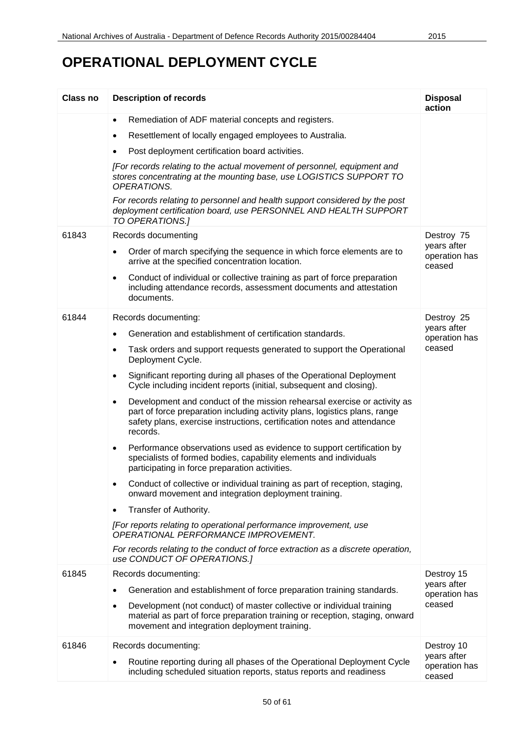# OPERATIONAL DEPLOYMENT CYCLE

| Class no | Description of records | Disposal action |
|---|---|---|
| | • Remediation of ADF material concepts and registers.<br>• Resettlement of locally engaged employees to Australia.<br>• Post deployment certification board activities.<br>*[For records relating to the actual movement of personnel, equipment and stores concentrating at the mounting base, use LOGISTICS SUPPORT TO OPERATIONS.*<br>*For records relating to personnel and health support considered by the post deployment certification board, use PERSONNEL AND HEALTH SUPPORT TO OPERATIONS.]* | |
| 61843 | Records documenting<br>• Order of march specifying the sequence in which force elements are to arrive at the specified concentration location.<br>• Conduct of individual or collective training as part of force preparation including attendance records, assessment documents and attestation documents. | Destroy 75 years after operation has ceased |
| 61844 | Records documenting:<br>• Generation and establishment of certification standards.<br>• Task orders and support requests generated to support the Operational Deployment Cycle.<br>• Significant reporting during all phases of the Operational Deployment Cycle including incident reports (initial, subsequent and closing).<br>• Development and conduct of the mission rehearsal exercise or activity as part of force preparation including activity plans, logistics plans, range safety plans, exercise instructions, certification notes and attendance records.<br>• Performance observations used as evidence to support certification by specialists of formed bodies, capability elements and individuals participating in force preparation activities.<br>• Conduct of collective or individual training as part of reception, staging, onward movement and integration deployment training.<br>• Transfer of Authority.<br>*[For reports relating to operational performance improvement, use OPERATIONAL PERFORMANCE IMPROVEMENT.*<br>*For records relating to the conduct of force extraction as a discrete operation, use CONDUCT OF OPERATIONS.]* | Destroy 25 years after operation has ceased |
| 61845 | Records documenting:<br>• Generation and establishment of force preparation training standards.<br>• Development (not conduct) of master collective or individual training material as part of force preparation training or reception, staging, onward movement and integration deployment training. | Destroy 15 years after operation has ceased |
| 61846 | Records documenting:<br>• Routine reporting during all phases of the Operational Deployment Cycle including scheduled situation reports, status reports and readiness | Destroy 10 years after operation has ceased |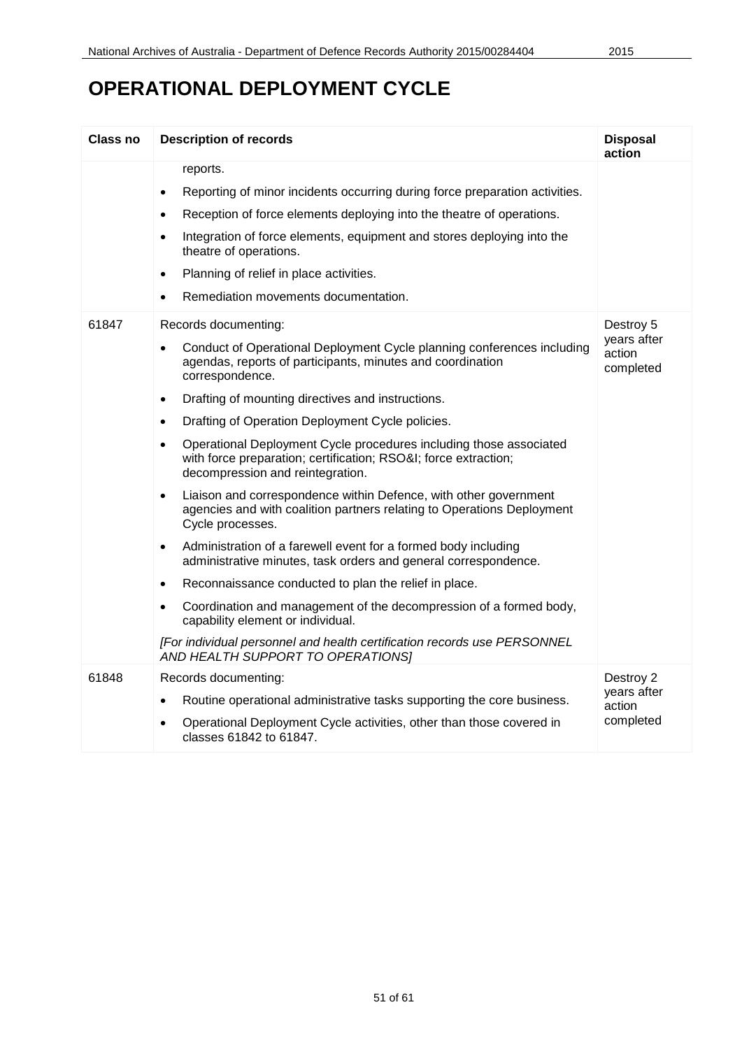# OPERATIONAL DEPLOYMENT CYCLE

| Class no | Description of records | Disposal action |
|---|---|---|
| | reports.<br>• Reporting of minor incidents occurring during force preparation activities.<br>• Reception of force elements deploying into the theatre of operations.<br>• Integration of force elements, equipment and stores deploying into the theatre of operations.<br>• Planning of relief in place activities.<br>• Remediation movements documentation. | |
| 61847 | Records documenting:<br>• Conduct of Operational Deployment Cycle planning conferences including agendas, reports of participants, minutes and coordination correspondence.<br>• Drafting of mounting directives and instructions.<br>• Drafting of Operation Deployment Cycle policies.<br>• Operational Deployment Cycle procedures including those associated with force preparation; certification; RSO&I; force extraction; decompression and reintegration.<br>• Liaison and correspondence within Defence, with other government agencies and with coalition partners relating to Operations Deployment Cycle processes.<br>• Administration of a farewell event for a formed body including administrative minutes, task orders and general correspondence.<br>• Reconnaissance conducted to plan the relief in place.<br>• Coordination and management of the decompression of a formed body, capability element or individual.<br>*[For individual personnel and health certification records use PERSONNEL AND HEALTH SUPPORT TO OPERATIONS]* | Destroy 5 years after action completed |
| 61848 | Records documenting:<br>• Routine operational administrative tasks supporting the core business.<br>• Operational Deployment Cycle activities, other than those covered in classes 61842 to 61847. | Destroy 2 years after action completed |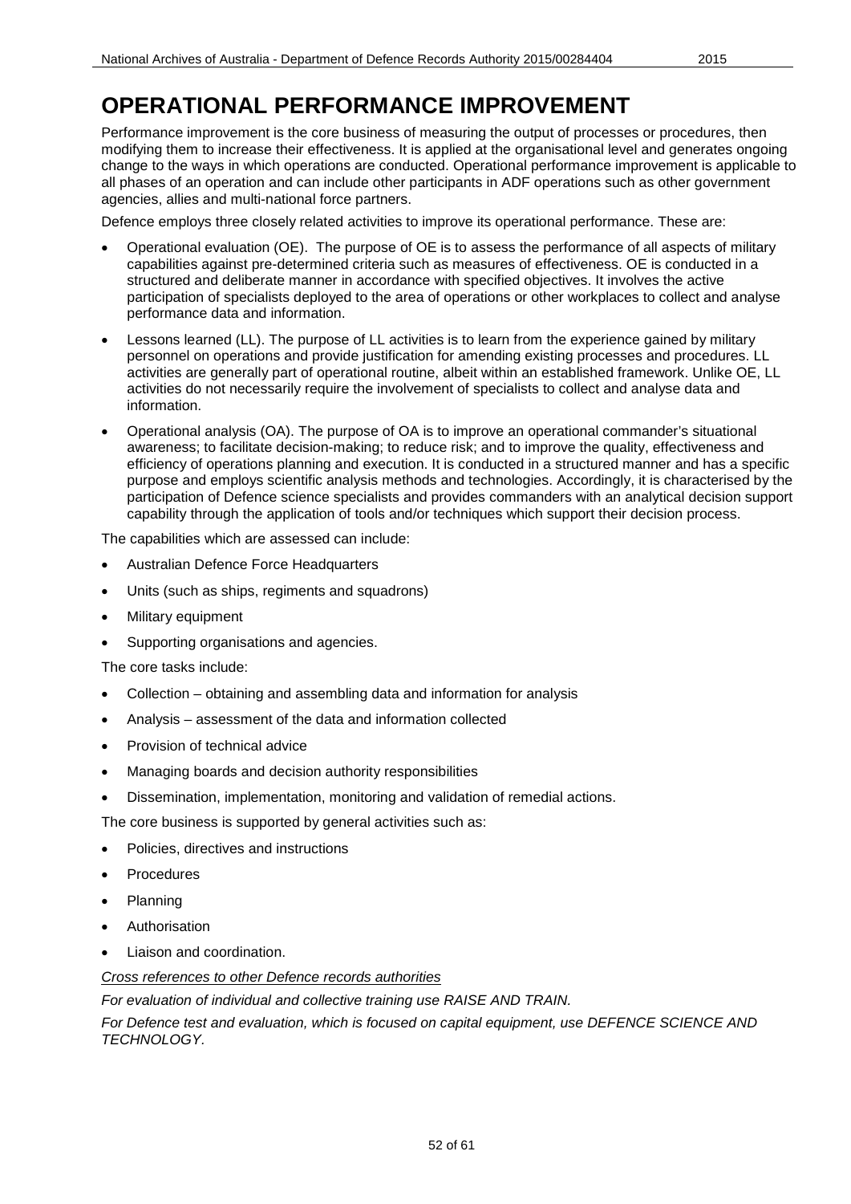# OPERATIONAL PERFORMANCE IMPROVEMENT

Performance improvement is the core business of measuring the output of processes or procedures, then modifying them to increase their effectiveness. It is applied at the organisational level and generates ongoing change to the ways in which operations are conducted. Operational performance improvement is applicable to all phases of an operation and can include other participants in ADF operations such as other government agencies, allies and multi-national force partners.

Defence employs three closely related activities to improve its operational performance. These are:

- Operational evaluation (OE). The purpose of OE is to assess the performance of all aspects of military capabilities against pre-determined criteria such as measures of effectiveness. OE is conducted in a structured and deliberate manner in accordance with specified objectives. It involves the active participation of specialists deployed to the area of operations or other workplaces to collect and analyse performance data and information.
- Lessons learned (LL). The purpose of LL activities is to learn from the experience gained by military personnel on operations and provide justification for amending existing processes and procedures. LL activities are generally part of operational routine, albeit within an established framework. Unlike OE, LL activities do not necessarily require the involvement of specialists to collect and analyse data and information.
- Operational analysis (OA). The purpose of OA is to improve an operational commander's situational awareness; to facilitate decision-making; to reduce risk; and to improve the quality, effectiveness and efficiency of operations planning and execution. It is conducted in a structured manner and has a specific purpose and employs scientific analysis methods and technologies. Accordingly, it is characterised by the participation of Defence science specialists and provides commanders with an analytical decision support capability through the application of tools and/or techniques which support their decision process.

The capabilities which are assessed can include:

- Australian Defence Force Headquarters
- Units (such as ships, regiments and squadrons)
- Military equipment
- Supporting organisations and agencies.

The core tasks include:

- Collection – obtaining and assembling data and information for analysis
- Analysis – assessment of the data and information collected
- Provision of technical advice
- Managing boards and decision authority responsibilities
- Dissemination, implementation, monitoring and validation of remedial actions.

The core business is supported by general activities such as:

- Policies, directives and instructions
- Procedures
- Planning
- Authorisation
- Liaison and coordination.

*Cross references to other Defence records authorities*

*For evaluation of individual and collective training use RAISE AND TRAIN.*

*For Defence test and evaluation, which is focused on capital equipment, use DEFENCE SCIENCE AND TECHNOLOGY.*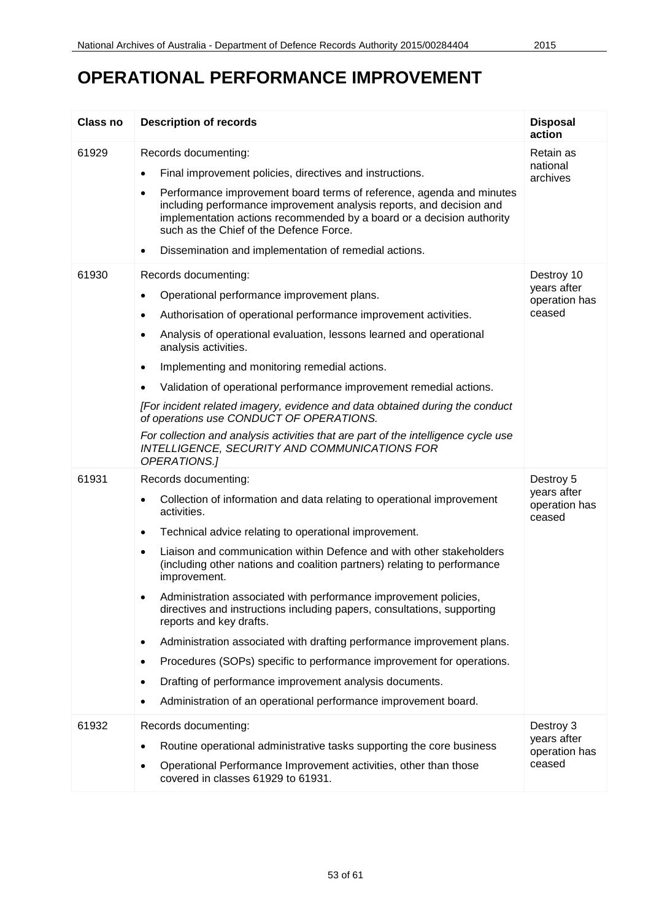# OPERATIONAL PERFORMANCE IMPROVEMENT

| Class no | Description of records | Disposal action |
|---|---|---|
| 61929 | Records documenting:<br>• Final improvement policies, directives and instructions.<br>• Performance improvement board terms of reference, agenda and minutes including performance improvement analysis reports, and decision and implementation actions recommended by a board or a decision authority such as the Chief of the Defence Force.<br>• Dissemination and implementation of remedial actions. | Retain as national archives |
| 61930 | Records documenting:<br>• Operational performance improvement plans.<br>• Authorisation of operational performance improvement activities.<br>• Analysis of operational evaluation, lessons learned and operational analysis activities.<br>• Implementing and monitoring remedial actions.<br>• Validation of operational performance improvement remedial actions.<br>*[For incident related imagery, evidence and data obtained during the conduct of operations use CONDUCT OF OPERATIONS.*<br>*For collection and analysis activities that are part of the intelligence cycle use INTELLIGENCE, SECURITY AND COMMUNICATIONS FOR OPERATIONS.]* | Destroy 10 years after operation has ceased |
| 61931 | Records documenting:<br>• Collection of information and data relating to operational improvement activities.<br>• Technical advice relating to operational improvement.<br>• Liaison and communication within Defence and with other stakeholders (including other nations and coalition partners) relating to performance improvement.<br>• Administration associated with performance improvement policies, directives and instructions including papers, consultations, supporting reports and key drafts.<br>• Administration associated with drafting performance improvement plans.<br>• Procedures (SOPs) specific to performance improvement for operations.<br>• Drafting of performance improvement analysis documents.<br>• Administration of an operational performance improvement board. | Destroy 5 years after operation has ceased |
| 61932 | Records documenting:<br>• Routine operational administrative tasks supporting the core business<br>• Operational Performance Improvement activities, other than those covered in classes 61929 to 61931. | Destroy 3 years after operation has ceased |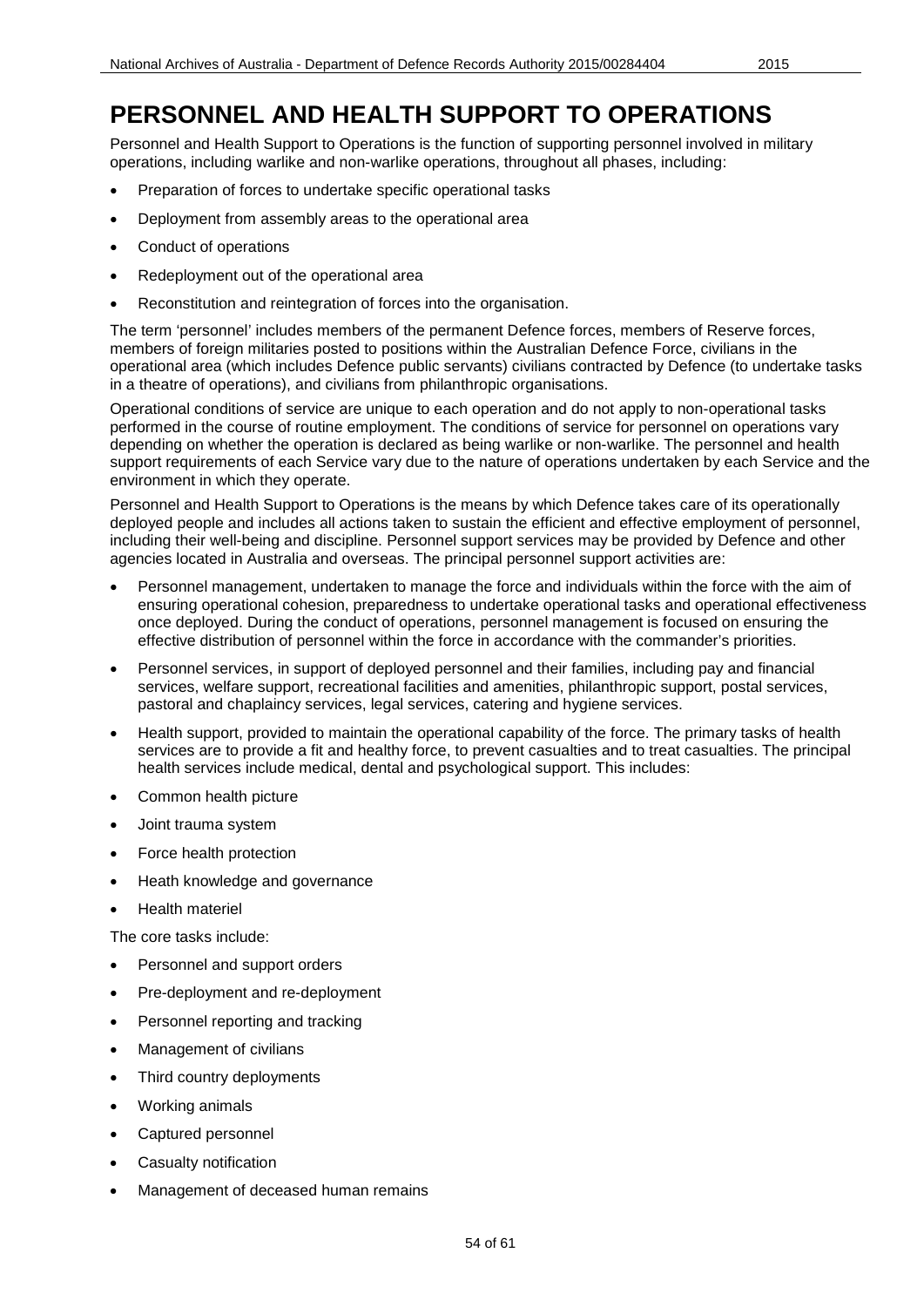# PERSONNEL AND HEALTH SUPPORT TO OPERATIONS

Personnel and Health Support to Operations is the function of supporting personnel involved in military operations, including warlike and non-warlike operations, throughout all phases, including:

- Preparation of forces to undertake specific operational tasks
- Deployment from assembly areas to the operational area
- Conduct of operations
- Redeployment out of the operational area
- Reconstitution and reintegration of forces into the organisation.

The term 'personnel' includes members of the permanent Defence forces, members of Reserve forces, members of foreign militaries posted to positions within the Australian Defence Force, civilians in the operational area (which includes Defence public servants) civilians contracted by Defence (to undertake tasks in a theatre of operations), and civilians from philanthropic organisations.

Operational conditions of service are unique to each operation and do not apply to non-operational tasks performed in the course of routine employment. The conditions of service for personnel on operations vary depending on whether the operation is declared as being warlike or non-warlike. The personnel and health support requirements of each Service vary due to the nature of operations undertaken by each Service and the environment in which they operate.

Personnel and Health Support to Operations is the means by which Defence takes care of its operationally deployed people and includes all actions taken to sustain the efficient and effective employment of personnel, including their well-being and discipline. Personnel support services may be provided by Defence and other agencies located in Australia and overseas. The principal personnel support activities are:

- Personnel management, undertaken to manage the force and individuals within the force with the aim of ensuring operational cohesion, preparedness to undertake operational tasks and operational effectiveness once deployed. During the conduct of operations, personnel management is focused on ensuring the effective distribution of personnel within the force in accordance with the commander's priorities.
- Personnel services, in support of deployed personnel and their families, including pay and financial services, welfare support, recreational facilities and amenities, philanthropic support, postal services, pastoral and chaplaincy services, legal services, catering and hygiene services.
- Health support, provided to maintain the operational capability of the force. The primary tasks of health services are to provide a fit and healthy force, to prevent casualties and to treat casualties. The principal health services include medical, dental and psychological support. This includes:
- Common health picture
- Joint trauma system
- Force health protection
- Heath knowledge and governance
- Health materiel

The core tasks include:

- Personnel and support orders
- Pre-deployment and re-deployment
- Personnel reporting and tracking
- Management of civilians
- Third country deployments
- Working animals
- Captured personnel
- Casualty notification
- Management of deceased human remains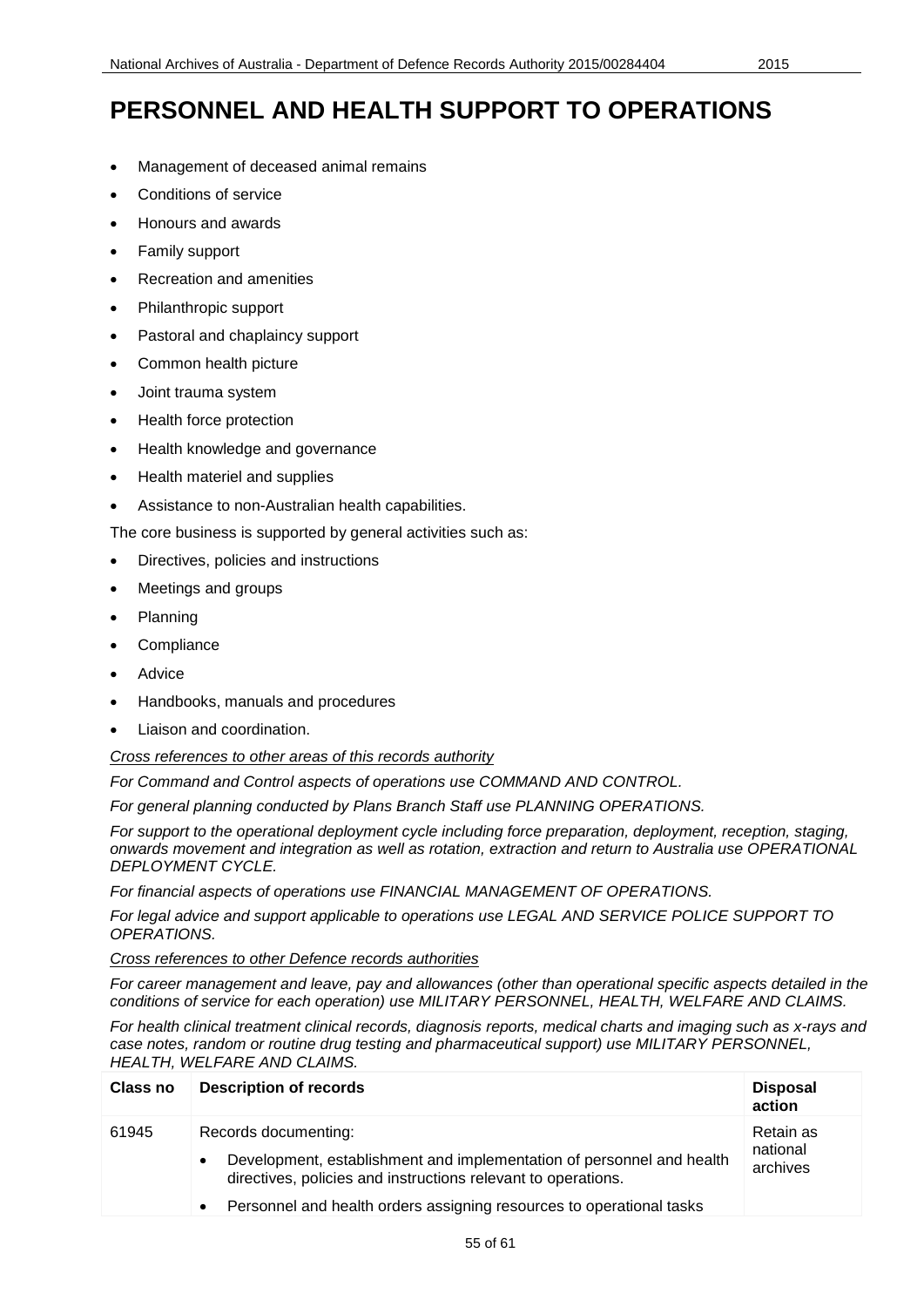# PERSONNEL AND HEALTH SUPPORT TO OPERATIONS

- Management of deceased animal remains
- Conditions of service
- Honours and awards
- Family support
- Recreation and amenities
- Philanthropic support
- Pastoral and chaplaincy support
- Common health picture
- Joint trauma system
- Health force protection
- Health knowledge and governance
- Health materiel and supplies
- Assistance to non-Australian health capabilities.

The core business is supported by general activities such as:

- Directives, policies and instructions
- Meetings and groups
- Planning
- Compliance
- Advice
- Handbooks, manuals and procedures
- Liaison and coordination.

*Cross references to other areas of this records authority*

*For Command and Control aspects of operations use COMMAND AND CONTROL.*

*For general planning conducted by Plans Branch Staff use PLANNING OPERATIONS.*

*For support to the operational deployment cycle including force preparation, deployment, reception, staging, onwards movement and integration as well as rotation, extraction and return to Australia use OPERATIONAL DEPLOYMENT CYCLE.*

*For financial aspects of operations use FINANCIAL MANAGEMENT OF OPERATIONS.*

*For legal advice and support applicable to operations use LEGAL AND SERVICE POLICE SUPPORT TO OPERATIONS.*

*Cross references to other Defence records authorities*

*For career management and leave, pay and allowances (other than operational specific aspects detailed in the conditions of service for each operation) use MILITARY PERSONNEL, HEALTH, WELFARE AND CLAIMS.*

*For health clinical treatment clinical records, diagnosis reports, medical charts and imaging such as x-rays and case notes, random or routine drug testing and pharmaceutical support) use MILITARY PERSONNEL, HEALTH, WELFARE AND CLAIMS.*

| Class no | Description of records | Disposal action |
|---|---|---|
| 61945 | Records documenting:<br>• Development, establishment and implementation of personnel and health directives, policies and instructions relevant to operations.<br>• Personnel and health orders assigning resources to operational tasks | Retain as national archives |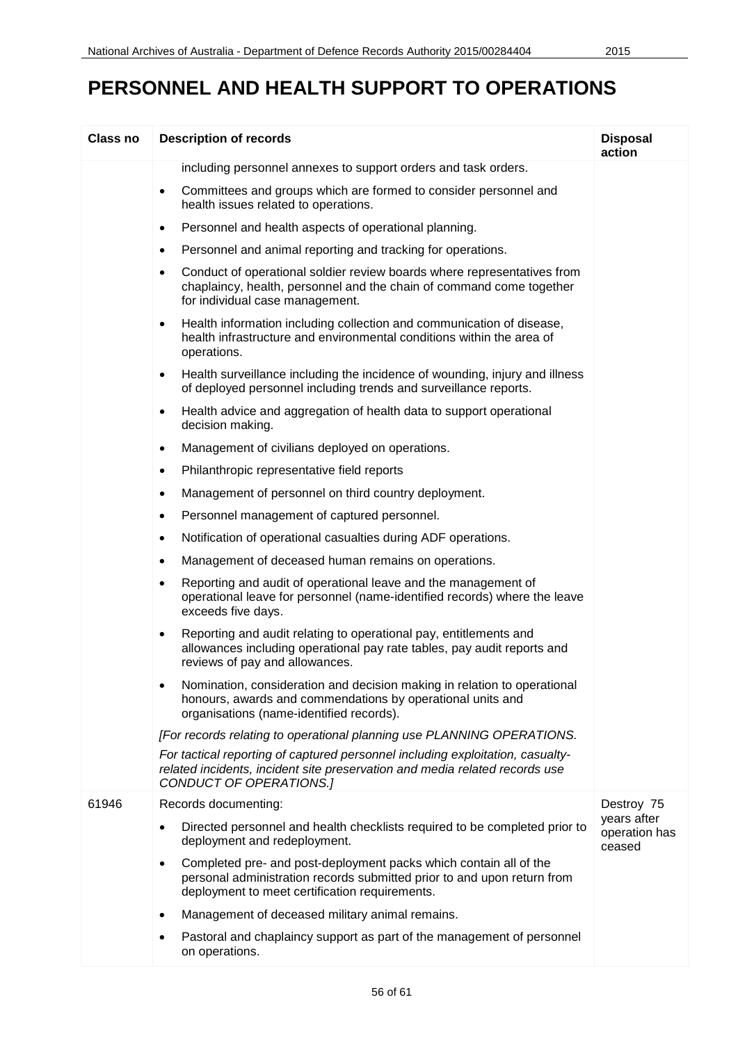# PERSONNEL AND HEALTH SUPPORT TO OPERATIONS

| Class no | Description of records | Disposal action |
|---|---|---|
| | including personnel annexes to support orders and task orders.<br>• Committees and groups which are formed to consider personnel and health issues related to operations.<br>• Personnel and health aspects of operational planning.<br>• Personnel and animal reporting and tracking for operations.<br>• Conduct of operational soldier review boards where representatives from chaplaincy, health, personnel and the chain of command come together for individual case management.<br>• Health information including collection and communication of disease, health infrastructure and environmental conditions within the area of operations.<br>• Health surveillance including the incidence of wounding, injury and illness of deployed personnel including trends and surveillance reports.<br>• Health advice and aggregation of health data to support operational decision making.<br>• Management of civilians deployed on operations.<br>• Philanthropic representative field reports<br>• Management of personnel on third country deployment.<br>• Personnel management of captured personnel.<br>• Notification of operational casualties during ADF operations.<br>• Management of deceased human remains on operations.<br>• Reporting and audit of operational leave and the management of operational leave for personnel (name-identified records) where the leave exceeds five days.<br>• Reporting and audit relating to operational pay, entitlements and allowances including operational pay rate tables, pay audit reports and reviews of pay and allowances.<br>• Nomination, consideration and decision making in relation to operational honours, awards and commendations by operational units and organisations (name-identified records).<br>*[For records relating to operational planning use PLANNING OPERATIONS.*<br>*For tactical reporting of captured personnel including exploitation, casualty-related incidents, incident site preservation and media related records use CONDUCT OF OPERATIONS.]* | |
| 61946 | Records documenting:<br>• Directed personnel and health checklists required to be completed prior to deployment and redeployment.<br>• Completed pre- and post-deployment packs which contain all of the personal administration records submitted prior to and upon return from deployment to meet certification requirements.<br>• Management of deceased military animal remains.<br>• Pastoral and chaplaincy support as part of the management of personnel on operations. | Destroy 75 years after operation has ceased |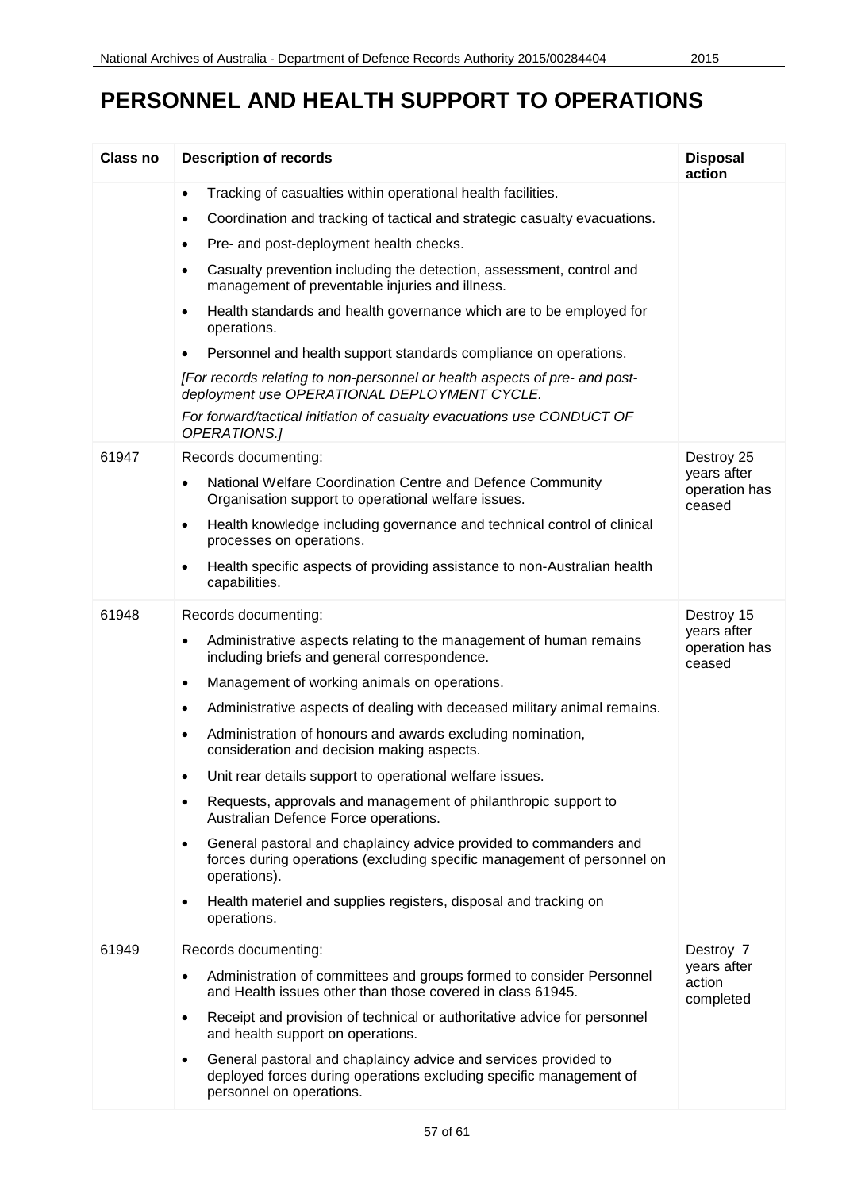# PERSONNEL AND HEALTH SUPPORT TO OPERATIONS

| Class no | Description of records | Disposal action |
|---|---|---|
| | • Tracking of casualties within operational health facilities.<br>• Coordination and tracking of tactical and strategic casualty evacuations.<br>• Pre- and post-deployment health checks.<br>• Casualty prevention including the detection, assessment, control and management of preventable injuries and illness.<br>• Health standards and health governance which are to be employed for operations.<br>• Personnel and health support standards compliance on operations.<br>*[For records relating to non-personnel or health aspects of pre- and post-deployment use OPERATIONAL DEPLOYMENT CYCLE.*<br>*For forward/tactical initiation of casualty evacuations use CONDUCT OF OPERATIONS.]* | |
| 61947 | Records documenting:<br>• National Welfare Coordination Centre and Defence Community Organisation support to operational welfare issues.<br>• Health knowledge including governance and technical control of clinical processes on operations.<br>• Health specific aspects of providing assistance to non-Australian health capabilities. | Destroy 25 years after operation has ceased |
| 61948 | Records documenting:<br>• Administrative aspects relating to the management of human remains including briefs and general correspondence.<br>• Management of working animals on operations.<br>• Administrative aspects of dealing with deceased military animal remains.<br>• Administration of honours and awards excluding nomination, consideration and decision making aspects.<br>• Unit rear details support to operational welfare issues.<br>• Requests, approvals and management of philanthropic support to Australian Defence Force operations.<br>• General pastoral and chaplaincy advice provided to commanders and forces during operations (excluding specific management of personnel on operations).<br>• Health materiel and supplies registers, disposal and tracking on operations. | Destroy 15 years after operation has ceased |
| 61949 | Records documenting:<br>• Administration of committees and groups formed to consider Personnel and Health issues other than those covered in class 61945.<br>• Receipt and provision of technical or authoritative advice for personnel and health support on operations.<br>• General pastoral and chaplaincy advice and services provided to deployed forces during operations excluding specific management of personnel on operations. | Destroy 7 years after action completed |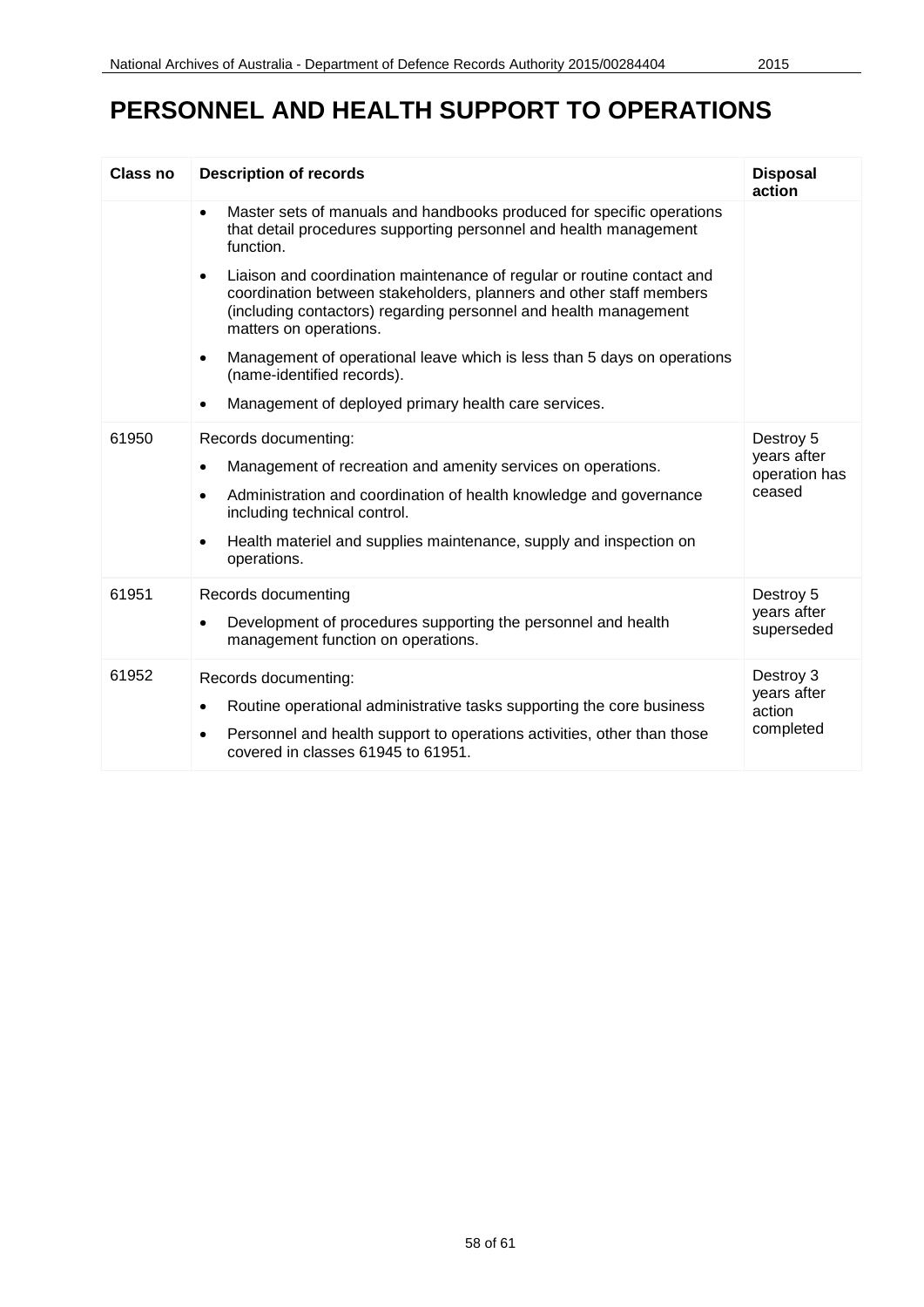# PERSONNEL AND HEALTH SUPPORT TO OPERATIONS

| Class no | Description of records | Disposal action |
|---|---|---|
| | • Master sets of manuals and handbooks produced for specific operations that detail procedures supporting personnel and health management function.<br>• Liaison and coordination maintenance of regular or routine contact and coordination between stakeholders, planners and other staff members (including contactors) regarding personnel and health management matters on operations.<br>• Management of operational leave which is less than 5 days on operations (name-identified records).<br>• Management of deployed primary health care services. | |
| 61950 | Records documenting:<br>• Management of recreation and amenity services on operations.<br>• Administration and coordination of health knowledge and governance including technical control.<br>• Health materiel and supplies maintenance, supply and inspection on operations. | Destroy 5 years after operation has ceased |
| 61951 | Records documenting<br>• Development of procedures supporting the personnel and health management function on operations. | Destroy 5 years after superseded |
| 61952 | Records documenting:<br>• Routine operational administrative tasks supporting the core business<br>• Personnel and health support to operations activities, other than those covered in classes 61945 to 61951. | Destroy 3 years after action completed |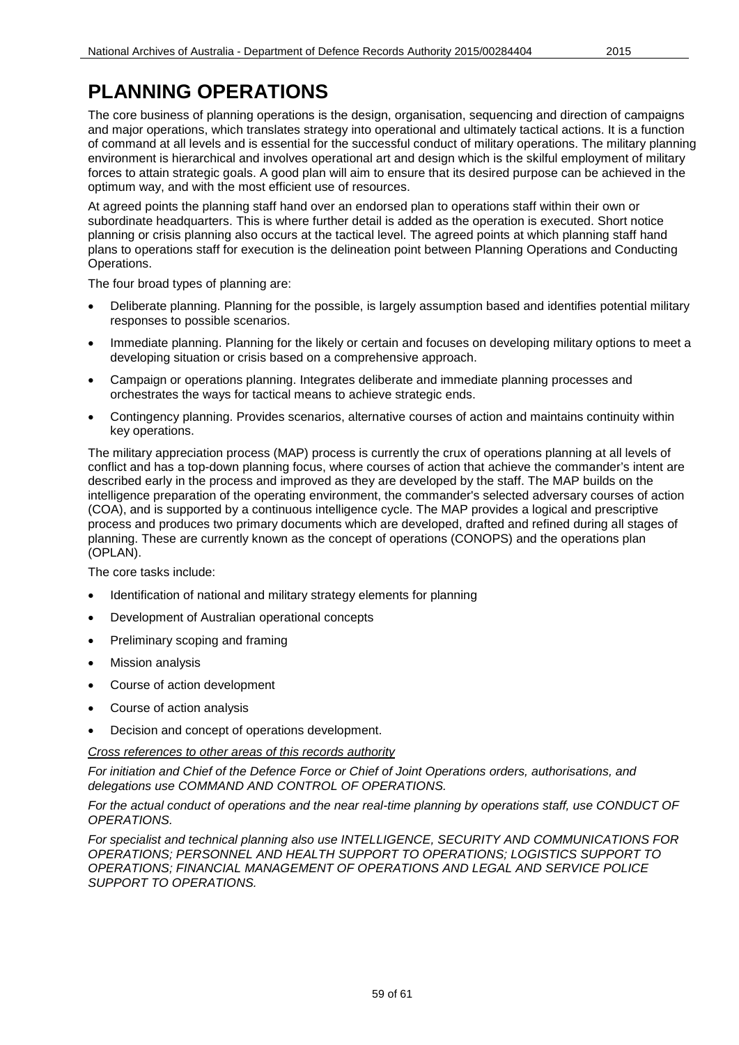# PLANNING OPERATIONS

The core business of planning operations is the design, organisation, sequencing and direction of campaigns and major operations, which translates strategy into operational and ultimately tactical actions. It is a function of command at all levels and is essential for the successful conduct of military operations. The military planning environment is hierarchical and involves operational art and design which is the skilful employment of military forces to attain strategic goals. A good plan will aim to ensure that its desired purpose can be achieved in the optimum way, and with the most efficient use of resources.

At agreed points the planning staff hand over an endorsed plan to operations staff within their own or subordinate headquarters. This is where further detail is added as the operation is executed. Short notice planning or crisis planning also occurs at the tactical level. The agreed points at which planning staff hand plans to operations staff for execution is the delineation point between Planning Operations and Conducting Operations.

The four broad types of planning are:

- Deliberate planning. Planning for the possible, is largely assumption based and identifies potential military responses to possible scenarios.
- Immediate planning. Planning for the likely or certain and focuses on developing military options to meet a developing situation or crisis based on a comprehensive approach.
- Campaign or operations planning. Integrates deliberate and immediate planning processes and orchestrates the ways for tactical means to achieve strategic ends.
- Contingency planning. Provides scenarios, alternative courses of action and maintains continuity within key operations.

The military appreciation process (MAP) process is currently the crux of operations planning at all levels of conflict and has a top-down planning focus, where courses of action that achieve the commander's intent are described early in the process and improved as they are developed by the staff. The MAP builds on the intelligence preparation of the operating environment, the commander's selected adversary courses of action (COA), and is supported by a continuous intelligence cycle. The MAP provides a logical and prescriptive process and produces two primary documents which are developed, drafted and refined during all stages of planning. These are currently known as the concept of operations (CONOPS) and the operations plan (OPLAN).

The core tasks include:

- Identification of national and military strategy elements for planning
- Development of Australian operational concepts
- Preliminary scoping and framing
- Mission analysis
- Course of action development
- Course of action analysis
- Decision and concept of operations development.

*Cross references to other areas of this records authority*

*For initiation and Chief of the Defence Force or Chief of Joint Operations orders, authorisations, and delegations use COMMAND AND CONTROL OF OPERATIONS.*

*For the actual conduct of operations and the near real-time planning by operations staff, use CONDUCT OF OPERATIONS.*

*For specialist and technical planning also use INTELLIGENCE, SECURITY AND COMMUNICATIONS FOR OPERATIONS; PERSONNEL AND HEALTH SUPPORT TO OPERATIONS; LOGISTICS SUPPORT TO OPERATIONS; FINANCIAL MANAGEMENT OF OPERATIONS AND LEGAL AND SERVICE POLICE SUPPORT TO OPERATIONS.*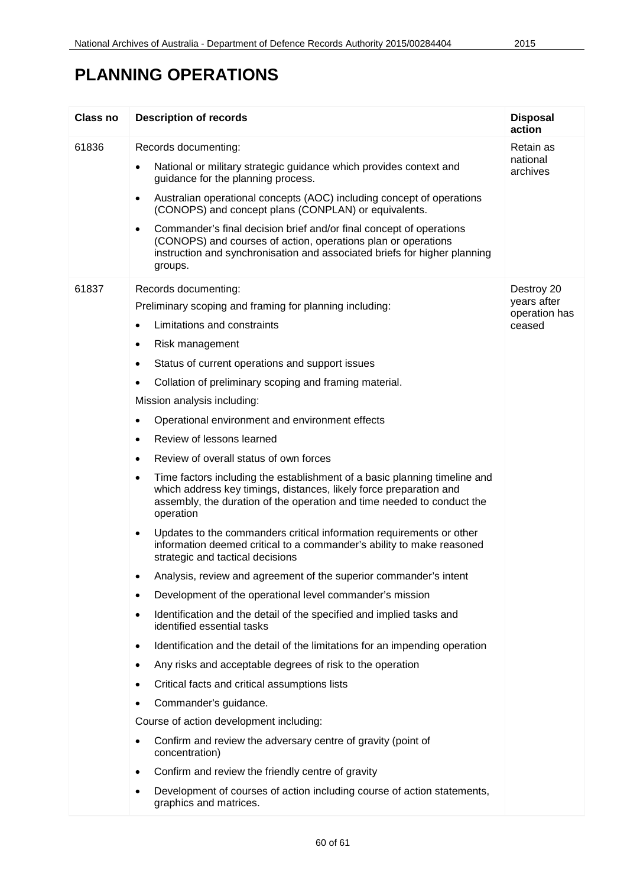# PLANNING OPERATIONS

| Class no | Description of records | Disposal action |
| --- | --- | --- |
| 61836 | Records documenting:<br>• National or military strategic guidance which provides context and guidance for the planning process.<br>• Australian operational concepts (AOC) including concept of operations (CONOPS) and concept plans (CONPLAN) or equivalents.<br>• Commander's final decision brief and/or final concept of operations (CONOPS) and courses of action, operations plan or operations instruction and synchronisation and associated briefs for higher planning groups. | Retain as national archives |
| 61837 | Records documenting:<br>Preliminary scoping and framing for planning including:<br>• Limitations and constraints<br>• Risk management<br>• Status of current operations and support issues<br>• Collation of preliminary scoping and framing material.<br>Mission analysis including:<br>• Operational environment and environment effects<br>• Review of lessons learned<br>• Review of overall status of own forces<br>• Time factors including the establishment of a basic planning timeline and which address key timings, distances, likely force preparation and assembly, the duration of the operation and time needed to conduct the operation<br>• Updates to the commanders critical information requirements or other information deemed critical to a commander's ability to make reasoned strategic and tactical decisions<br>• Analysis, review and agreement of the superior commander's intent<br>• Development of the operational level commander's mission<br>• Identification and the detail of the specified and implied tasks and identified essential tasks<br>• Identification and the detail of the limitations for an impending operation<br>• Any risks and acceptable degrees of risk to the operation<br>• Critical facts and critical assumptions lists<br>• Commander's guidance.<br>Course of action development including:<br>• Confirm and review the adversary centre of gravity (point of concentration)<br>• Confirm and review the friendly centre of gravity<br>• Development of courses of action including course of action statements, graphics and matrices. | Destroy 20 years after operation has ceased |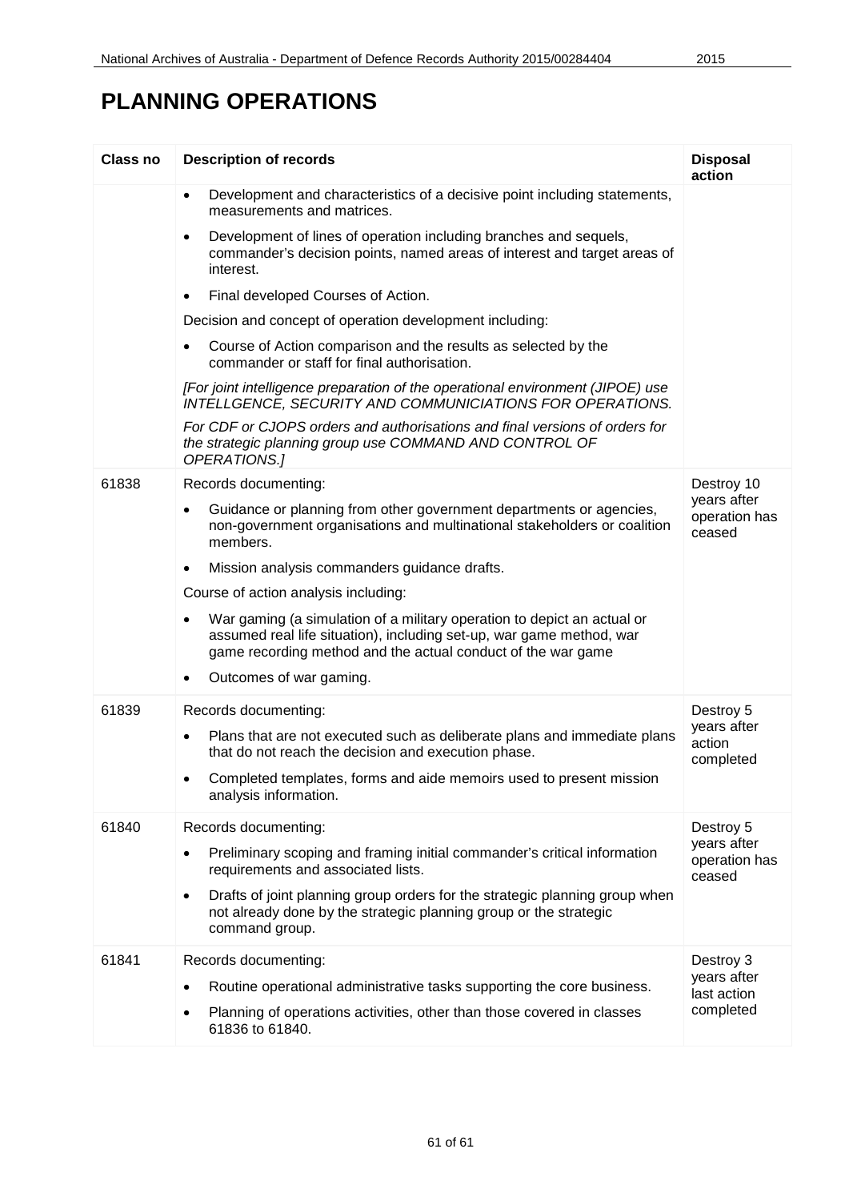# PLANNING OPERATIONS

| Class no | Description of records | Disposal action |
|---|---|---|
| | • Development and characteristics of a decisive point including statements, measurements and matrices.<br>• Development of lines of operation including branches and sequels, commander's decision points, named areas of interest and target areas of interest.<br>• Final developed Courses of Action.<br>Decision and concept of operation development including:<br>• Course of Action comparison and the results as selected by the commander or staff for final authorisation.<br>*[For joint intelligence preparation of the operational environment (JIPOE) use INTELLGENCE, SECURITY AND COMMUNICIATIONS FOR OPERATIONS.*<br>*For CDF or CJOPS orders and authorisations and final versions of orders for the strategic planning group use COMMAND AND CONTROL OF OPERATIONS.]* | |
| 61838 | Records documenting:<br>• Guidance or planning from other government departments or agencies, non-government organisations and multinational stakeholders or coalition members.<br>• Mission analysis commanders guidance drafts.<br>Course of action analysis including:<br>• War gaming (a simulation of a military operation to depict an actual or assumed real life situation), including set-up, war game method, war game recording method and the actual conduct of the war game<br>• Outcomes of war gaming. | Destroy 10 years after operation has ceased |
| 61839 | Records documenting:<br>• Plans that are not executed such as deliberate plans and immediate plans that do not reach the decision and execution phase.<br>• Completed templates, forms and aide memoirs used to present mission analysis information. | Destroy 5 years after action completed |
| 61840 | Records documenting:<br>• Preliminary scoping and framing initial commander's critical information requirements and associated lists.<br>• Drafts of joint planning group orders for the strategic planning group when not already done by the strategic planning group or the strategic command group. | Destroy 5 years after operation has ceased |
| 61841 | Records documenting:<br>• Routine operational administrative tasks supporting the core business.<br>• Planning of operations activities, other than those covered in classes 61836 to 61840. | Destroy 3 years after last action completed |